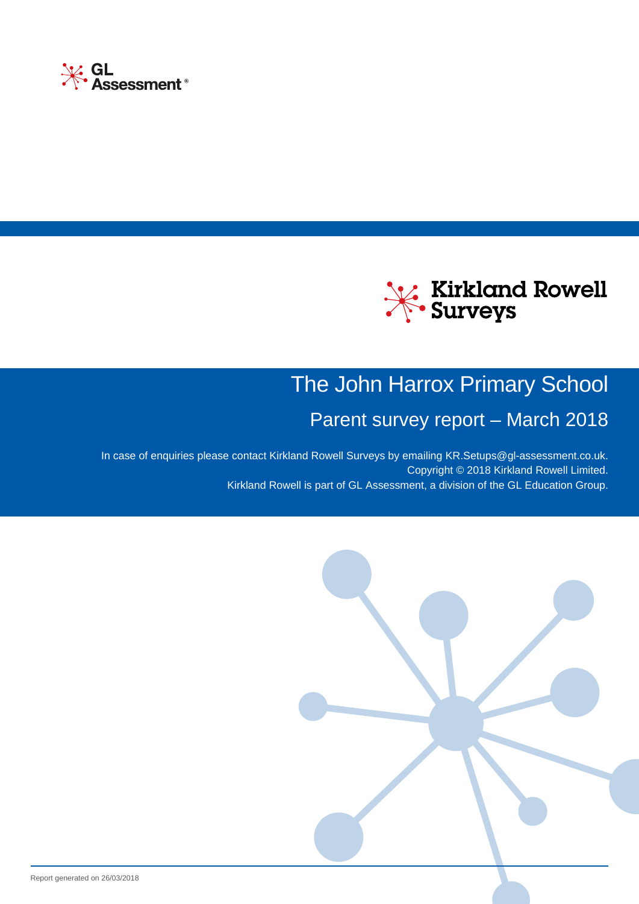GL Assessment®

Kirkland Rowell Surveys

# The John Harrox Primary School

## Parent survey report – March 2018

In case of enquiries please contact Kirkland Rowell Surveys by emailing KR.Setups@gl-assessment.co.uk.
Copyright © 2018 Kirkland Rowell Limited.
Kirkland Rowell is part of GL Assessment, a division of the GL Education Group.

Report generated on 26/03/2018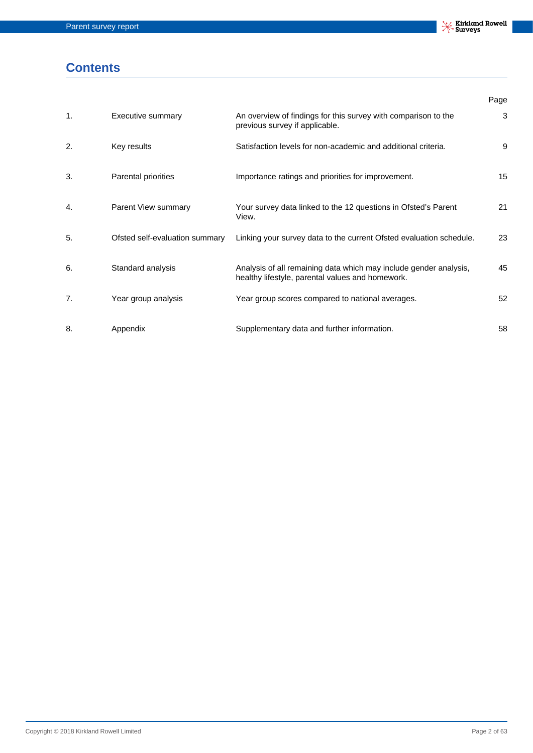# Contents

| | | | Page |
|---|---|---|---|
| 1. | Executive summary | An overview of findings for this survey with comparison to the previous survey if applicable. | 3 |
| 2. | Key results | Satisfaction levels for non-academic and additional criteria. | 9 |
| 3. | Parental priorities | Importance ratings and priorities for improvement. | 15 |
| 4. | Parent View summary | Your survey data linked to the 12 questions in Ofsted's Parent View. | 21 |
| 5. | Ofsted self-evaluation summary | Linking your survey data to the current Ofsted evaluation schedule. | 23 |
| 6. | Standard analysis | Analysis of all remaining data which may include gender analysis, healthy lifestyle, parental values and homework. | 45 |
| 7. | Year group analysis | Year group scores compared to national averages. | 52 |
| 8. | Appendix | Supplementary data and further information. | 58 |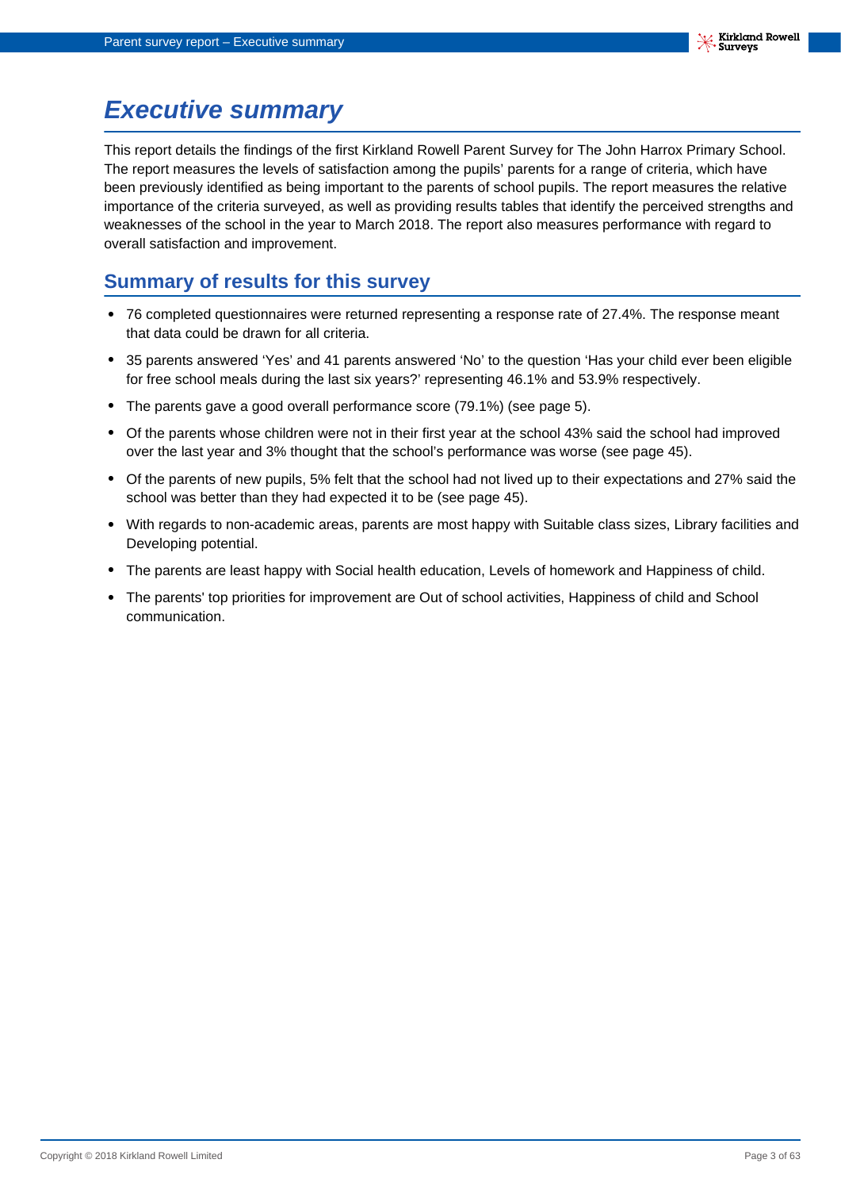# Executive summary

This report details the findings of the first Kirkland Rowell Parent Survey for The John Harrox Primary School. The report measures the levels of satisfaction among the pupils' parents for a range of criteria, which have been previously identified as being important to the parents of school pupils. The report measures the relative importance of the criteria surveyed, as well as providing results tables that identify the perceived strengths and weaknesses of the school in the year to March 2018. The report also measures performance with regard to overall satisfaction and improvement.

## Summary of results for this survey

- 76 completed questionnaires were returned representing a response rate of 27.4%. The response meant that data could be drawn for all criteria.
- 35 parents answered 'Yes' and 41 parents answered 'No' to the question 'Has your child ever been eligible for free school meals during the last six years?' representing 46.1% and 53.9% respectively.
- The parents gave a good overall performance score (79.1%) (see page 5).
- Of the parents whose children were not in their first year at the school 43% said the school had improved over the last year and 3% thought that the school's performance was worse (see page 45).
- Of the parents of new pupils, 5% felt that the school had not lived up to their expectations and 27% said the school was better than they had expected it to be (see page 45).
- With regards to non-academic areas, parents are most happy with Suitable class sizes, Library facilities and Developing potential.
- The parents are least happy with Social health education, Levels of homework and Happiness of child.
- The parents' top priorities for improvement are Out of school activities, Happiness of child and School communication.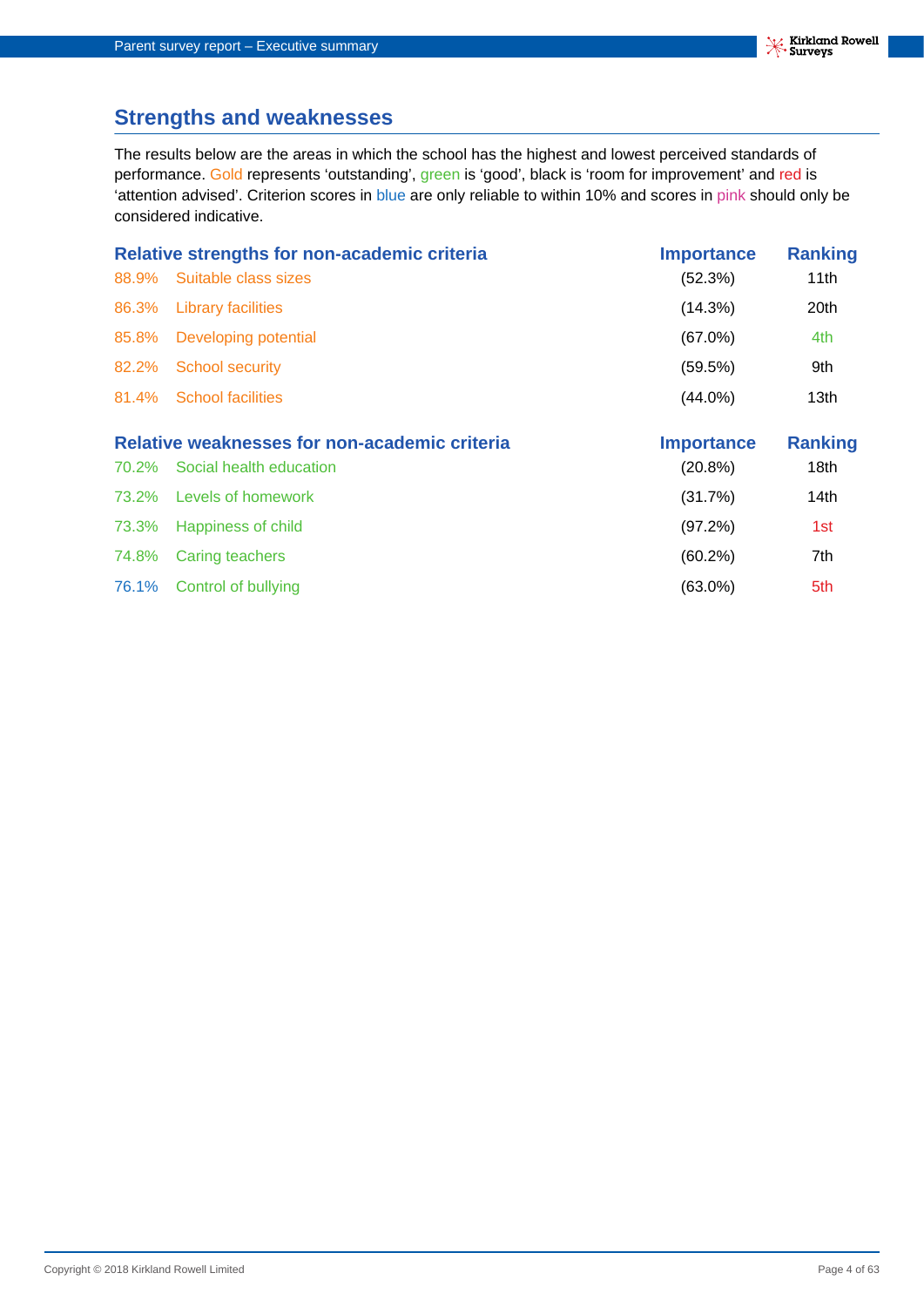## Strengths and weaknesses

The results below are the areas in which the school has the highest and lowest perceived standards of performance. Gold represents 'outstanding', green is 'good', black is 'room for improvement' and red is 'attention advised'. Criterion scores in blue are only reliable to within 10% and scores in pink should only be considered indicative.

| Relative strengths for non-academic criteria | | Importance | Ranking |
|---|---|---|---|
| 88.9% | Suitable class sizes | (52.3%) | 11th |
| 86.3% | Library facilities | (14.3%) | 20th |
| 85.8% | Developing potential | (67.0%) | 4th |
| 82.2% | School security | (59.5%) | 9th |
| 81.4% | School facilities | (44.0%) | 13th |

| Relative weaknesses for non-academic criteria | | Importance | Ranking |
|---|---|---|---|
| 70.2% | Social health education | (20.8%) | 18th |
| 73.2% | Levels of homework | (31.7%) | 14th |
| 73.3% | Happiness of child | (97.2%) | 1st |
| 74.8% | Caring teachers | (60.2%) | 7th |
| 76.1% | Control of bullying | (63.0%) | 5th |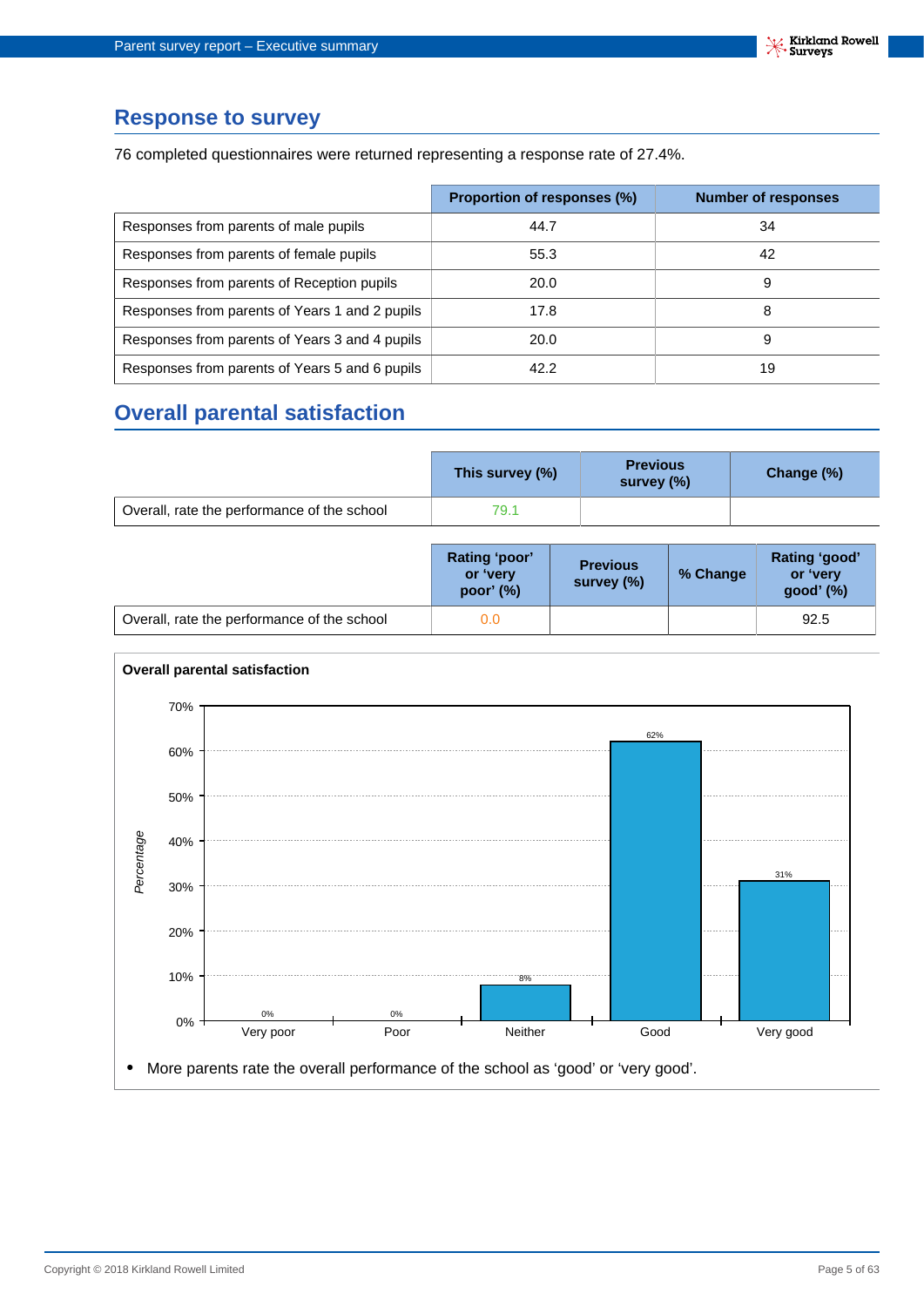## Response to survey

76 completed questionnaires were returned representing a response rate of 27.4%.

| | Proportion of responses (%) | Number of responses |
|---|---|---|
| Responses from parents of male pupils | 44.7 | 34 |
| Responses from parents of female pupils | 55.3 | 42 |
| Responses from parents of Reception pupils | 20.0 | 9 |
| Responses from parents of Years 1 and 2 pupils | 17.8 | 8 |
| Responses from parents of Years 3 and 4 pupils | 20.0 | 9 |
| Responses from parents of Years 5 and 6 pupils | 42.2 | 19 |

## Overall parental satisfaction

| | This survey (%) | Previous survey (%) | Change (%) |
|---|---|---|---|
| Overall, rate the performance of the school | 79.1 | | |

| | Rating 'poor' or 'very poor' (%) | Previous survey (%) | % Change | Rating 'good' or 'very good' (%) |
|---|---|---|---|---|
| Overall, rate the performance of the school | 0.0 | | | 92.5 |

**Overall parental satisfaction**

| | Percentage |
|---|---|
| Very poor | 0% |
| Poor | 0% |
| Neither | 8% |
| Good | 62% |
| Very good | 31% |

- More parents rate the overall performance of the school as 'good' or 'very good'.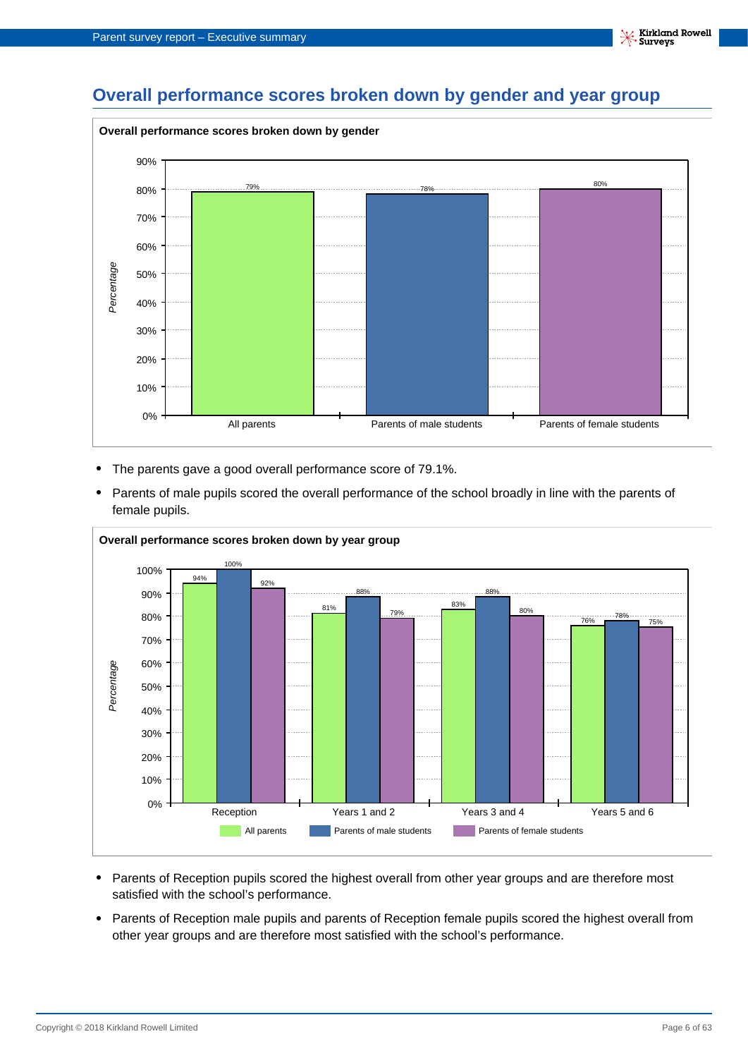## Overall performance scores broken down by gender and year group

**Overall performance scores broken down by gender**

| | Percentage |
|---|---|
| All parents | 79% |
| Parents of male students | 78% |
| Parents of female students | 80% |

- The parents gave a good overall performance score of 79.1%.
- Parents of male pupils scored the overall performance of the school broadly in line with the parents of female pupils.

**Overall performance scores broken down by year group**

| | All parents | Parents of male students | Parents of female students |
|---|---|---|---|
| Reception | 94% | 100% | 92% |
| Years 1 and 2 | 81% | 88% | 79% |
| Years 3 and 4 | 83% | 88% | 80% |
| Years 5 and 6 | 76% | 78% | 75% |

- Parents of Reception pupils scored the highest overall from other year groups and are therefore most satisfied with the school's performance.
- Parents of Reception male pupils and parents of Reception female pupils scored the highest overall from other year groups and are therefore most satisfied with the school's performance.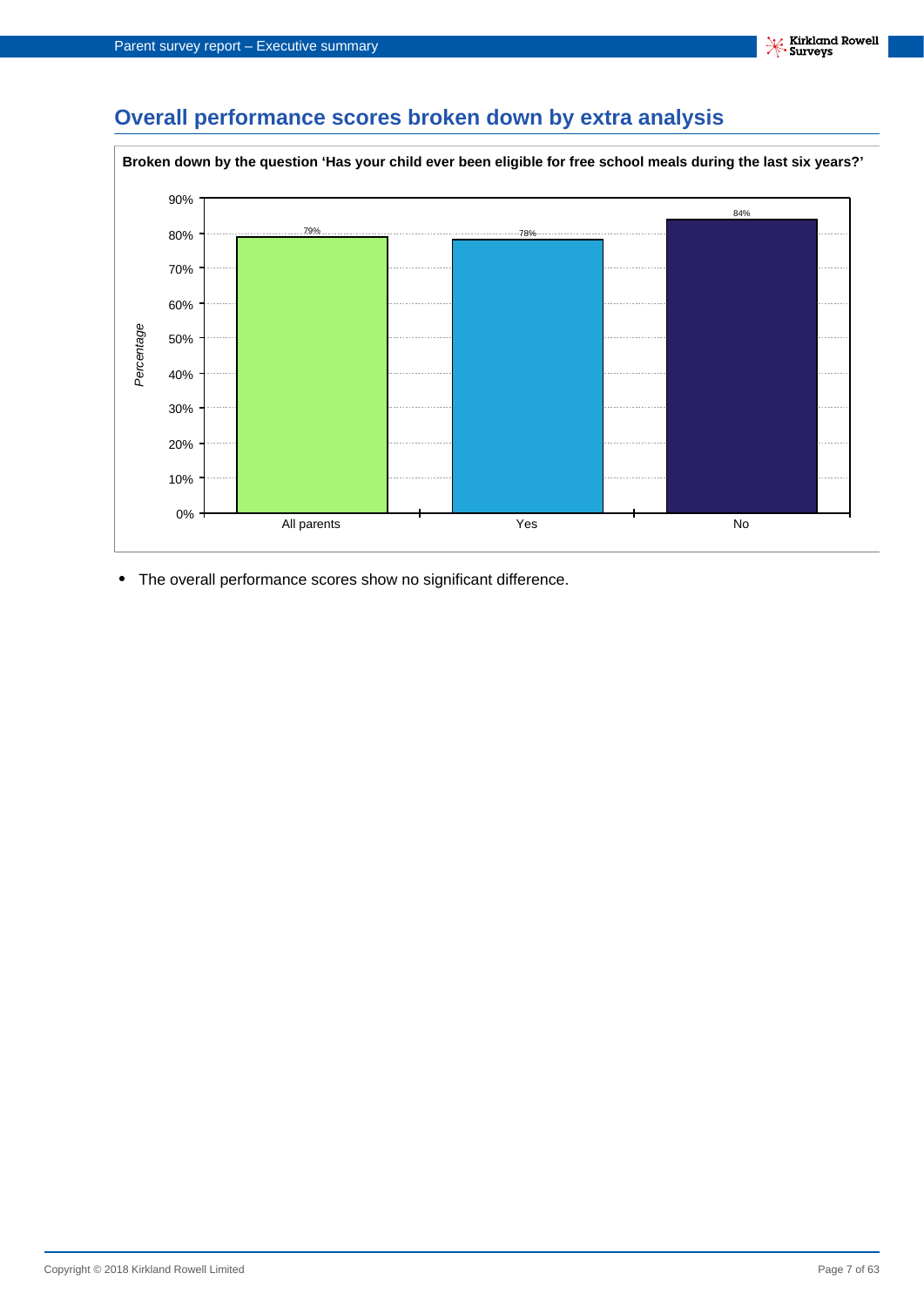## Overall performance scores broken down by extra analysis

**Broken down by the question 'Has your child ever been eligible for free school meals during the last six years?'**

| | Percentage |
|---|---|
| All parents | 79% |
| Yes | 78% |
| No | 84% |

- The overall performance scores show no significant difference.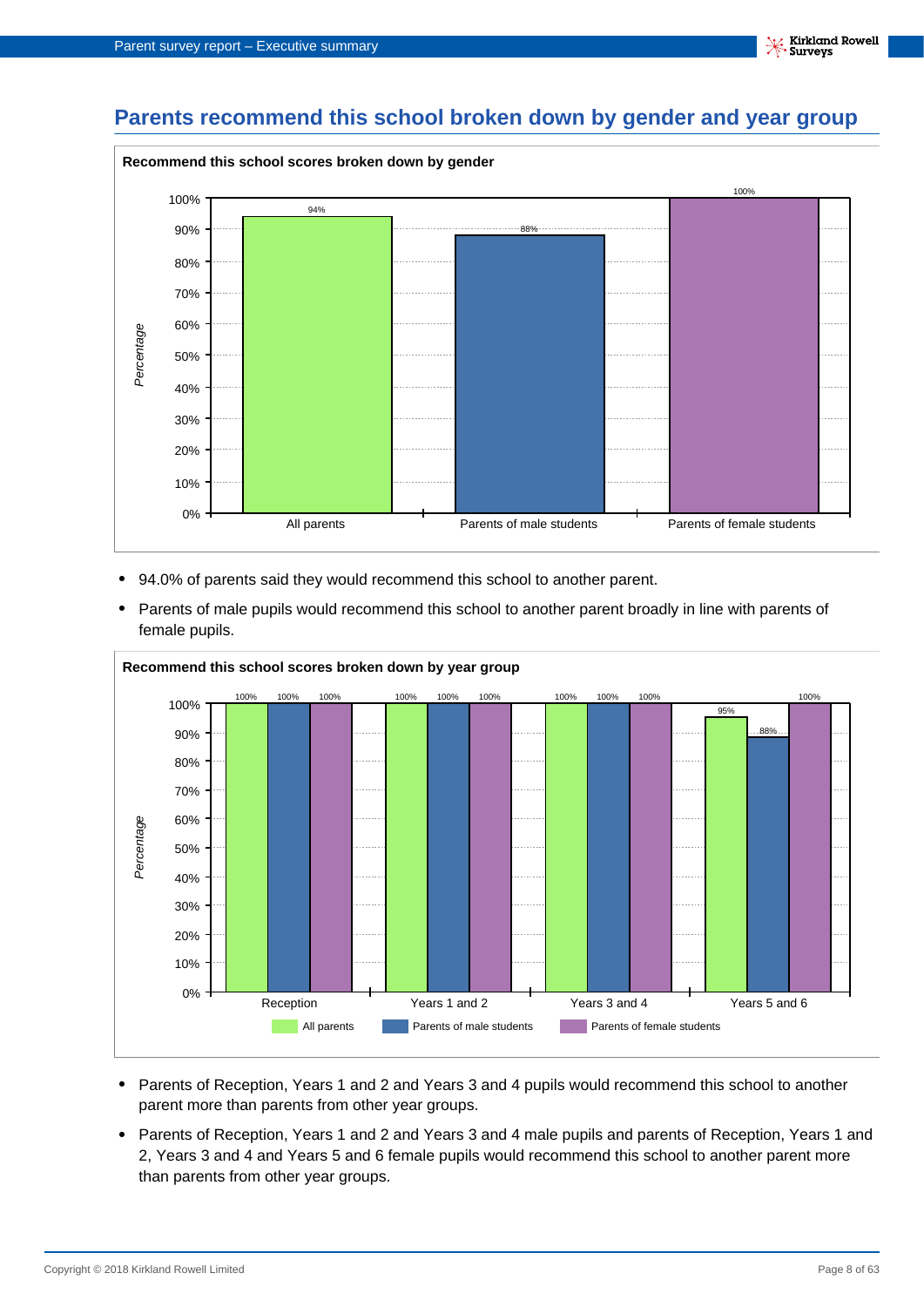## Parents recommend this school broken down by gender and year group

**Recommend this school scores broken down by gender**

| | Percentage |
|---|---|
| All parents | 94% |
| Parents of male students | 88% |
| Parents of female students | 100% |

- 94.0% of parents said they would recommend this school to another parent.
- Parents of male pupils would recommend this school to another parent broadly in line with parents of female pupils.

**Recommend this school scores broken down by year group**

| | All parents | Parents of male students | Parents of female students |
|---|---|---|---|
| Reception | 100% | 100% | 100% |
| Years 1 and 2 | 100% | 100% | 100% |
| Years 3 and 4 | 100% | 100% | 100% |
| Years 5 and 6 | 95% | 88% | 100% |

- Parents of Reception, Years 1 and 2 and Years 3 and 4 pupils would recommend this school to another parent more than parents from other year groups.
- Parents of Reception, Years 1 and 2 and Years 3 and 4 male pupils and parents of Reception, Years 1 and 2, Years 3 and 4 and Years 5 and 6 female pupils would recommend this school to another parent more than parents from other year groups.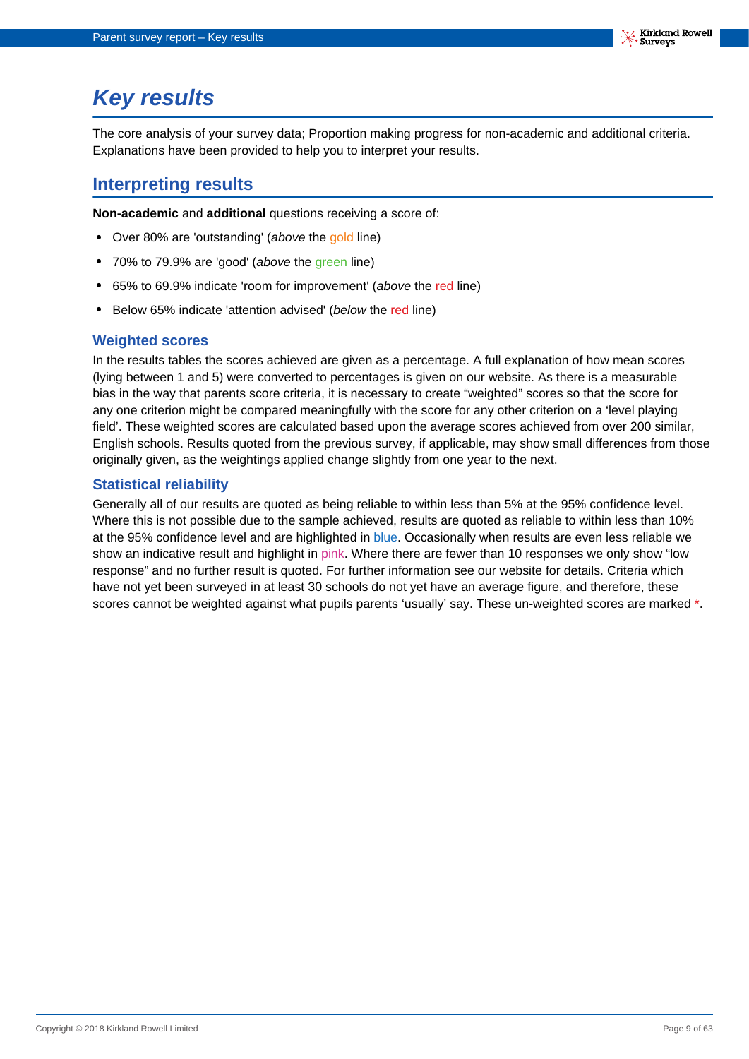# Key results

The core analysis of your survey data; Proportion making progress for non-academic and additional criteria. Explanations have been provided to help you to interpret your results.

## Interpreting results

**Non-academic** and **additional** questions receiving a score of:

- Over 80% are 'outstanding' (*above* the gold line)
- 70% to 79.9% are 'good' (*above* the green line)
- 65% to 69.9% indicate 'room for improvement' (*above* the red line)
- Below 65% indicate 'attention advised' (*below* the red line)

### Weighted scores

In the results tables the scores achieved are given as a percentage. A full explanation of how mean scores (lying between 1 and 5) were converted to percentages is given on our website. As there is a measurable bias in the way that parents score criteria, it is necessary to create “weighted” scores so that the score for any one criterion might be compared meaningfully with the score for any other criterion on a ‘level playing field’. These weighted scores are calculated based upon the average scores achieved from over 200 similar, English schools. Results quoted from the previous survey, if applicable, may show small differences from those originally given, as the weightings applied change slightly from one year to the next.

### Statistical reliability

Generally all of our results are quoted as being reliable to within less than 5% at the 95% confidence level. Where this is not possible due to the sample achieved, results are quoted as reliable to within less than 10% at the 95% confidence level and are highlighted in blue. Occasionally when results are even less reliable we show an indicative result and highlight in pink. Where there are fewer than 10 responses we only show “low response” and no further result is quoted. For further information see our website for details. Criteria which have not yet been surveyed in at least 30 schools do not yet have an average figure, and therefore, these scores cannot be weighted against what pupils parents ‘usually’ say. These un-weighted scores are marked *.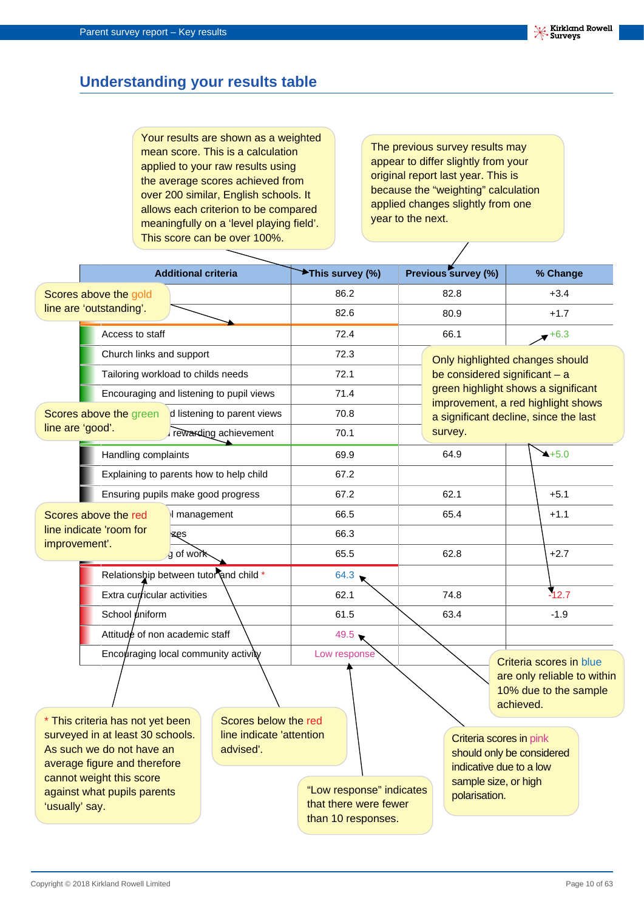## Understanding your results table

Your results are shown as a weighted mean score. This is a calculation applied to your raw results using the average scores achieved from over 200 similar, English schools. It allows each criterion to be compared meaningfully on a 'level playing field'. This score can be over 100%.

The previous survey results may appear to differ slightly from your original report last year. This is because the "weighting" calculation applied changes slightly from one year to the next.

| Additional criteria | This survey (%) | Previous survey (%) | % Change |
|---|---|---|---|
| | 86.2 | 82.8 | +3.4 |
| | 82.6 | 80.9 | +1.7 |
| Access to staff | 72.4 | 66.1 | +6.3 |
| Church links and support | 72.3 | | |
| Tailoring workload to childs needs | 72.1 | | |
| Encouraging and listening to pupil views | 71.4 | | |
| ...d listening to parent views | 70.8 | | |
| ... rewarding achievement | 70.1 | | |
| Handling complaints | 69.9 | 64.9 | +5.0 |
| Explaining to parents how to help child | 67.2 | | |
| Ensuring pupils make good progress | 67.2 | 62.1 | +5.1 |
| ...l management | 66.5 | 65.4 | +1.1 |
| ...zes | 66.3 | | |
| ...g of work | 65.5 | 62.8 | +2.7 |
| Relationship between tutor and child * | 64.3 | | |
| Extra curricular activities | 62.1 | 74.8 | -12.7 |
| School uniform | 61.5 | 63.4 | -1.9 |
| Attitude of non academic staff | 49.5 | | |
| Encouraging local community activity | Low response | | |

Scores above the gold line are 'outstanding'.

Scores above the green line are 'good'.

Scores above the red line indicate 'room for improvement'.

Scores below the red line indicate 'attention advised'.

Only highlighted changes should be considered significant – a green highlight shows a significant improvement, a red highlight shows a significant decline, since the last survey.

Criteria scores in blue are only reliable to within 10% due to the sample achieved.

Criteria scores in pink should only be considered indicative due to a low sample size, or high polarisation.

\* This criteria has not yet been surveyed in at least 30 schools. As such we do not have an average figure and therefore cannot weight this score against what pupils parents 'usually' say.

"Low response" indicates that there were fewer than 10 responses.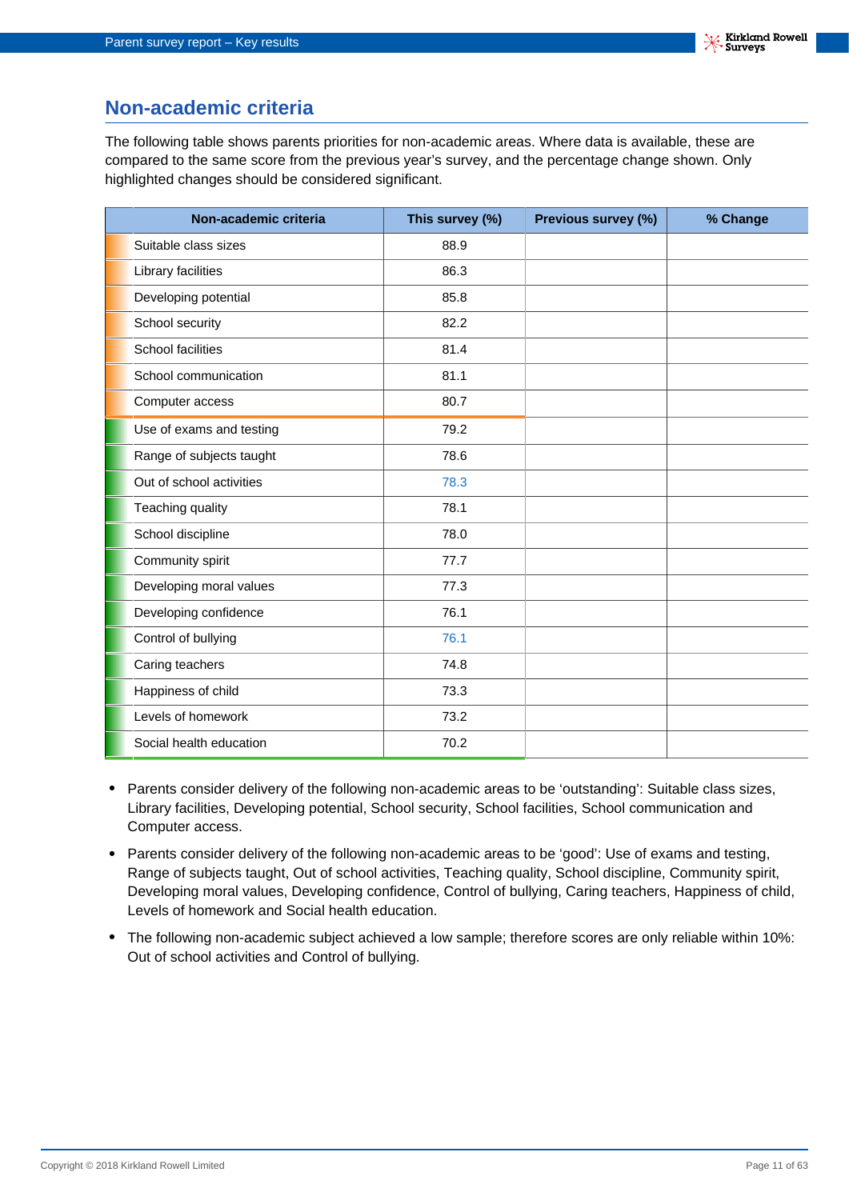## Non-academic criteria

The following table shows parents priorities for non-academic areas. Where data is available, these are compared to the same score from the previous year's survey, and the percentage change shown. Only highlighted changes should be considered significant.

| Non-academic criteria | This survey (%) | Previous survey (%) | % Change |
|---|---|---|---|
| Suitable class sizes | 88.9 | | |
| Library facilities | 86.3 | | |
| Developing potential | 85.8 | | |
| School security | 82.2 | | |
| School facilities | 81.4 | | |
| School communication | 81.1 | | |
| Computer access | 80.7 | | |
| Use of exams and testing | 79.2 | | |
| Range of subjects taught | 78.6 | | |
| Out of school activities | 78.3 | | |
| Teaching quality | 78.1 | | |
| School discipline | 78.0 | | |
| Community spirit | 77.7 | | |
| Developing moral values | 77.3 | | |
| Developing confidence | 76.1 | | |
| Control of bullying | 76.1 | | |
| Caring teachers | 74.8 | | |
| Happiness of child | 73.3 | | |
| Levels of homework | 73.2 | | |
| Social health education | 70.2 | | |

- Parents consider delivery of the following non-academic areas to be 'outstanding': Suitable class sizes, Library facilities, Developing potential, School security, School facilities, School communication and Computer access.
- Parents consider delivery of the following non-academic areas to be 'good': Use of exams and testing, Range of subjects taught, Out of school activities, Teaching quality, School discipline, Community spirit, Developing moral values, Developing confidence, Control of bullying, Caring teachers, Happiness of child, Levels of homework and Social health education.
- The following non-academic subject achieved a low sample; therefore scores are only reliable within 10%: Out of school activities and Control of bullying.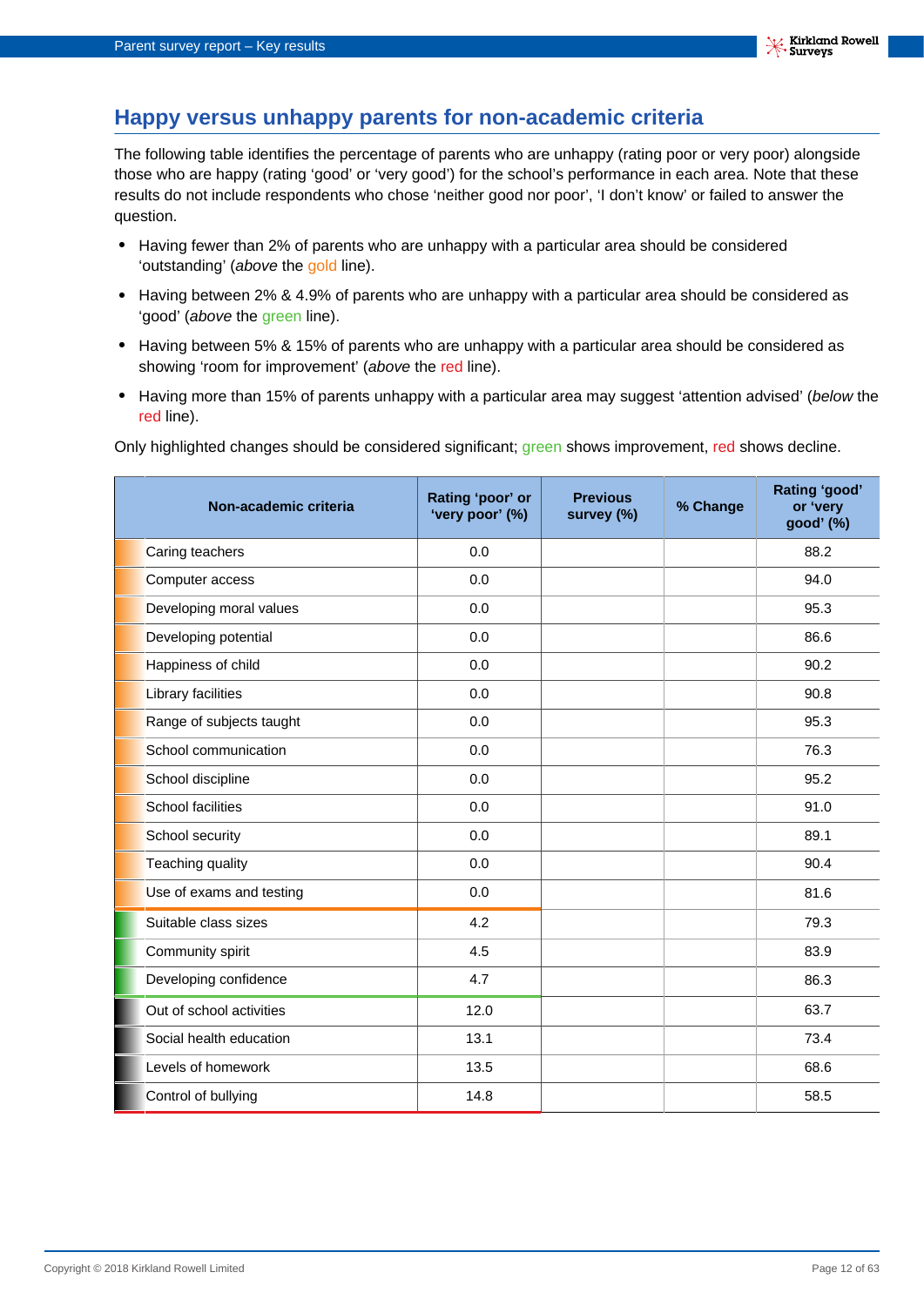## Happy versus unhappy parents for non-academic criteria

The following table identifies the percentage of parents who are unhappy (rating poor or very poor) alongside those who are happy (rating 'good' or 'very good') for the school's performance in each area. Note that these results do not include respondents who chose 'neither good nor poor', 'I don't know' or failed to answer the question.

- Having fewer than 2% of parents who are unhappy with a particular area should be considered 'outstanding' (*above* the gold line).
- Having between 2% & 4.9% of parents who are unhappy with a particular area should be considered as 'good' (*above* the green line).
- Having between 5% & 15% of parents who are unhappy with a particular area should be considered as showing 'room for improvement' (*above* the red line).
- Having more than 15% of parents unhappy with a particular area may suggest 'attention advised' (*below* the red line).

Only highlighted changes should be considered significant; green shows improvement, red shows decline.

| Non-academic criteria | Rating 'poor' or 'very poor' (%) | Previous survey (%) | % Change | Rating 'good' or 'very good' (%) |
|---|---|---|---|---|
| Caring teachers | 0.0 | | | 88.2 |
| Computer access | 0.0 | | | 94.0 |
| Developing moral values | 0.0 | | | 95.3 |
| Developing potential | 0.0 | | | 86.6 |
| Happiness of child | 0.0 | | | 90.2 |
| Library facilities | 0.0 | | | 90.8 |
| Range of subjects taught | 0.0 | | | 95.3 |
| School communication | 0.0 | | | 76.3 |
| School discipline | 0.0 | | | 95.2 |
| School facilities | 0.0 | | | 91.0 |
| School security | 0.0 | | | 89.1 |
| Teaching quality | 0.0 | | | 90.4 |
| Use of exams and testing | 0.0 | | | 81.6 |
| Suitable class sizes | 4.2 | | | 79.3 |
| Community spirit | 4.5 | | | 83.9 |
| Developing confidence | 4.7 | | | 86.3 |
| Out of school activities | 12.0 | | | 63.7 |
| Social health education | 13.1 | | | 73.4 |
| Levels of homework | 13.5 | | | 68.6 |
| Control of bullying | 14.8 | | | 58.5 |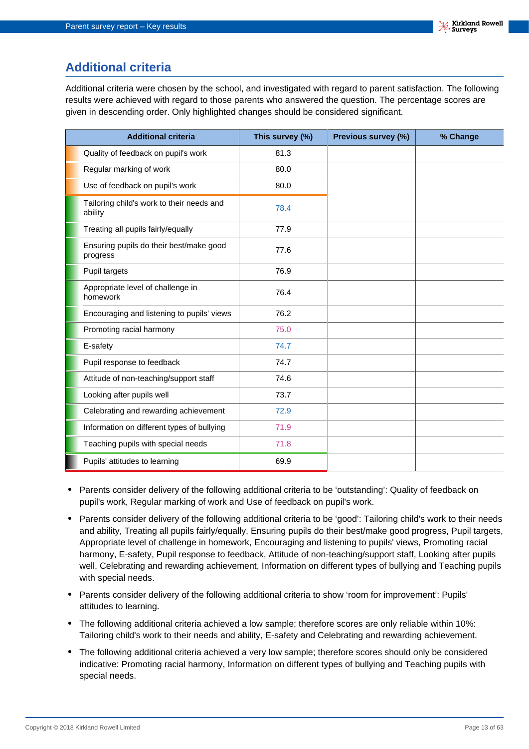## Additional criteria

Additional criteria were chosen by the school, and investigated with regard to parent satisfaction. The following results were achieved with regard to those parents who answered the question. The percentage scores are given in descending order. Only highlighted changes should be considered significant.

| Additional criteria | This survey (%) | Previous survey (%) | % Change |
|---|---|---|---|
| Quality of feedback on pupil's work | 81.3 | | |
| Regular marking of work | 80.0 | | |
| Use of feedback on pupil's work | 80.0 | | |
| Tailoring child's work to their needs and ability | 78.4 | | |
| Treating all pupils fairly/equally | 77.9 | | |
| Ensuring pupils do their best/make good progress | 77.6 | | |
| Pupil targets | 76.9 | | |
| Appropriate level of challenge in homework | 76.4 | | |
| Encouraging and listening to pupils' views | 76.2 | | |
| Promoting racial harmony | 75.0 | | |
| E-safety | 74.7 | | |
| Pupil response to feedback | 74.7 | | |
| Attitude of non-teaching/support staff | 74.6 | | |
| Looking after pupils well | 73.7 | | |
| Celebrating and rewarding achievement | 72.9 | | |
| Information on different types of bullying | 71.9 | | |
| Teaching pupils with special needs | 71.8 | | |
| Pupils' attitudes to learning | 69.9 | | |

- Parents consider delivery of the following additional criteria to be 'outstanding': Quality of feedback on pupil's work, Regular marking of work and Use of feedback on pupil's work.
- Parents consider delivery of the following additional criteria to be 'good': Tailoring child's work to their needs and ability, Treating all pupils fairly/equally, Ensuring pupils do their best/make good progress, Pupil targets, Appropriate level of challenge in homework, Encouraging and listening to pupils' views, Promoting racial harmony, E-safety, Pupil response to feedback, Attitude of non-teaching/support staff, Looking after pupils well, Celebrating and rewarding achievement, Information on different types of bullying and Teaching pupils with special needs.
- Parents consider delivery of the following additional criteria to show 'room for improvement': Pupils' attitudes to learning.
- The following additional criteria achieved a low sample; therefore scores are only reliable within 10%: Tailoring child's work to their needs and ability, E-safety and Celebrating and rewarding achievement.
- The following additional criteria achieved a very low sample; therefore scores should only be considered indicative: Promoting racial harmony, Information on different types of bullying and Teaching pupils with special needs.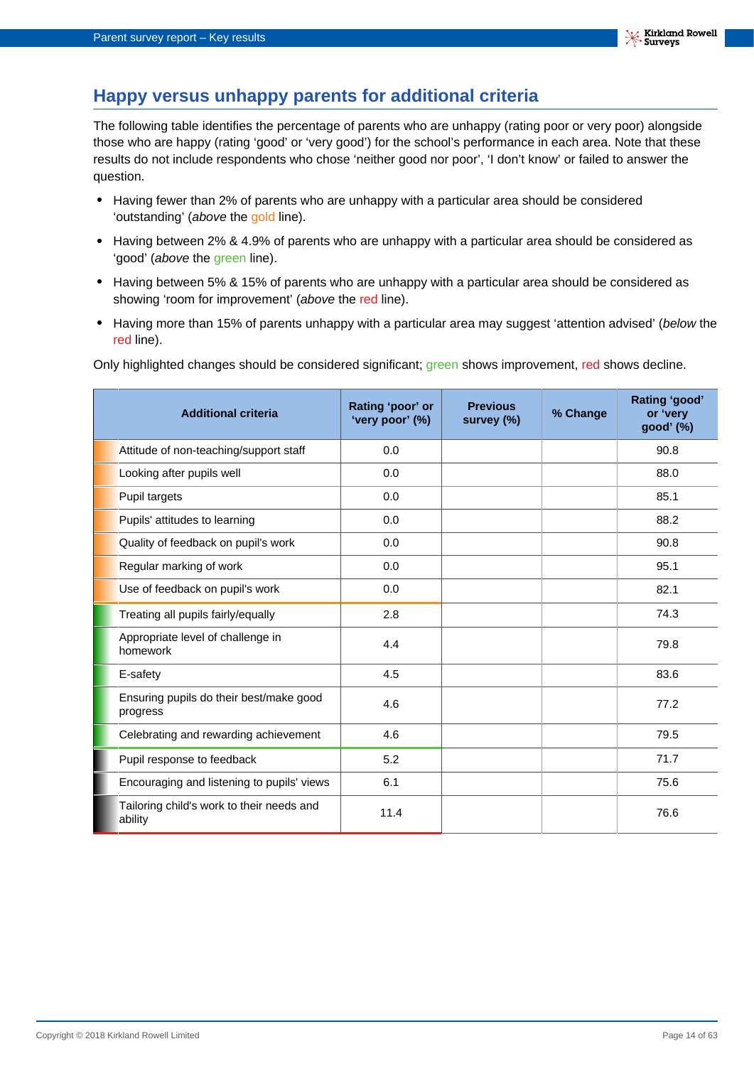## Happy versus unhappy parents for additional criteria

The following table identifies the percentage of parents who are unhappy (rating poor or very poor) alongside those who are happy (rating 'good' or 'very good') for the school's performance in each area. Note that these results do not include respondents who chose 'neither good nor poor', 'I don't know' or failed to answer the question.

- Having fewer than 2% of parents who are unhappy with a particular area should be considered 'outstanding' (*above* the gold line).
- Having between 2% & 4.9% of parents who are unhappy with a particular area should be considered as 'good' (*above* the green line).
- Having between 5% & 15% of parents who are unhappy with a particular area should be considered as showing 'room for improvement' (*above* the red line).
- Having more than 15% of parents unhappy with a particular area may suggest 'attention advised' (*below* the red line).

Only highlighted changes should be considered significant; green shows improvement, red shows decline.

| Additional criteria | Rating 'poor' or 'very poor' (%) | Previous survey (%) | % Change | Rating 'good' or 'very good' (%) |
|---|---|---|---|---|
| Attitude of non-teaching/support staff | 0.0 | | | 90.8 |
| Looking after pupils well | 0.0 | | | 88.0 |
| Pupil targets | 0.0 | | | 85.1 |
| Pupils' attitudes to learning | 0.0 | | | 88.2 |
| Quality of feedback on pupil's work | 0.0 | | | 90.8 |
| Regular marking of work | 0.0 | | | 95.1 |
| Use of feedback on pupil's work | 0.0 | | | 82.1 |
| Treating all pupils fairly/equally | 2.8 | | | 74.3 |
| Appropriate level of challenge in homework | 4.4 | | | 79.8 |
| E-safety | 4.5 | | | 83.6 |
| Ensuring pupils do their best/make good progress | 4.6 | | | 77.2 |
| Celebrating and rewarding achievement | 4.6 | | | 79.5 |
| Pupil response to feedback | 5.2 | | | 71.7 |
| Encouraging and listening to pupils' views | 6.1 | | | 75.6 |
| Tailoring child's work to their needs and ability | 11.4 | | | 76.6 |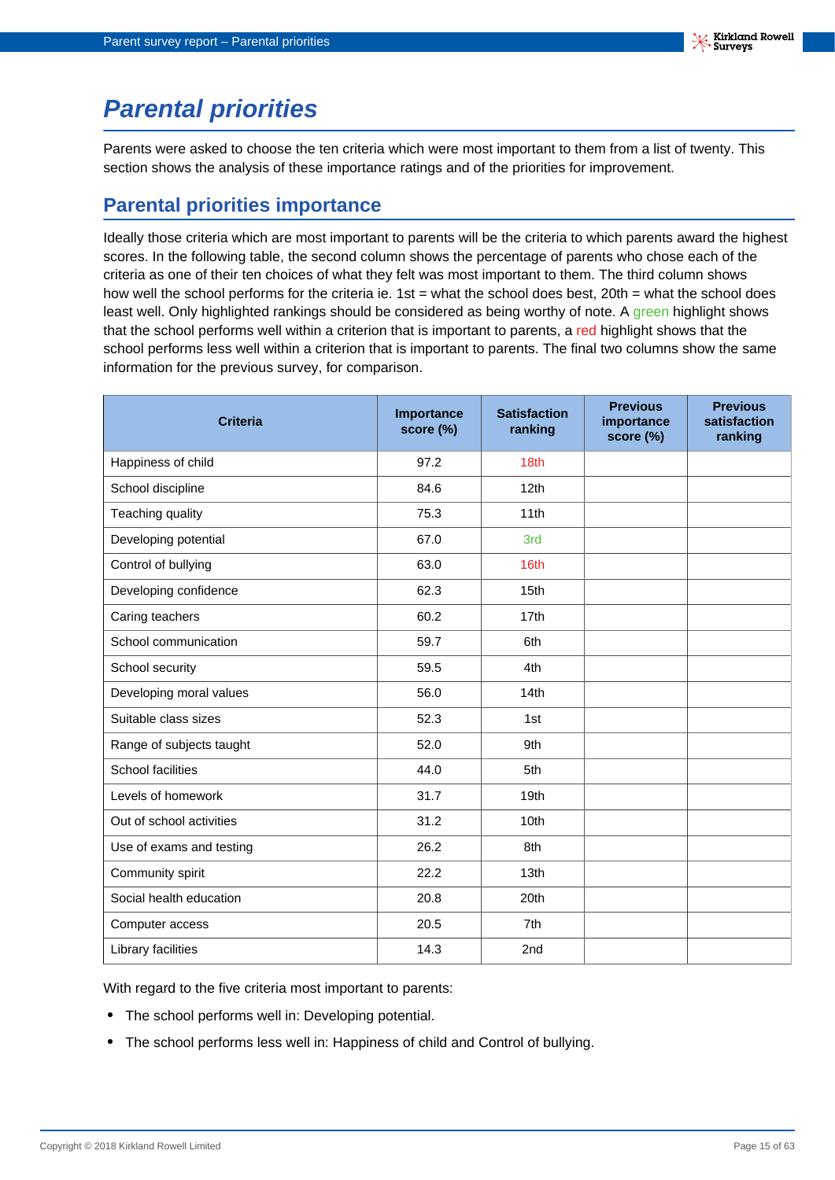# Parental priorities

Parents were asked to choose the ten criteria which were most important to them from a list of twenty. This section shows the analysis of these importance ratings and of the priorities for improvement.

## Parental priorities importance

Ideally those criteria which are most important to parents will be the criteria to which parents award the highest scores. In the following table, the second column shows the percentage of parents who chose each of the criteria as one of their ten choices of what they felt was most important to them. The third column shows how well the school performs for the criteria ie. 1st = what the school does best, 20th = what the school does least well. Only highlighted rankings should be considered as being worthy of note. A green highlight shows that the school performs well within a criterion that is important to parents, a red highlight shows that the school performs less well within a criterion that is important to parents. The final two columns show the same information for the previous survey, for comparison.

| Criteria | Importance score (%) | Satisfaction ranking | Previous importance score (%) | Previous satisfaction ranking |
|---|---|---|---|---|
| Happiness of child | 97.2 | 18th | | |
| School discipline | 84.6 | 12th | | |
| Teaching quality | 75.3 | 11th | | |
| Developing potential | 67.0 | 3rd | | |
| Control of bullying | 63.0 | 16th | | |
| Developing confidence | 62.3 | 15th | | |
| Caring teachers | 60.2 | 17th | | |
| School communication | 59.7 | 6th | | |
| School security | 59.5 | 4th | | |
| Developing moral values | 56.0 | 14th | | |
| Suitable class sizes | 52.3 | 1st | | |
| Range of subjects taught | 52.0 | 9th | | |
| School facilities | 44.0 | 5th | | |
| Levels of homework | 31.7 | 19th | | |
| Out of school activities | 31.2 | 10th | | |
| Use of exams and testing | 26.2 | 8th | | |
| Community spirit | 22.2 | 13th | | |
| Social health education | 20.8 | 20th | | |
| Computer access | 20.5 | 7th | | |
| Library facilities | 14.3 | 2nd | | |

With regard to the five criteria most important to parents:

- The school performs well in: Developing potential.
- The school performs less well in: Happiness of child and Control of bullying.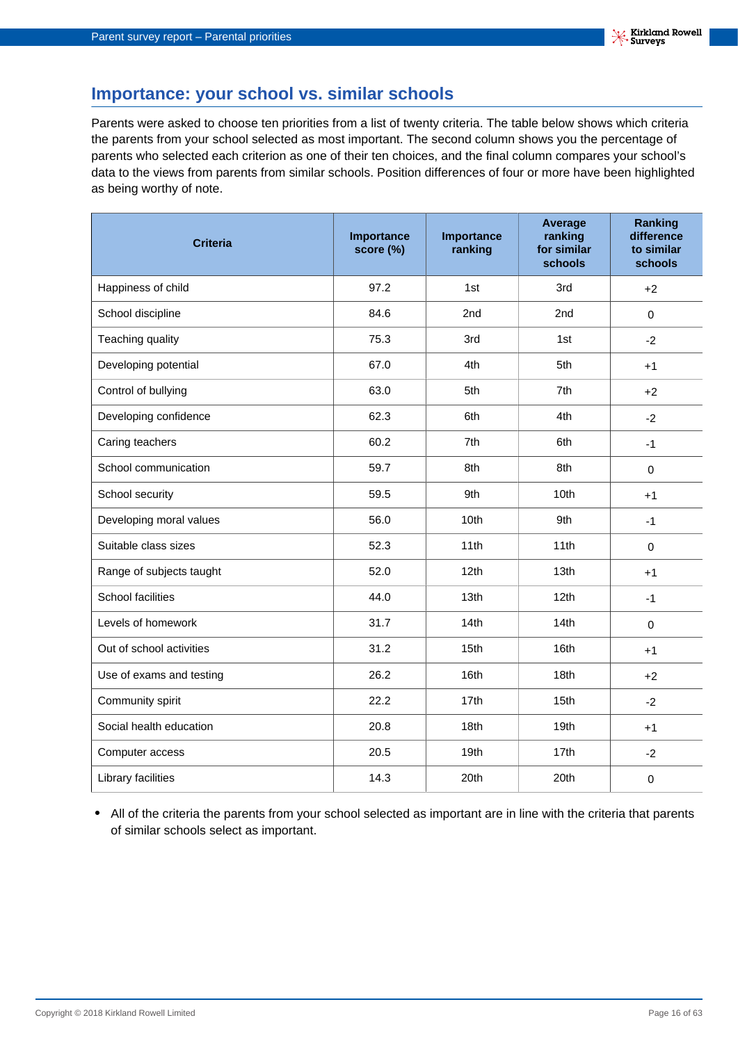## Importance: your school vs. similar schools

Parents were asked to choose ten priorities from a list of twenty criteria. The table below shows which criteria the parents from your school selected as most important. The second column shows you the percentage of parents who selected each criterion as one of their ten choices, and the final column compares your school's data to the views from parents from similar schools. Position differences of four or more have been highlighted as being worthy of note.

| Criteria | Importance score (%) | Importance ranking | Average ranking for similar schools | Ranking difference to similar schools |
|---|---|---|---|---|
| Happiness of child | 97.2 | 1st | 3rd | +2 |
| School discipline | 84.6 | 2nd | 2nd | 0 |
| Teaching quality | 75.3 | 3rd | 1st | -2 |
| Developing potential | 67.0 | 4th | 5th | +1 |
| Control of bullying | 63.0 | 5th | 7th | +2 |
| Developing confidence | 62.3 | 6th | 4th | -2 |
| Caring teachers | 60.2 | 7th | 6th | -1 |
| School communication | 59.7 | 8th | 8th | 0 |
| School security | 59.5 | 9th | 10th | +1 |
| Developing moral values | 56.0 | 10th | 9th | -1 |
| Suitable class sizes | 52.3 | 11th | 11th | 0 |
| Range of subjects taught | 52.0 | 12th | 13th | +1 |
| School facilities | 44.0 | 13th | 12th | -1 |
| Levels of homework | 31.7 | 14th | 14th | 0 |
| Out of school activities | 31.2 | 15th | 16th | +1 |
| Use of exams and testing | 26.2 | 16th | 18th | +2 |
| Community spirit | 22.2 | 17th | 15th | -2 |
| Social health education | 20.8 | 18th | 19th | +1 |
| Computer access | 20.5 | 19th | 17th | -2 |
| Library facilities | 14.3 | 20th | 20th | 0 |

- All of the criteria the parents from your school selected as important are in line with the criteria that parents of similar schools select as important.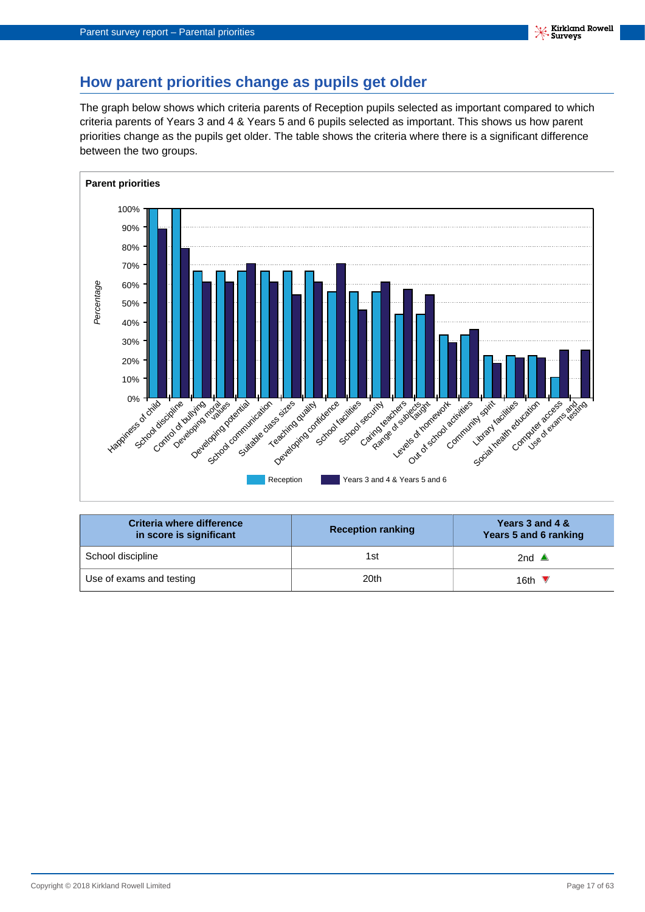## How parent priorities change as pupils get older

The graph below shows which criteria parents of Reception pupils selected as important compared to which criteria parents of Years 3 and 4 & Years 5 and 6 pupils selected as important. This shows us how parent priorities change as the pupils get older. The table shows the criteria where there is a significant difference between the two groups.

**Parent priorities**

| Criteria where difference in score is significant | Reception ranking | Years 3 and 4 & Years 5 and 6 ranking |
|---|---|---|
| School discipline | 1st | 2nd ▲ |
| Use of exams and testing | 20th | 16th ▼ |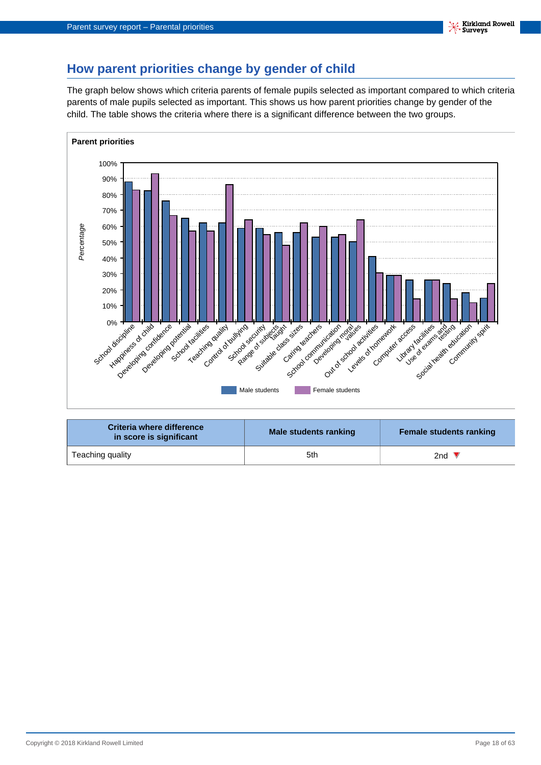## How parent priorities change by gender of child

The graph below shows which criteria parents of female pupils selected as important compared to which criteria parents of male pupils selected as important. This shows us how parent priorities change by gender of the child. The table shows the criteria where there is a significant difference between the two groups.

**Parent priorities**

| Criteria | Male students | Female students |
|---|---|---|
| School discipline | 88% | 83% |
| Happiness of child | 83% | 93% |
| Developing confidence | 76% | 67% |
| Developing potential | 65% | 57% |
| School facilities | 62% | 57% |
| Teaching quality | 62% | 86% |
| Control of bullying | 59% | 64% |
| School security | 59% | 55% |
| Range of subjects taught | 56% | 48% |
| Suitable class sizes | 56% | 62% |
| Caring teachers | 53% | 60% |
| School communication | 53% | 55% |
| Developing moral values | 50% | 64% |
| Out of school activities | 41% | 31% |
| Levels of homework | 29% | 29% |
| Computer access | 26% | 14% |
| Library facilities | 26% | 26% |
| Use of exams and testing | 24% | 14% |
| Social health education | 18% | 12% |
| Community spirit | 15% | 24% |

| Criteria where difference in score is significant | Male students ranking | Female students ranking |
|---|---|---|
| Teaching quality | 5th | 2nd ▼ |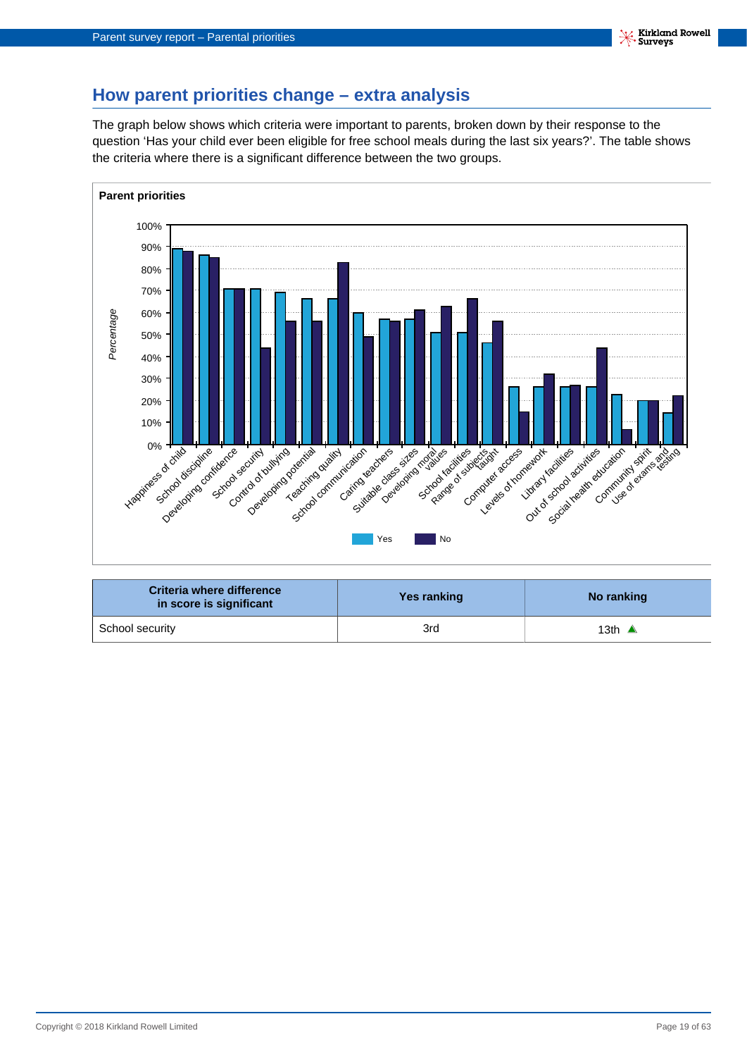## How parent priorities change – extra analysis

The graph below shows which criteria were important to parents, broken down by their response to the question 'Has your child ever been eligible for free school meals during the last six years?'. The table shows the criteria where there is a significant difference between the two groups.

**Parent priorities**

| Criteria where difference in score is significant | Yes ranking | No ranking |
|---|---|---|
| School security | 3rd | 13th ▲ |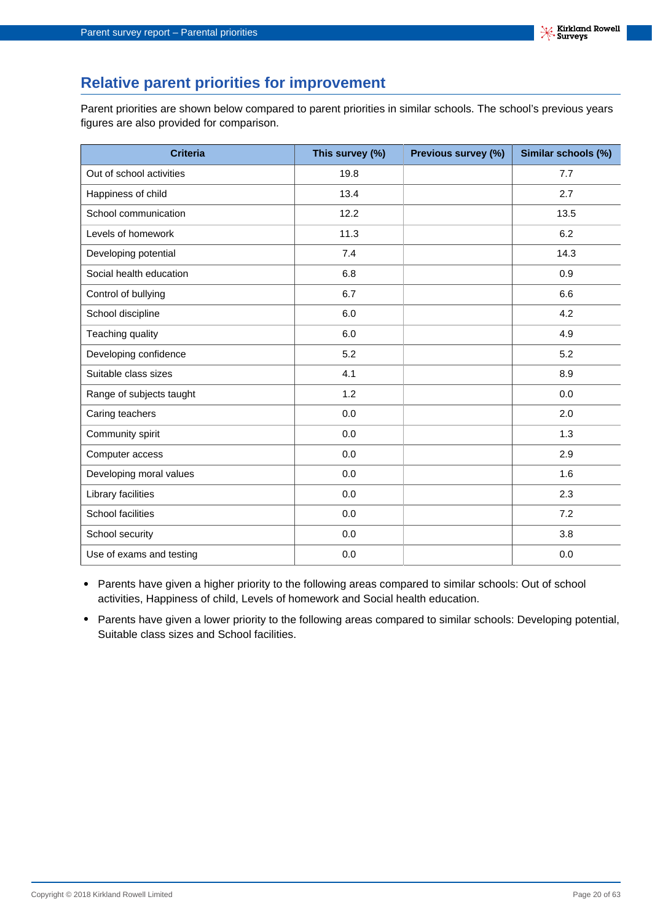## Relative parent priorities for improvement

Parent priorities are shown below compared to parent priorities in similar schools. The school's previous years figures are also provided for comparison.

| Criteria | This survey (%) | Previous survey (%) | Similar schools (%) |
|---|---|---|---|
| Out of school activities | 19.8 | | 7.7 |
| Happiness of child | 13.4 | | 2.7 |
| School communication | 12.2 | | 13.5 |
| Levels of homework | 11.3 | | 6.2 |
| Developing potential | 7.4 | | 14.3 |
| Social health education | 6.8 | | 0.9 |
| Control of bullying | 6.7 | | 6.6 |
| School discipline | 6.0 | | 4.2 |
| Teaching quality | 6.0 | | 4.9 |
| Developing confidence | 5.2 | | 5.2 |
| Suitable class sizes | 4.1 | | 8.9 |
| Range of subjects taught | 1.2 | | 0.0 |
| Caring teachers | 0.0 | | 2.0 |
| Community spirit | 0.0 | | 1.3 |
| Computer access | 0.0 | | 2.9 |
| Developing moral values | 0.0 | | 1.6 |
| Library facilities | 0.0 | | 2.3 |
| School facilities | 0.0 | | 7.2 |
| School security | 0.0 | | 3.8 |
| Use of exams and testing | 0.0 | | 0.0 |

- Parents have given a higher priority to the following areas compared to similar schools: Out of school activities, Happiness of child, Levels of homework and Social health education.
- Parents have given a lower priority to the following areas compared to similar schools: Developing potential, Suitable class sizes and School facilities.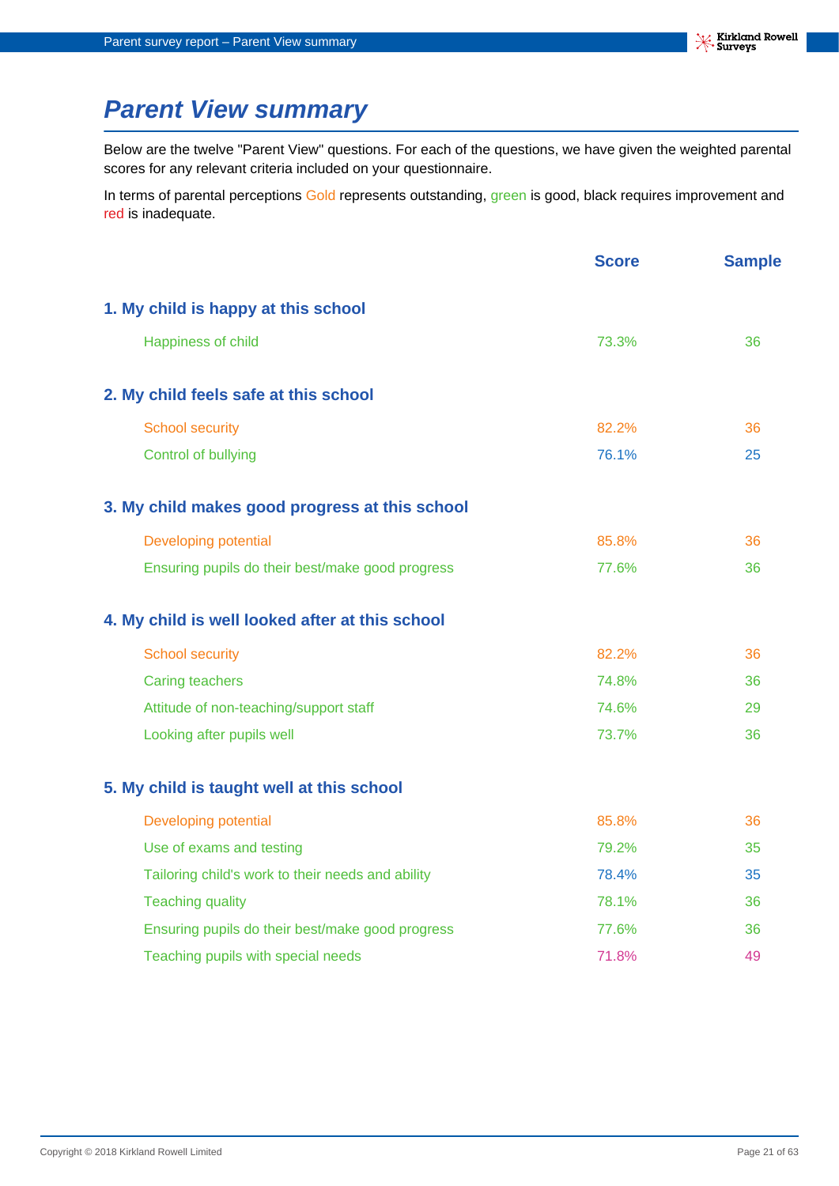# Parent View summary

Below are the twelve "Parent View" questions. For each of the questions, we have given the weighted parental scores for any relevant criteria included on your questionnaire.

In terms of parental perceptions Gold represents outstanding, green is good, black requires improvement and red is inadequate.

| | Score | Sample |
|---|---|---|
| **1. My child is happy at this school** | | |
| Happiness of child | 73.3% | 36 |
| **2. My child feels safe at this school** | | |
| School security | 82.2% | 36 |
| Control of bullying | 76.1% | 25 |
| **3. My child makes good progress at this school** | | |
| Developing potential | 85.8% | 36 |
| Ensuring pupils do their best/make good progress | 77.6% | 36 |
| **4. My child is well looked after at this school** | | |
| School security | 82.2% | 36 |
| Caring teachers | 74.8% | 36 |
| Attitude of non-teaching/support staff | 74.6% | 29 |
| Looking after pupils well | 73.7% | 36 |
| **5. My child is taught well at this school** | | |
| Developing potential | 85.8% | 36 |
| Use of exams and testing | 79.2% | 35 |
| Tailoring child's work to their needs and ability | 78.4% | 35 |
| Teaching quality | 78.1% | 36 |
| Ensuring pupils do their best/make good progress | 77.6% | 36 |
| Teaching pupils with special needs | 71.8% | 49 |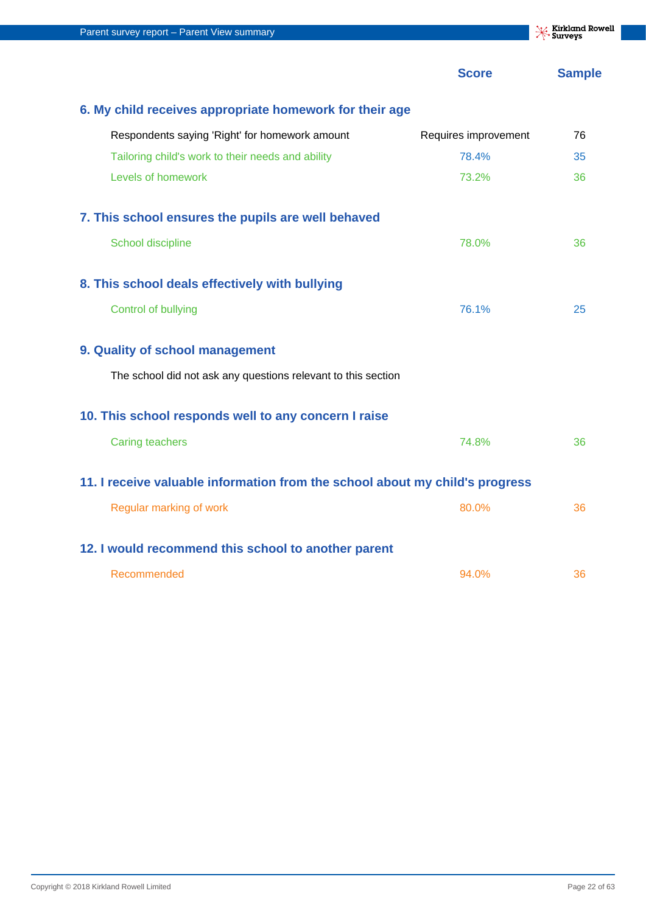| | Score | Sample |
|---|---|---|
| **6. My child receives appropriate homework for their age** | | |
| Respondents saying 'Right' for homework amount | Requires improvement | 76 |
| Tailoring child's work to their needs and ability | 78.4% | 35 |
| Levels of homework | 73.2% | 36 |
| **7. This school ensures the pupils are well behaved** | | |
| School discipline | 78.0% | 36 |
| **8. This school deals effectively with bullying** | | |
| Control of bullying | 76.1% | 25 |
| **9. Quality of school management** | | |
| The school did not ask any questions relevant to this section | | |
| **10. This school responds well to any concern I raise** | | |
| Caring teachers | 74.8% | 36 |
| **11. I receive valuable information from the school about my child's progress** | | |
| Regular marking of work | 80.0% | 36 |
| **12. I would recommend this school to another parent** | | |
| Recommended | 94.0% | 36 |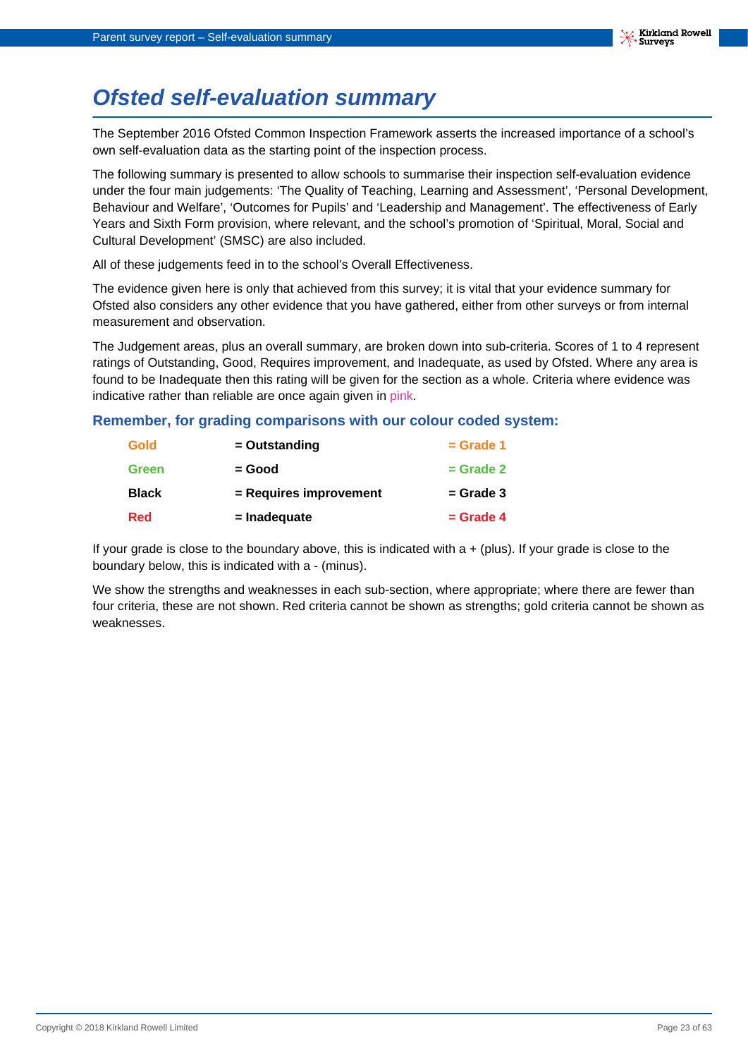# *Ofsted self-evaluation summary*

The September 2016 Ofsted Common Inspection Framework asserts the increased importance of a school's own self-evaluation data as the starting point of the inspection process.

The following summary is presented to allow schools to summarise their inspection self-evaluation evidence under the four main judgements: 'The Quality of Teaching, Learning and Assessment', 'Personal Development, Behaviour and Welfare', 'Outcomes for Pupils' and 'Leadership and Management'. The effectiveness of Early Years and Sixth Form provision, where relevant, and the school's promotion of 'Spiritual, Moral, Social and Cultural Development' (SMSC) are also included.

All of these judgements feed in to the school's Overall Effectiveness.

The evidence given here is only that achieved from this survey; it is vital that your evidence summary for Ofsted also considers any other evidence that you have gathered, either from other surveys or from internal measurement and observation.

The Judgement areas, plus an overall summary, are broken down into sub-criteria. Scores of 1 to 4 represent ratings of Outstanding, Good, Requires improvement, and Inadequate, as used by Ofsted. Where any area is found to be Inadequate then this rating will be given for the section as a whole. Criteria where evidence was indicative rather than reliable are once again given in pink.

### Remember, for grading comparisons with our colour coded system:

| | | |
|---|---|---|
| **Gold** | **= Outstanding** | **= Grade 1** |
| **Green** | **= Good** | **= Grade 2** |
| **Black** | **= Requires improvement** | **= Grade 3** |
| **Red** | **= Inadequate** | **= Grade 4** |

If your grade is close to the boundary above, this is indicated with a + (plus). If your grade is close to the boundary below, this is indicated with a - (minus).

We show the strengths and weaknesses in each sub-section, where appropriate; where there are fewer than four criteria, these are not shown. Red criteria cannot be shown as strengths; gold criteria cannot be shown as weaknesses.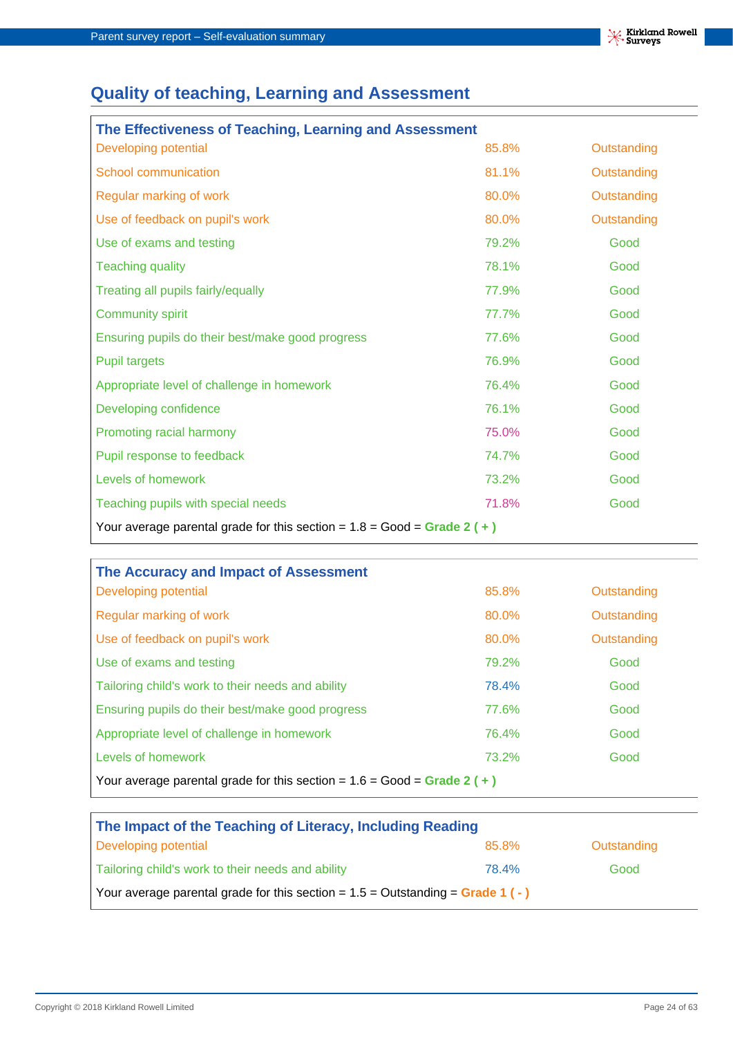## Quality of teaching, Learning and Assessment

| The Effectiveness of Teaching, Learning and Assessment | | |
|---|---|---|
| Developing potential | 85.8% | Outstanding |
| School communication | 81.1% | Outstanding |
| Regular marking of work | 80.0% | Outstanding |
| Use of feedback on pupil's work | 80.0% | Outstanding |
| Use of exams and testing | 79.2% | Good |
| Teaching quality | 78.1% | Good |
| Treating all pupils fairly/equally | 77.9% | Good |
| Community spirit | 77.7% | Good |
| Ensuring pupils do their best/make good progress | 77.6% | Good |
| Pupil targets | 76.9% | Good |
| Appropriate level of challenge in homework | 76.4% | Good |
| Developing confidence | 76.1% | Good |
| Promoting racial harmony | 75.0% | Good |
| Pupil response to feedback | 74.7% | Good |
| Levels of homework | 73.2% | Good |
| Teaching pupils with special needs | 71.8% | Good |

Your average parental grade for this section = 1.8 = Good = **Grade 2 ( + )**

| The Accuracy and Impact of Assessment | | |
|---|---|---|
| Developing potential | 85.8% | Outstanding |
| Regular marking of work | 80.0% | Outstanding |
| Use of feedback on pupil's work | 80.0% | Outstanding |
| Use of exams and testing | 79.2% | Good |
| Tailoring child's work to their needs and ability | 78.4% | Good |
| Ensuring pupils do their best/make good progress | 77.6% | Good |
| Appropriate level of challenge in homework | 76.4% | Good |
| Levels of homework | 73.2% | Good |

Your average parental grade for this section = 1.6 = Good = **Grade 2 ( + )**

| The Impact of the Teaching of Literacy, Including Reading | | |
|---|---|---|
| Developing potential | 85.8% | Outstanding |
| Tailoring child's work to their needs and ability | 78.4% | Good |

Your average parental grade for this section = 1.5 = Outstanding = **Grade 1 ( - )**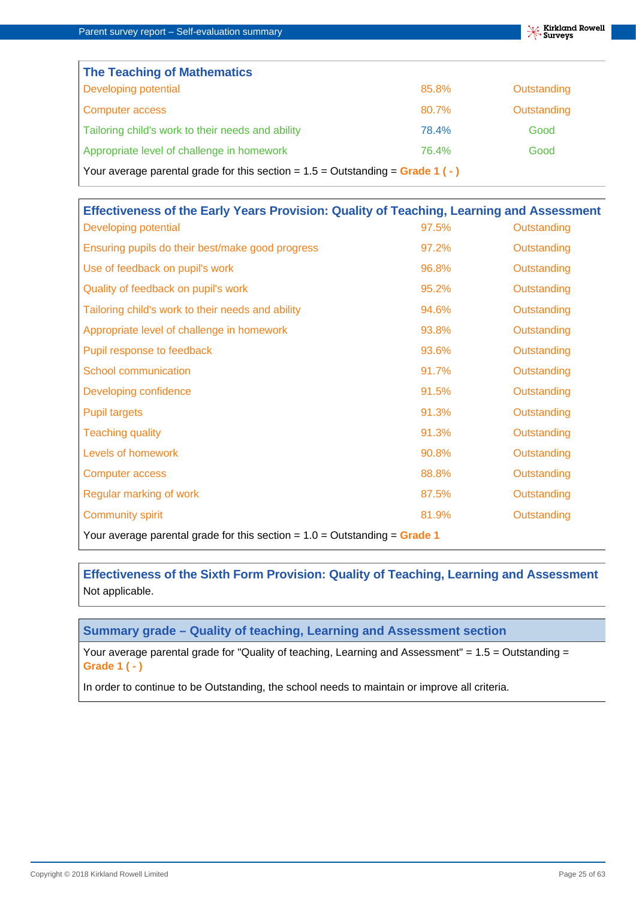## The Teaching of Mathematics

| Criterion | Percentage | Grade |
|---|---|---|
| Developing potential | 85.8% | Outstanding |
| Computer access | 80.7% | Outstanding |
| Tailoring child's work to their needs and ability | 78.4% | Good |
| Appropriate level of challenge in homework | 76.4% | Good |

Your average parental grade for this section = 1.5 = Outstanding = **Grade 1 ( - )**

## Effectiveness of the Early Years Provision: Quality of Teaching, Learning and Assessment

| Criterion | Percentage | Grade |
|---|---|---|
| Developing potential | 97.5% | Outstanding |
| Ensuring pupils do their best/make good progress | 97.2% | Outstanding |
| Use of feedback on pupil's work | 96.8% | Outstanding |
| Quality of feedback on pupil's work | 95.2% | Outstanding |
| Tailoring child's work to their needs and ability | 94.6% | Outstanding |
| Appropriate level of challenge in homework | 93.8% | Outstanding |
| Pupil response to feedback | 93.6% | Outstanding |
| School communication | 91.7% | Outstanding |
| Developing confidence | 91.5% | Outstanding |
| Pupil targets | 91.3% | Outstanding |
| Teaching quality | 91.3% | Outstanding |
| Levels of homework | 90.8% | Outstanding |
| Computer access | 88.8% | Outstanding |
| Regular marking of work | 87.5% | Outstanding |
| Community spirit | 81.9% | Outstanding |

Your average parental grade for this section = 1.0 = Outstanding = **Grade 1**

## Effectiveness of the Sixth Form Provision: Quality of Teaching, Learning and Assessment

Not applicable.

## Summary grade – Quality of teaching, Learning and Assessment section

Your average parental grade for "Quality of teaching, Learning and Assessment" = 1.5 = Outstanding = **Grade 1 ( - )**

In order to continue to be Outstanding, the school needs to maintain or improve all criteria.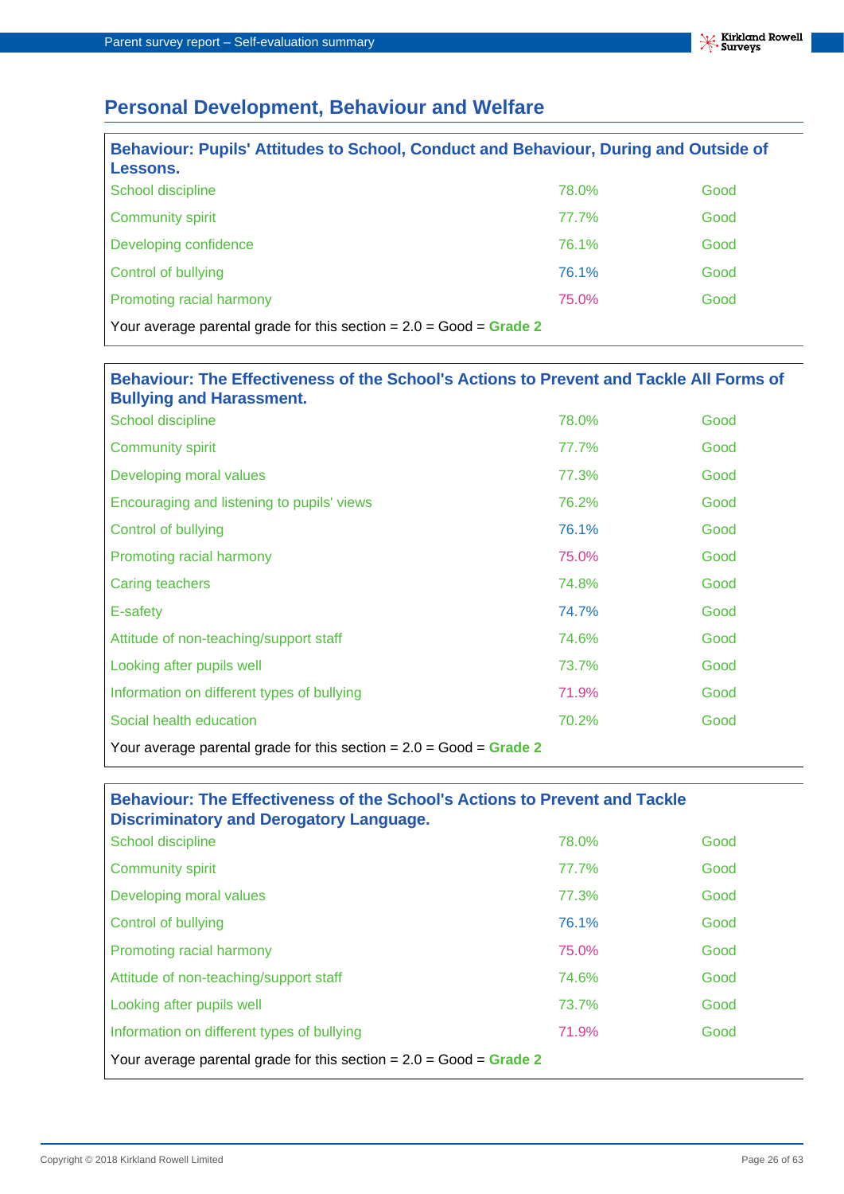## Personal Development, Behaviour and Welfare

### Behaviour: Pupils' Attitudes to School, Conduct and Behaviour, During and Outside of Lessons.

| | | |
|---|---|---|
| School discipline | 78.0% | Good |
| Community spirit | 77.7% | Good |
| Developing confidence | 76.1% | Good |
| Control of bullying | 76.1% | Good |
| Promoting racial harmony | 75.0% | Good |

Your average parental grade for this section = 2.0 = Good = **Grade 2**

### Behaviour: The Effectiveness of the School's Actions to Prevent and Tackle All Forms of Bullying and Harassment.

| | | |
|---|---|---|
| School discipline | 78.0% | Good |
| Community spirit | 77.7% | Good |
| Developing moral values | 77.3% | Good |
| Encouraging and listening to pupils' views | 76.2% | Good |
| Control of bullying | 76.1% | Good |
| Promoting racial harmony | 75.0% | Good |
| Caring teachers | 74.8% | Good |
| E-safety | 74.7% | Good |
| Attitude of non-teaching/support staff | 74.6% | Good |
| Looking after pupils well | 73.7% | Good |
| Information on different types of bullying | 71.9% | Good |
| Social health education | 70.2% | Good |

Your average parental grade for this section = 2.0 = Good = **Grade 2**

### Behaviour: The Effectiveness of the School's Actions to Prevent and Tackle Discriminatory and Derogatory Language.

| | | |
|---|---|---|
| School discipline | 78.0% | Good |
| Community spirit | 77.7% | Good |
| Developing moral values | 77.3% | Good |
| Control of bullying | 76.1% | Good |
| Promoting racial harmony | 75.0% | Good |
| Attitude of non-teaching/support staff | 74.6% | Good |
| Looking after pupils well | 73.7% | Good |
| Information on different types of bullying | 71.9% | Good |

Your average parental grade for this section = 2.0 = Good = **Grade 2**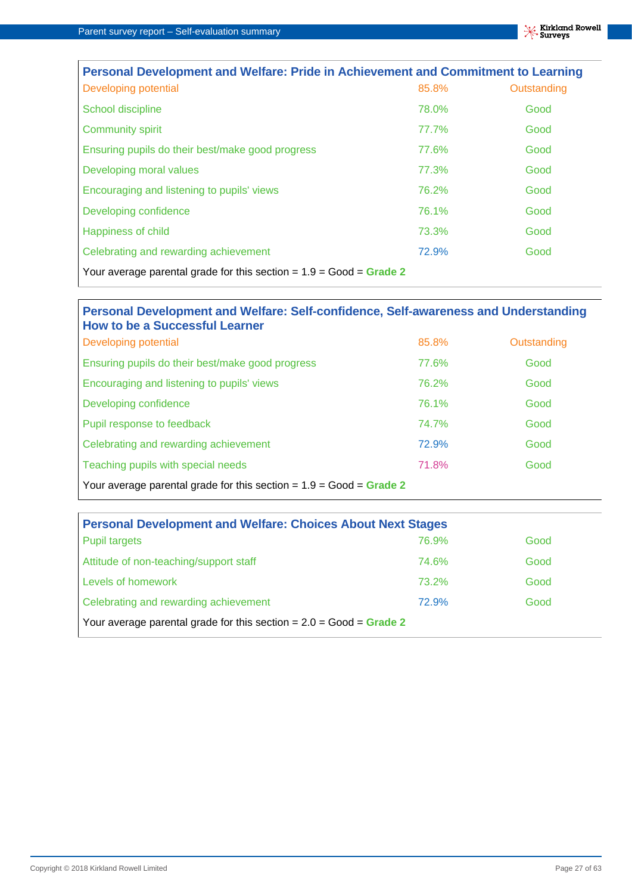## Personal Development and Welfare: Pride in Achievement and Commitment to Learning

| | | |
|---|---|---|
| Developing potential | 85.8% | Outstanding |
| School discipline | 78.0% | Good |
| Community spirit | 77.7% | Good |
| Ensuring pupils do their best/make good progress | 77.6% | Good |
| Developing moral values | 77.3% | Good |
| Encouraging and listening to pupils' views | 76.2% | Good |
| Developing confidence | 76.1% | Good |
| Happiness of child | 73.3% | Good |
| Celebrating and rewarding achievement | 72.9% | Good |

Your average parental grade for this section = 1.9 = Good = **Grade 2**

## Personal Development and Welfare: Self-confidence, Self-awareness and Understanding How to be a Successful Learner

| | | |
|---|---|---|
| Developing potential | 85.8% | Outstanding |
| Ensuring pupils do their best/make good progress | 77.6% | Good |
| Encouraging and listening to pupils' views | 76.2% | Good |
| Developing confidence | 76.1% | Good |
| Pupil response to feedback | 74.7% | Good |
| Celebrating and rewarding achievement | 72.9% | Good |
| Teaching pupils with special needs | 71.8% | Good |

Your average parental grade for this section = 1.9 = Good = **Grade 2**

## Personal Development and Welfare: Choices About Next Stages

| | | |
|---|---|---|
| Pupil targets | 76.9% | Good |
| Attitude of non-teaching/support staff | 74.6% | Good |
| Levels of homework | 73.2% | Good |
| Celebrating and rewarding achievement | 72.9% | Good |

Your average parental grade for this section = 2.0 = Good = **Grade 2**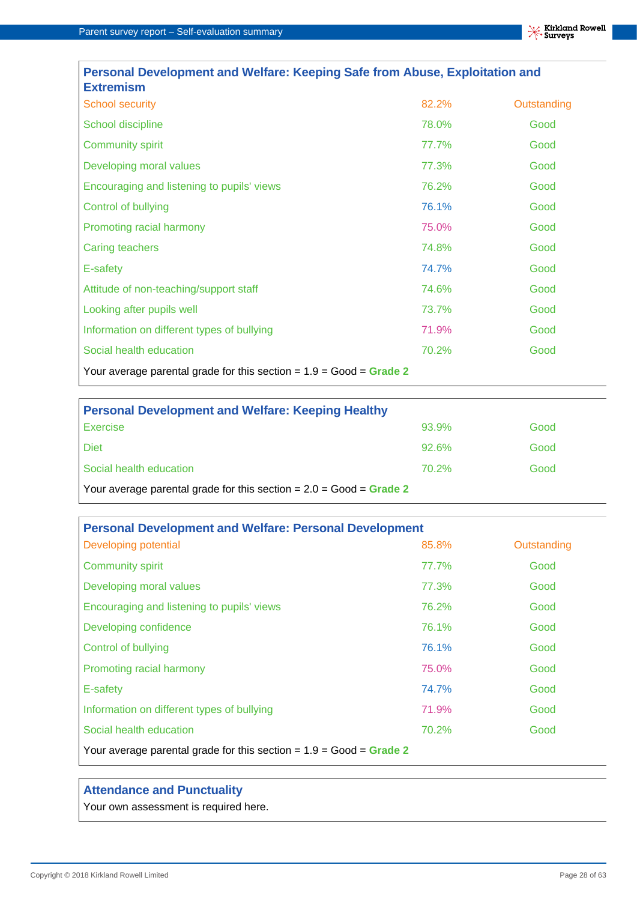## Personal Development and Welfare: Keeping Safe from Abuse, Exploitation and Extremism

| | | |
|---|---|---|
| School security | 82.2% | Outstanding |
| School discipline | 78.0% | Good |
| Community spirit | 77.7% | Good |
| Developing moral values | 77.3% | Good |
| Encouraging and listening to pupils' views | 76.2% | Good |
| Control of bullying | 76.1% | Good |
| Promoting racial harmony | 75.0% | Good |
| Caring teachers | 74.8% | Good |
| E-safety | 74.7% | Good |
| Attitude of non-teaching/support staff | 74.6% | Good |
| Looking after pupils well | 73.7% | Good |
| Information on different types of bullying | 71.9% | Good |
| Social health education | 70.2% | Good |

Your average parental grade for this section = 1.9 = Good = **Grade 2**

## Personal Development and Welfare: Keeping Healthy

| | | |
|---|---|---|
| Exercise | 93.9% | Good |
| Diet | 92.6% | Good |
| Social health education | 70.2% | Good |

Your average parental grade for this section = 2.0 = Good = **Grade 2**

## Personal Development and Welfare: Personal Development

| | | |
|---|---|---|
| Developing potential | 85.8% | Outstanding |
| Community spirit | 77.7% | Good |
| Developing moral values | 77.3% | Good |
| Encouraging and listening to pupils' views | 76.2% | Good |
| Developing confidence | 76.1% | Good |
| Control of bullying | 76.1% | Good |
| Promoting racial harmony | 75.0% | Good |
| E-safety | 74.7% | Good |
| Information on different types of bullying | 71.9% | Good |
| Social health education | 70.2% | Good |

Your average parental grade for this section = 1.9 = Good = **Grade 2**

## Attendance and Punctuality

Your own assessment is required here.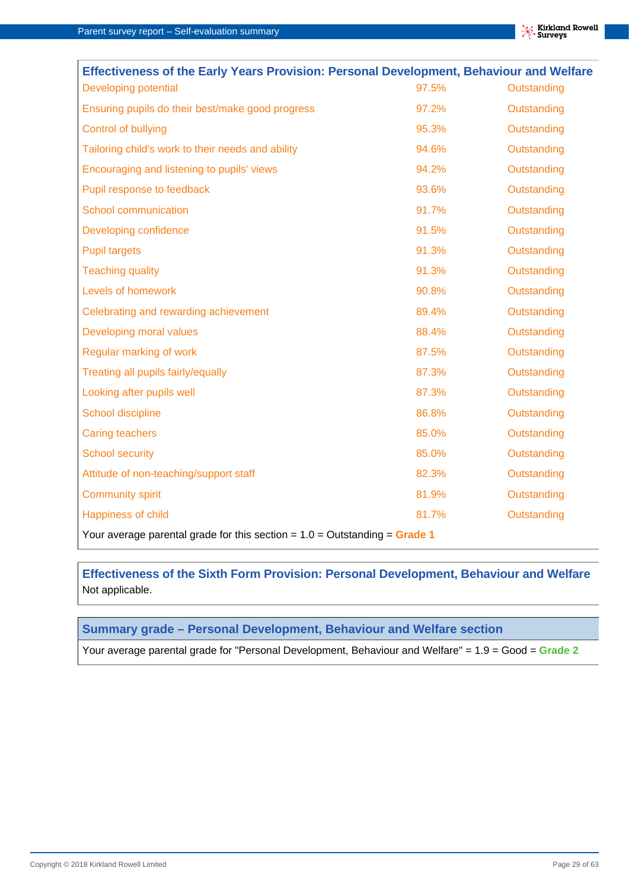## Effectiveness of the Early Years Provision: Personal Development, Behaviour and Welfare

| | | |
|---|---|---|
| Developing potential | 97.5% | Outstanding |
| Ensuring pupils do their best/make good progress | 97.2% | Outstanding |
| Control of bullying | 95.3% | Outstanding |
| Tailoring child's work to their needs and ability | 94.6% | Outstanding |
| Encouraging and listening to pupils' views | 94.2% | Outstanding |
| Pupil response to feedback | 93.6% | Outstanding |
| School communication | 91.7% | Outstanding |
| Developing confidence | 91.5% | Outstanding |
| Pupil targets | 91.3% | Outstanding |
| Teaching quality | 91.3% | Outstanding |
| Levels of homework | 90.8% | Outstanding |
| Celebrating and rewarding achievement | 89.4% | Outstanding |
| Developing moral values | 88.4% | Outstanding |
| Regular marking of work | 87.5% | Outstanding |
| Treating all pupils fairly/equally | 87.3% | Outstanding |
| Looking after pupils well | 87.3% | Outstanding |
| School discipline | 86.8% | Outstanding |
| Caring teachers | 85.0% | Outstanding |
| School security | 85.0% | Outstanding |
| Attitude of non-teaching/support staff | 82.3% | Outstanding |
| Community spirit | 81.9% | Outstanding |
| Happiness of child | 81.7% | Outstanding |

Your average parental grade for this section = 1.0 = Outstanding = **Grade 1**

## Effectiveness of the Sixth Form Provision: Personal Development, Behaviour and Welfare

Not applicable.

## Summary grade – Personal Development, Behaviour and Welfare section

Your average parental grade for "Personal Development, Behaviour and Welfare" = 1.9 = Good = **Grade 2**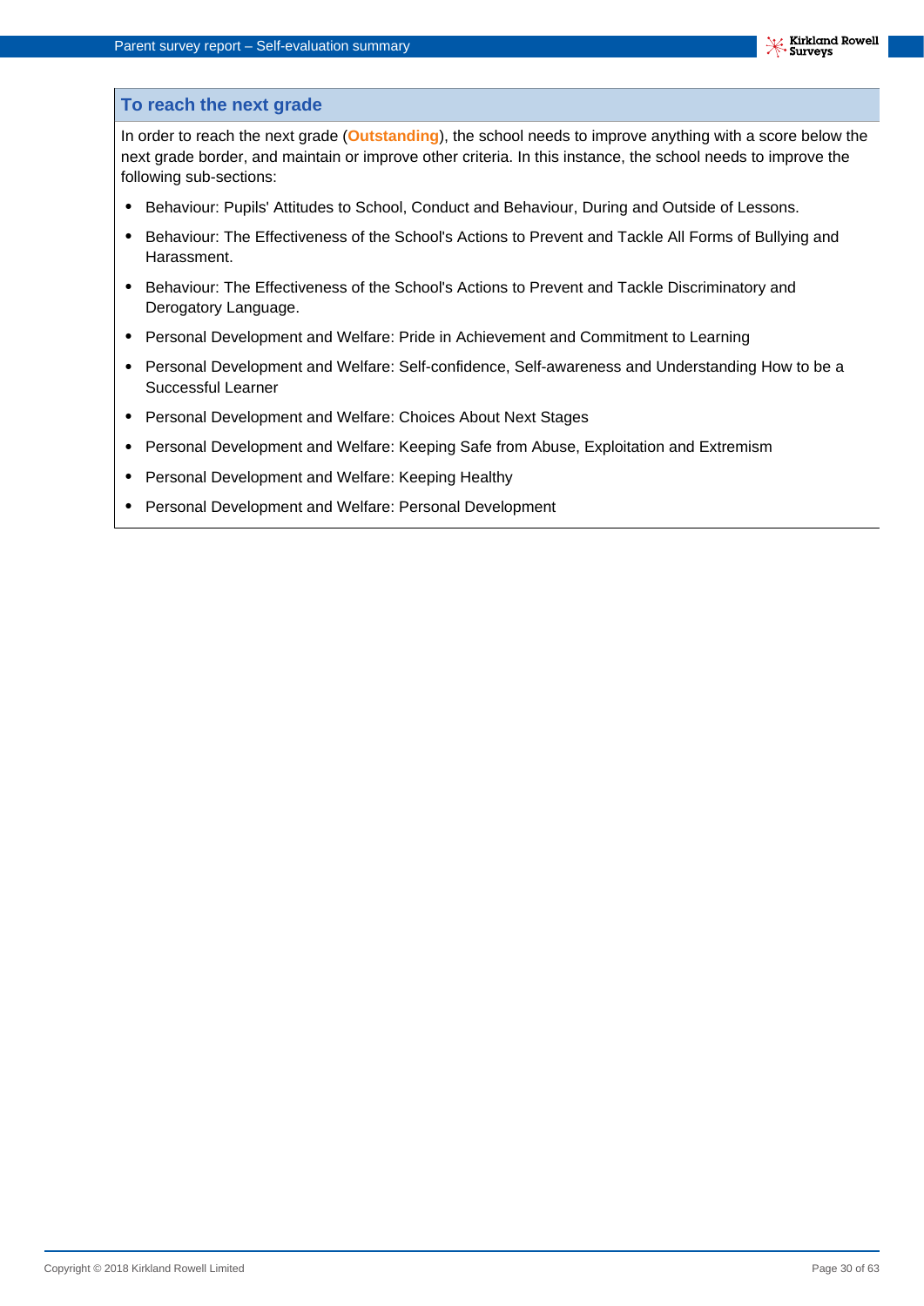## To reach the next grade

In order to reach the next grade (**Outstanding**), the school needs to improve anything with a score below the next grade border, and maintain or improve other criteria. In this instance, the school needs to improve the following sub-sections:

- Behaviour: Pupils' Attitudes to School, Conduct and Behaviour, During and Outside of Lessons.
- Behaviour: The Effectiveness of the School's Actions to Prevent and Tackle All Forms of Bullying and Harassment.
- Behaviour: The Effectiveness of the School's Actions to Prevent and Tackle Discriminatory and Derogatory Language.
- Personal Development and Welfare: Pride in Achievement and Commitment to Learning
- Personal Development and Welfare: Self-confidence, Self-awareness and Understanding How to be a Successful Learner
- Personal Development and Welfare: Choices About Next Stages
- Personal Development and Welfare: Keeping Safe from Abuse, Exploitation and Extremism
- Personal Development and Welfare: Keeping Healthy
- Personal Development and Welfare: Personal Development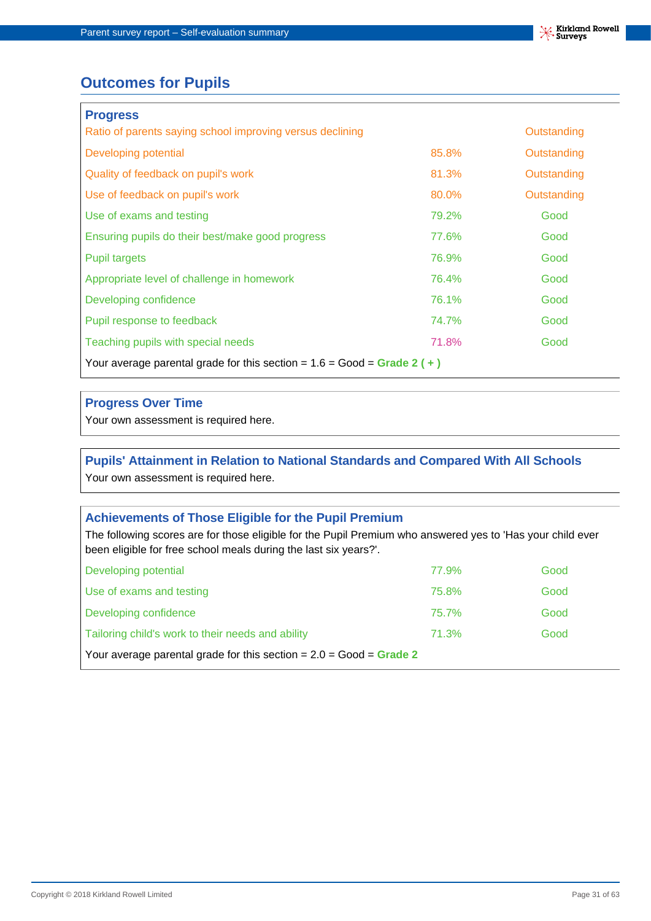# Outcomes for Pupils

## Progress

| | | |
|---|---|---|
| Ratio of parents saying school improving versus declining | | Outstanding |
| Developing potential | 85.8% | Outstanding |
| Quality of feedback on pupil's work | 81.3% | Outstanding |
| Use of feedback on pupil's work | 80.0% | Outstanding |
| Use of exams and testing | 79.2% | Good |
| Ensuring pupils do their best/make good progress | 77.6% | Good |
| Pupil targets | 76.9% | Good |
| Appropriate level of challenge in homework | 76.4% | Good |
| Developing confidence | 76.1% | Good |
| Pupil response to feedback | 74.7% | Good |
| Teaching pupils with special needs | 71.8% | Good |

Your average parental grade for this section = 1.6 = Good = **Grade 2 ( + )**

## Progress Over Time

Your own assessment is required here.

## Pupils' Attainment in Relation to National Standards and Compared With All Schools

Your own assessment is required here.

## Achievements of Those Eligible for the Pupil Premium

The following scores are for those eligible for the Pupil Premium who answered yes to 'Has your child ever been eligible for free school meals during the last six years?'.

| | | |
|---|---|---|
| Developing potential | 77.9% | Good |
| Use of exams and testing | 75.8% | Good |
| Developing confidence | 75.7% | Good |
| Tailoring child's work to their needs and ability | 71.3% | Good |

Your average parental grade for this section = 2.0 = Good = **Grade 2**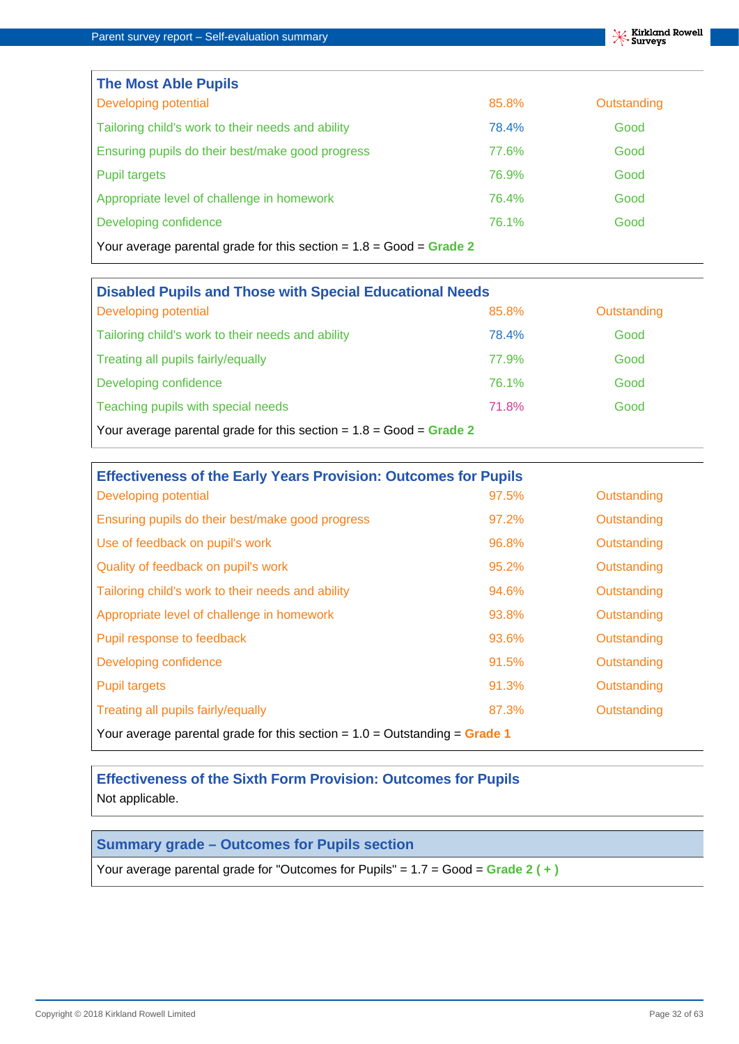### The Most Able Pupils

| | | |
|---|---|---|
| Developing potential | 85.8% | Outstanding |
| Tailoring child's work to their needs and ability | 78.4% | Good |
| Ensuring pupils do their best/make good progress | 77.6% | Good |
| Pupil targets | 76.9% | Good |
| Appropriate level of challenge in homework | 76.4% | Good |
| Developing confidence | 76.1% | Good |

Your average parental grade for this section = 1.8 = Good = **Grade 2**

### Disabled Pupils and Those with Special Educational Needs

| | | |
|---|---|---|
| Developing potential | 85.8% | Outstanding |
| Tailoring child's work to their needs and ability | 78.4% | Good |
| Treating all pupils fairly/equally | 77.9% | Good |
| Developing confidence | 76.1% | Good |
| Teaching pupils with special needs | 71.8% | Good |

Your average parental grade for this section = 1.8 = Good = **Grade 2**

### Effectiveness of the Early Years Provision: Outcomes for Pupils

| | | |
|---|---|---|
| Developing potential | 97.5% | Outstanding |
| Ensuring pupils do their best/make good progress | 97.2% | Outstanding |
| Use of feedback on pupil's work | 96.8% | Outstanding |
| Quality of feedback on pupil's work | 95.2% | Outstanding |
| Tailoring child's work to their needs and ability | 94.6% | Outstanding |
| Appropriate level of challenge in homework | 93.8% | Outstanding |
| Pupil response to feedback | 93.6% | Outstanding |
| Developing confidence | 91.5% | Outstanding |
| Pupil targets | 91.3% | Outstanding |
| Treating all pupils fairly/equally | 87.3% | Outstanding |

Your average parental grade for this section = 1.0 = Outstanding = **Grade 1**

### Effectiveness of the Sixth Form Provision: Outcomes for Pupils

Not applicable.

### Summary grade – Outcomes for Pupils section

Your average parental grade for "Outcomes for Pupils" = 1.7 = Good = **Grade 2 ( + )**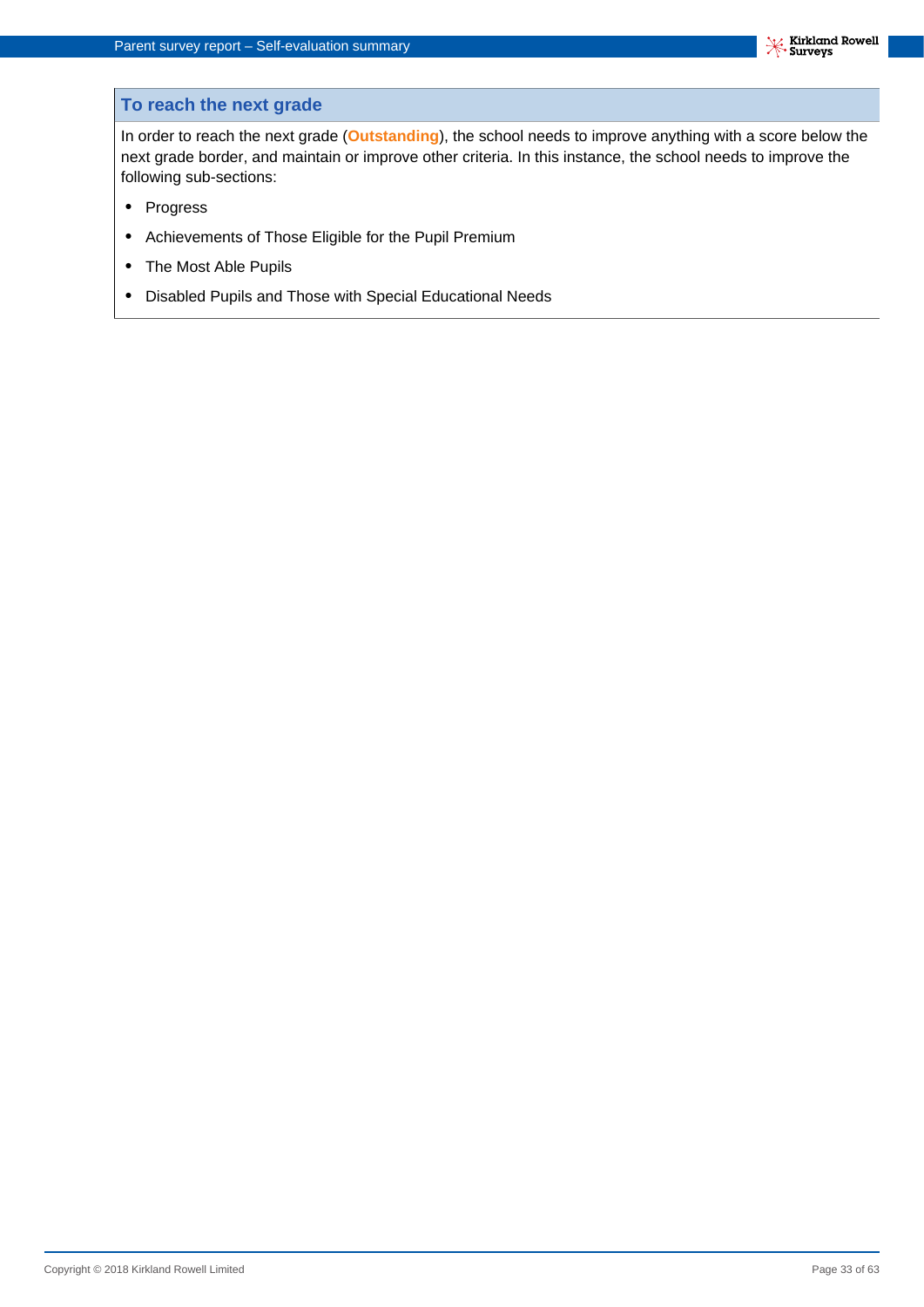## To reach the next grade

In order to reach the next grade (**Outstanding**), the school needs to improve anything with a score below the next grade border, and maintain or improve other criteria. In this instance, the school needs to improve the following sub-sections:

- Progress
- Achievements of Those Eligible for the Pupil Premium
- The Most Able Pupils
- Disabled Pupils and Those with Special Educational Needs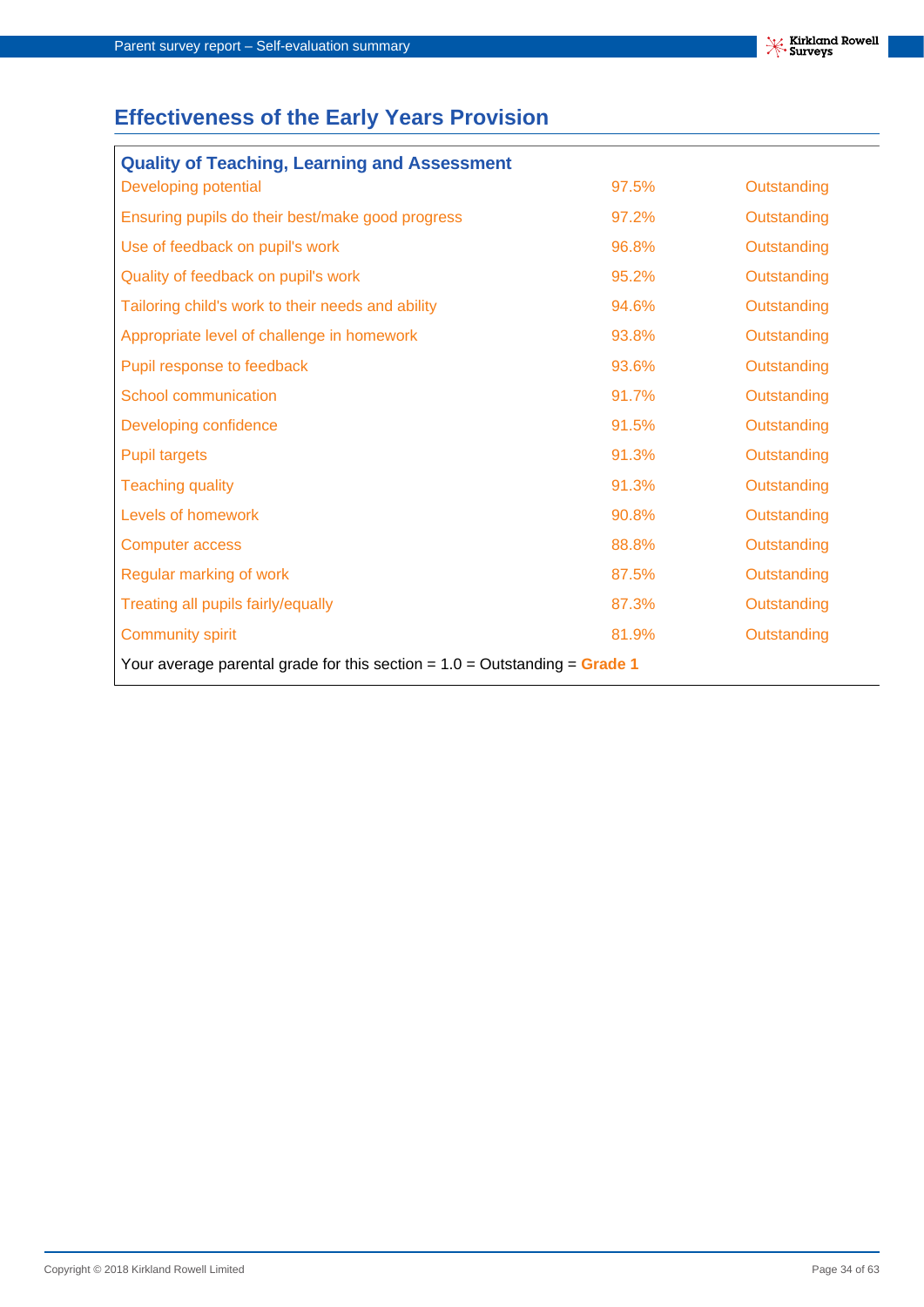## Effectiveness of the Early Years Provision

### Quality of Teaching, Learning and Assessment

| Question | Percentage | Rating |
|---|---|---|
| Developing potential | 97.5% | Outstanding |
| Ensuring pupils do their best/make good progress | 97.2% | Outstanding |
| Use of feedback on pupil's work | 96.8% | Outstanding |
| Quality of feedback on pupil's work | 95.2% | Outstanding |
| Tailoring child's work to their needs and ability | 94.6% | Outstanding |
| Appropriate level of challenge in homework | 93.8% | Outstanding |
| Pupil response to feedback | 93.6% | Outstanding |
| School communication | 91.7% | Outstanding |
| Developing confidence | 91.5% | Outstanding |
| Pupil targets | 91.3% | Outstanding |
| Teaching quality | 91.3% | Outstanding |
| Levels of homework | 90.8% | Outstanding |
| Computer access | 88.8% | Outstanding |
| Regular marking of work | 87.5% | Outstanding |
| Treating all pupils fairly/equally | 87.3% | Outstanding |
| Community spirit | 81.9% | Outstanding |

Your average parental grade for this section = 1.0 = Outstanding = **Grade 1**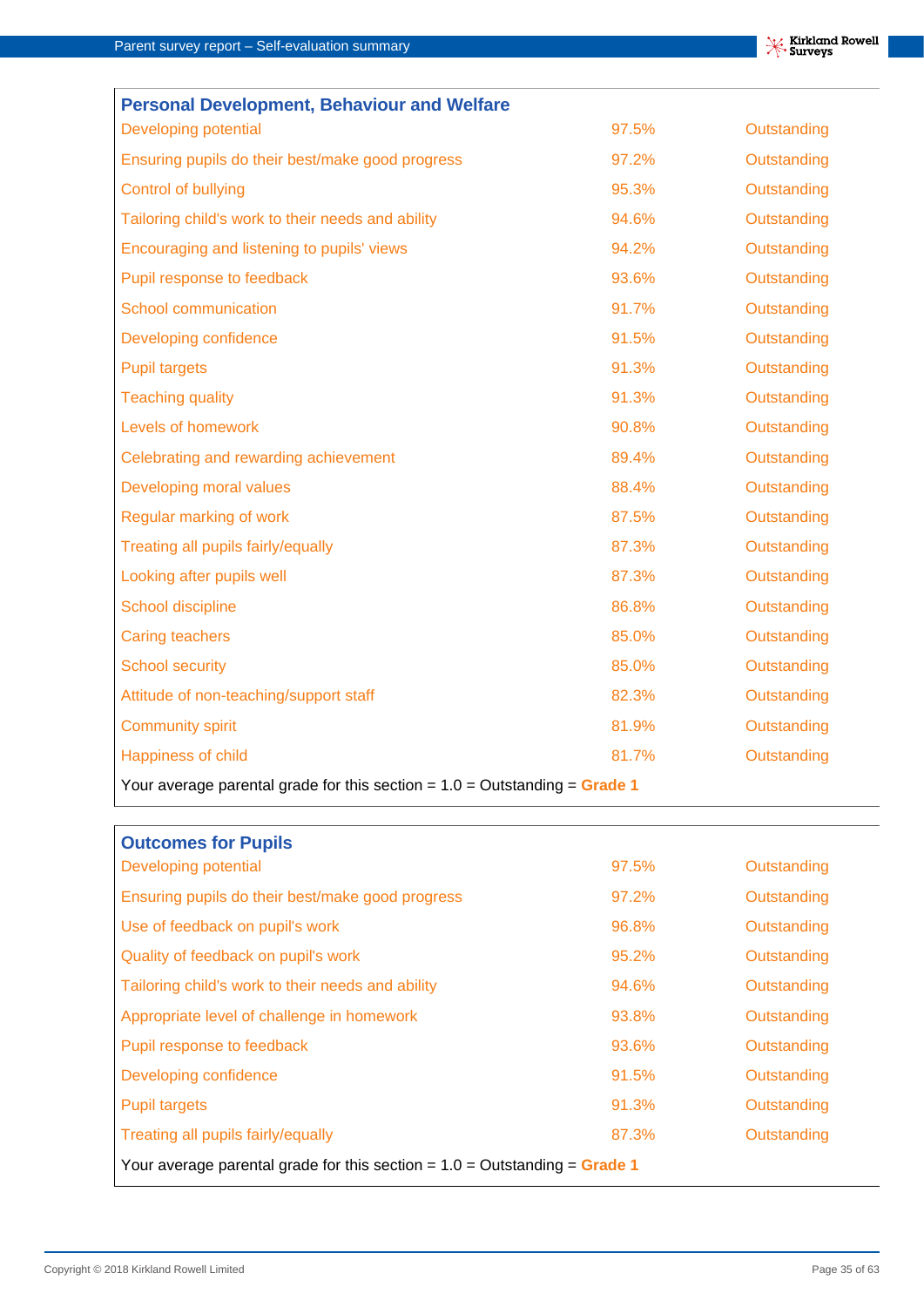## Personal Development, Behaviour and Welfare

| | | |
|---|---|---|
| Developing potential | 97.5% | Outstanding |
| Ensuring pupils do their best/make good progress | 97.2% | Outstanding |
| Control of bullying | 95.3% | Outstanding |
| Tailoring child's work to their needs and ability | 94.6% | Outstanding |
| Encouraging and listening to pupils' views | 94.2% | Outstanding |
| Pupil response to feedback | 93.6% | Outstanding |
| School communication | 91.7% | Outstanding |
| Developing confidence | 91.5% | Outstanding |
| Pupil targets | 91.3% | Outstanding |
| Teaching quality | 91.3% | Outstanding |
| Levels of homework | 90.8% | Outstanding |
| Celebrating and rewarding achievement | 89.4% | Outstanding |
| Developing moral values | 88.4% | Outstanding |
| Regular marking of work | 87.5% | Outstanding |
| Treating all pupils fairly/equally | 87.3% | Outstanding |
| Looking after pupils well | 87.3% | Outstanding |
| School discipline | 86.8% | Outstanding |
| Caring teachers | 85.0% | Outstanding |
| School security | 85.0% | Outstanding |
| Attitude of non-teaching/support staff | 82.3% | Outstanding |
| Community spirit | 81.9% | Outstanding |
| Happiness of child | 81.7% | Outstanding |

Your average parental grade for this section = 1.0 = Outstanding = **Grade 1**

## Outcomes for Pupils

| | | |
|---|---|---|
| Developing potential | 97.5% | Outstanding |
| Ensuring pupils do their best/make good progress | 97.2% | Outstanding |
| Use of feedback on pupil's work | 96.8% | Outstanding |
| Quality of feedback on pupil's work | 95.2% | Outstanding |
| Tailoring child's work to their needs and ability | 94.6% | Outstanding |
| Appropriate level of challenge in homework | 93.8% | Outstanding |
| Pupil response to feedback | 93.6% | Outstanding |
| Developing confidence | 91.5% | Outstanding |
| Pupil targets | 91.3% | Outstanding |
| Treating all pupils fairly/equally | 87.3% | Outstanding |

Your average parental grade for this section = 1.0 = Outstanding = **Grade 1**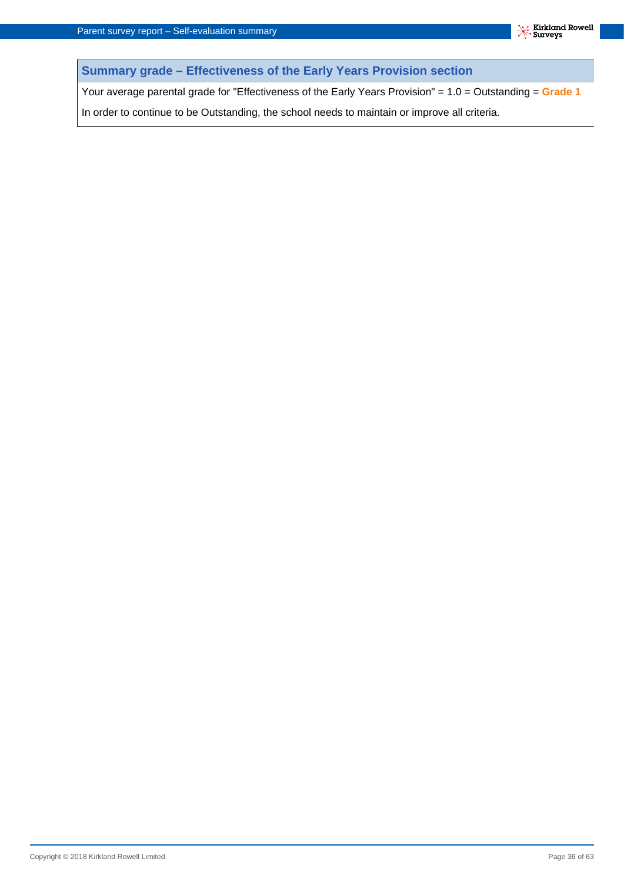## Summary grade – Effectiveness of the Early Years Provision section

Your average parental grade for "Effectiveness of the Early Years Provision" = 1.0 = Outstanding = **Grade 1**

In order to continue to be Outstanding, the school needs to maintain or improve all criteria.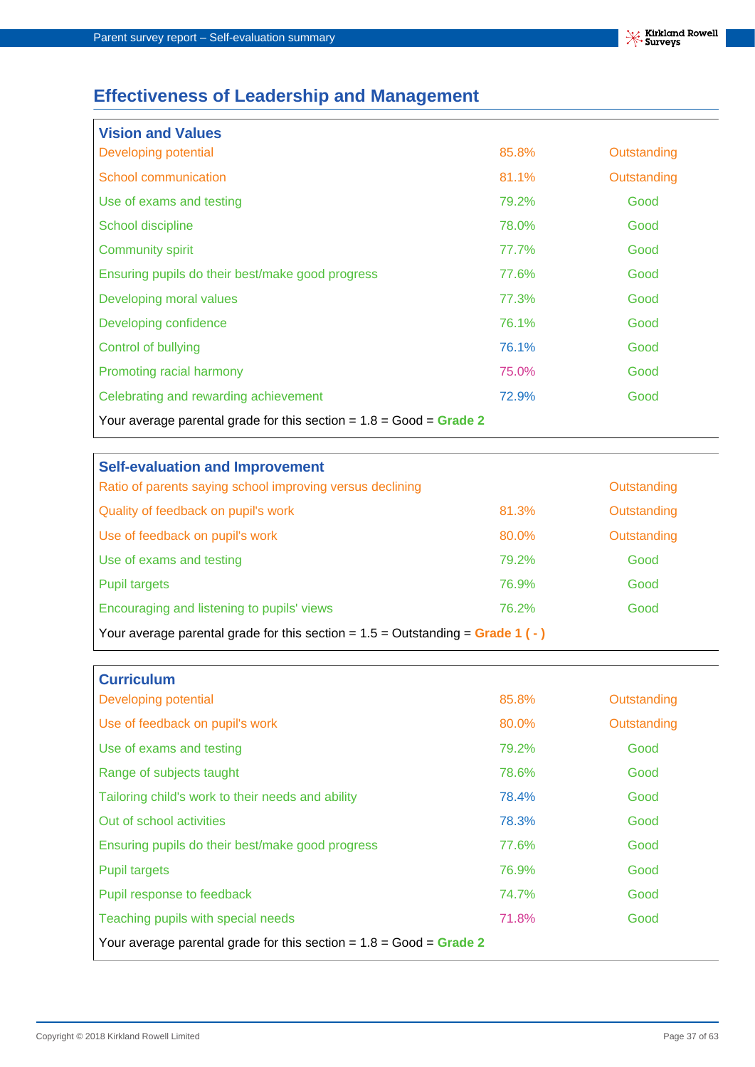# Effectiveness of Leadership and Management

## Vision and Values

| | | |
|---|---|---|
| Developing potential | 85.8% | Outstanding |
| School communication | 81.1% | Outstanding |
| Use of exams and testing | 79.2% | Good |
| School discipline | 78.0% | Good |
| Community spirit | 77.7% | Good |
| Ensuring pupils do their best/make good progress | 77.6% | Good |
| Developing moral values | 77.3% | Good |
| Developing confidence | 76.1% | Good |
| Control of bullying | 76.1% | Good |
| Promoting racial harmony | 75.0% | Good |
| Celebrating and rewarding achievement | 72.9% | Good |

Your average parental grade for this section = 1.8 = Good = **Grade 2**

## Self-evaluation and Improvement

| | | |
|---|---|---|
| Ratio of parents saying school improving versus declining | | Outstanding |
| Quality of feedback on pupil's work | 81.3% | Outstanding |
| Use of feedback on pupil's work | 80.0% | Outstanding |
| Use of exams and testing | 79.2% | Good |
| Pupil targets | 76.9% | Good |
| Encouraging and listening to pupils' views | 76.2% | Good |

Your average parental grade for this section = 1.5 = Outstanding = **Grade 1 ( - )**

## Curriculum

| | | |
|---|---|---|
| Developing potential | 85.8% | Outstanding |
| Use of feedback on pupil's work | 80.0% | Outstanding |
| Use of exams and testing | 79.2% | Good |
| Range of subjects taught | 78.6% | Good |
| Tailoring child's work to their needs and ability | 78.4% | Good |
| Out of school activities | 78.3% | Good |
| Ensuring pupils do their best/make good progress | 77.6% | Good |
| Pupil targets | 76.9% | Good |
| Pupil response to feedback | 74.7% | Good |
| Teaching pupils with special needs | 71.8% | Good |

Your average parental grade for this section = 1.8 = Good = **Grade 2**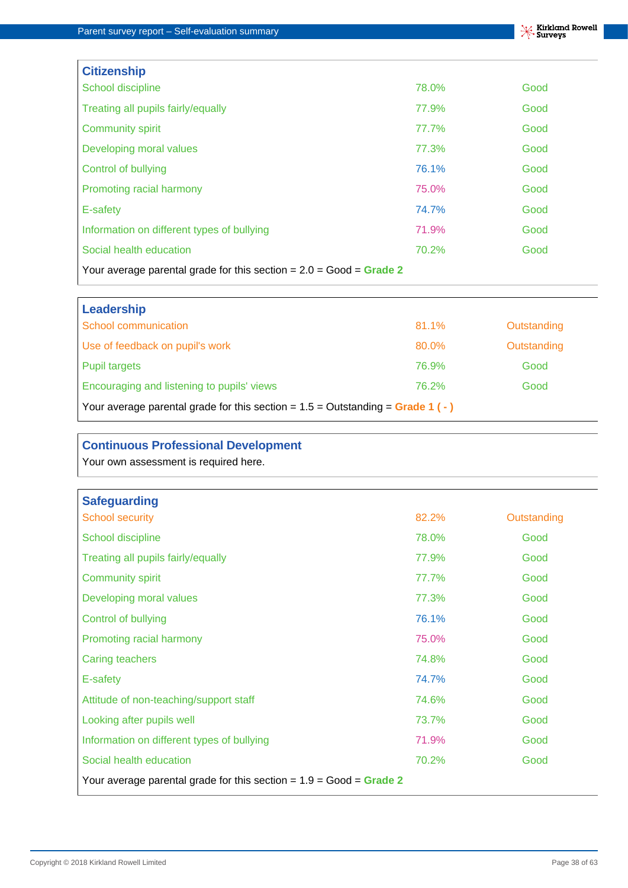## Citizenship

| | | |
|---|---|---|
| School discipline | 78.0% | Good |
| Treating all pupils fairly/equally | 77.9% | Good |
| Community spirit | 77.7% | Good |
| Developing moral values | 77.3% | Good |
| Control of bullying | 76.1% | Good |
| Promoting racial harmony | 75.0% | Good |
| E-safety | 74.7% | Good |
| Information on different types of bullying | 71.9% | Good |
| Social health education | 70.2% | Good |

Your average parental grade for this section = 2.0 = Good = **Grade 2**

## Leadership

| | | |
|---|---|---|
| School communication | 81.1% | Outstanding |
| Use of feedback on pupil's work | 80.0% | Outstanding |
| Pupil targets | 76.9% | Good |
| Encouraging and listening to pupils' views | 76.2% | Good |

Your average parental grade for this section = 1.5 = Outstanding = **Grade 1 ( - )**

## Continuous Professional Development

Your own assessment is required here.

## Safeguarding

| | | |
|---|---|---|
| School security | 82.2% | Outstanding |
| School discipline | 78.0% | Good |
| Treating all pupils fairly/equally | 77.9% | Good |
| Community spirit | 77.7% | Good |
| Developing moral values | 77.3% | Good |
| Control of bullying | 76.1% | Good |
| Promoting racial harmony | 75.0% | Good |
| Caring teachers | 74.8% | Good |
| E-safety | 74.7% | Good |
| Attitude of non-teaching/support staff | 74.6% | Good |
| Looking after pupils well | 73.7% | Good |
| Information on different types of bullying | 71.9% | Good |
| Social health education | 70.2% | Good |

Your average parental grade for this section = 1.9 = Good = **Grade 2**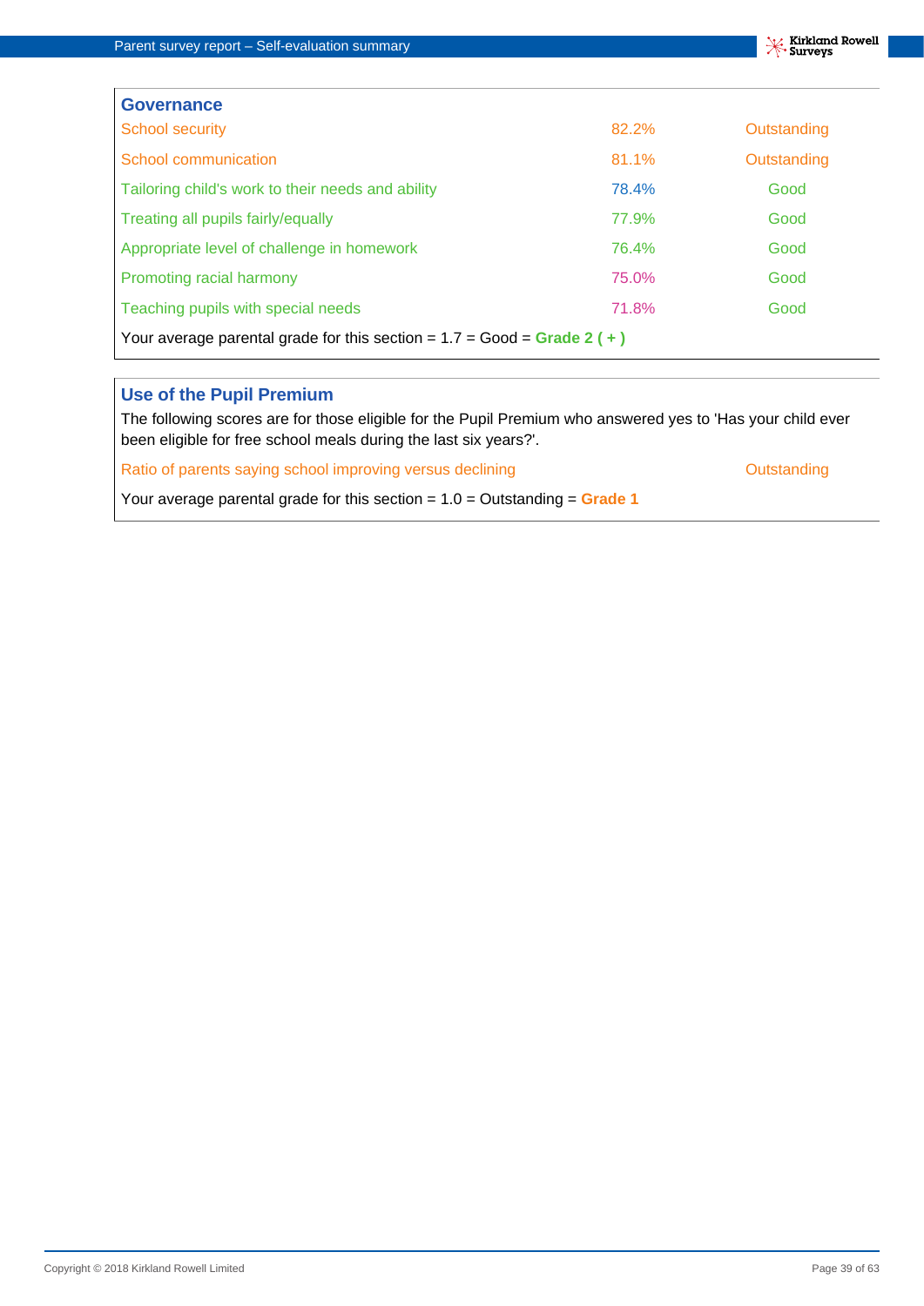## Governance

| | | |
|---|---|---|
| School security | 82.2% | Outstanding |
| School communication | 81.1% | Outstanding |
| Tailoring child's work to their needs and ability | 78.4% | Good |
| Treating all pupils fairly/equally | 77.9% | Good |
| Appropriate level of challenge in homework | 76.4% | Good |
| Promoting racial harmony | 75.0% | Good |
| Teaching pupils with special needs | 71.8% | Good |

Your average parental grade for this section = 1.7 = Good = **Grade 2 ( + )**

## Use of the Pupil Premium

The following scores are for those eligible for the Pupil Premium who answered yes to 'Has your child ever been eligible for free school meals during the last six years?'.

| | |
|---|---|
| Ratio of parents saying school improving versus declining | Outstanding |

Your average parental grade for this section = 1.0 = Outstanding = **Grade 1**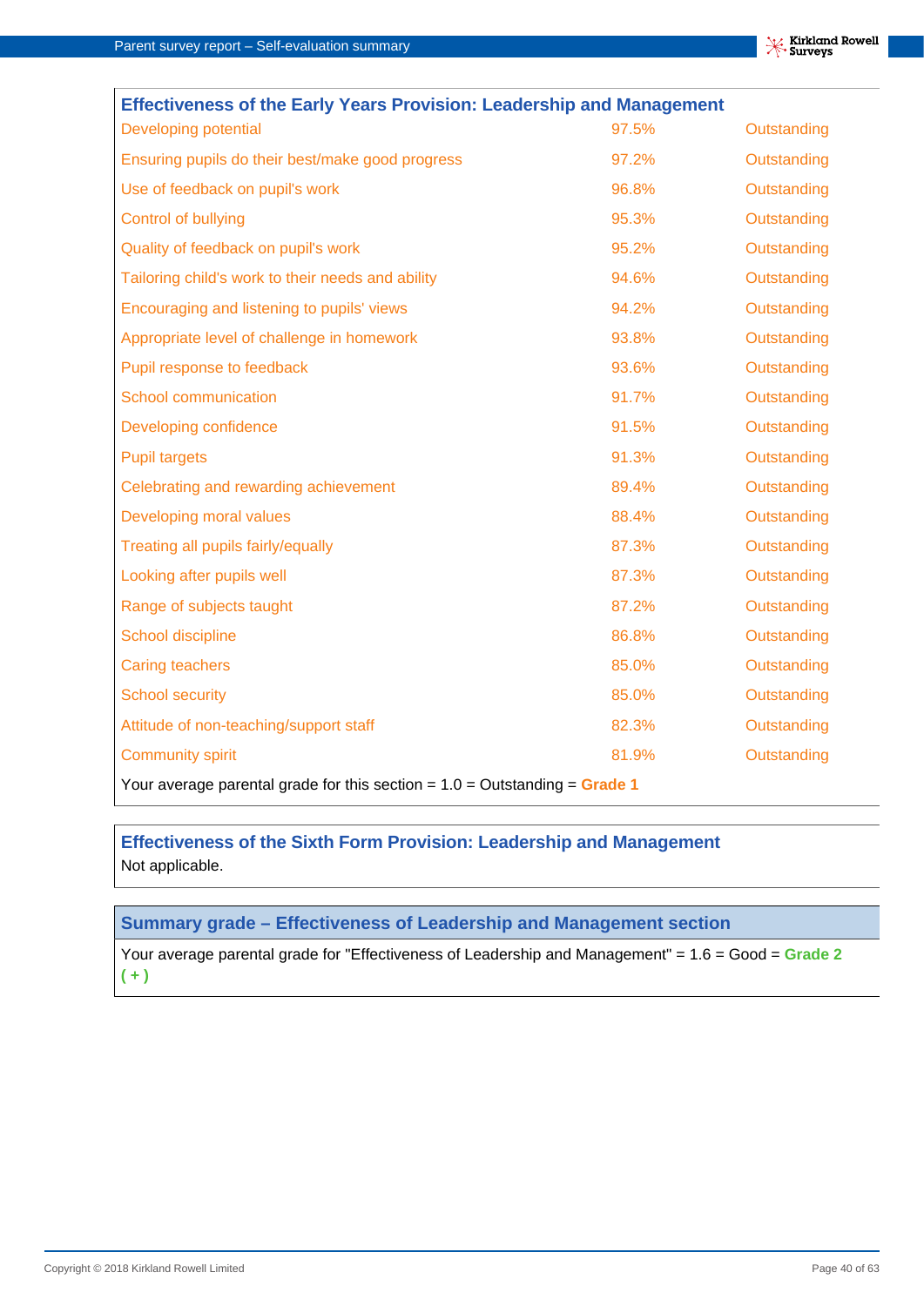## Effectiveness of the Early Years Provision: Leadership and Management

| Area | Score | Grade |
|---|---|---|
| Developing potential | 97.5% | Outstanding |
| Ensuring pupils do their best/make good progress | 97.2% | Outstanding |
| Use of feedback on pupil's work | 96.8% | Outstanding |
| Control of bullying | 95.3% | Outstanding |
| Quality of feedback on pupil's work | 95.2% | Outstanding |
| Tailoring child's work to their needs and ability | 94.6% | Outstanding |
| Encouraging and listening to pupils' views | 94.2% | Outstanding |
| Appropriate level of challenge in homework | 93.8% | Outstanding |
| Pupil response to feedback | 93.6% | Outstanding |
| School communication | 91.7% | Outstanding |
| Developing confidence | 91.5% | Outstanding |
| Pupil targets | 91.3% | Outstanding |
| Celebrating and rewarding achievement | 89.4% | Outstanding |
| Developing moral values | 88.4% | Outstanding |
| Treating all pupils fairly/equally | 87.3% | Outstanding |
| Looking after pupils well | 87.3% | Outstanding |
| Range of subjects taught | 87.2% | Outstanding |
| School discipline | 86.8% | Outstanding |
| Caring teachers | 85.0% | Outstanding |
| School security | 85.0% | Outstanding |
| Attitude of non-teaching/support staff | 82.3% | Outstanding |
| Community spirit | 81.9% | Outstanding |

Your average parental grade for this section = 1.0 = Outstanding = **Grade 1**

## Effectiveness of the Sixth Form Provision: Leadership and Management

Not applicable.

## Summary grade – Effectiveness of Leadership and Management section

Your average parental grade for "Effectiveness of Leadership and Management" = 1.6 = Good = **Grade 2 ( + )**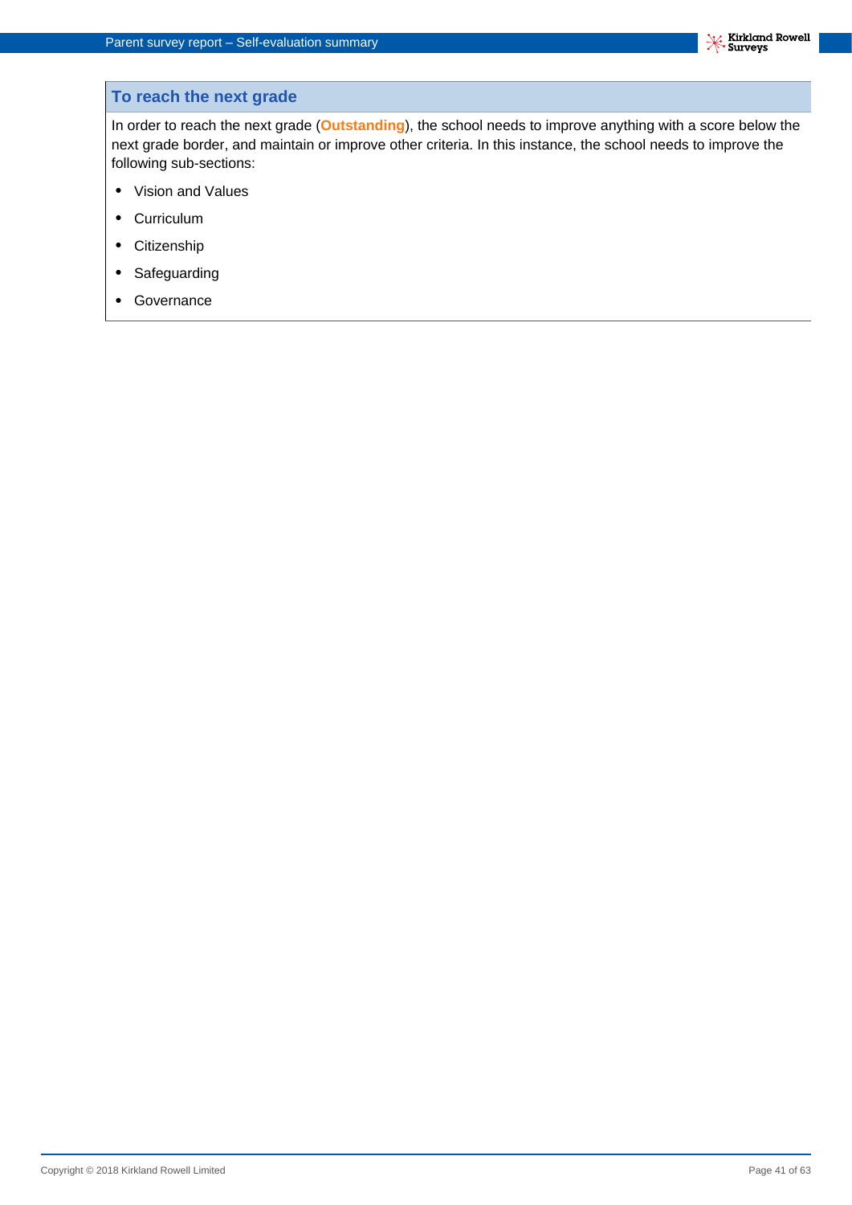## To reach the next grade

In order to reach the next grade (**Outstanding**), the school needs to improve anything with a score below the next grade border, and maintain or improve other criteria. In this instance, the school needs to improve the following sub-sections:

- Vision and Values
- Curriculum
- Citizenship
- Safeguarding
- Governance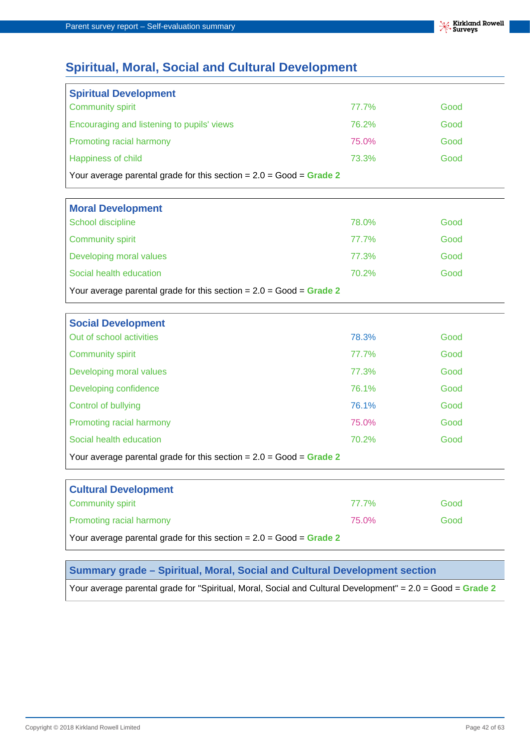## Spiritual, Moral, Social and Cultural Development

### Spiritual Development

| | | |
|---|---|---|
| Community spirit | 77.7% | Good |
| Encouraging and listening to pupils' views | 76.2% | Good |
| Promoting racial harmony | 75.0% | Good |
| Happiness of child | 73.3% | Good |

Your average parental grade for this section = 2.0 = Good = **Grade 2**

### Moral Development

| | | |
|---|---|---|
| School discipline | 78.0% | Good |
| Community spirit | 77.7% | Good |
| Developing moral values | 77.3% | Good |
| Social health education | 70.2% | Good |

Your average parental grade for this section = 2.0 = Good = **Grade 2**

### Social Development

| | | |
|---|---|---|
| Out of school activities | 78.3% | Good |
| Community spirit | 77.7% | Good |
| Developing moral values | 77.3% | Good |
| Developing confidence | 76.1% | Good |
| Control of bullying | 76.1% | Good |
| Promoting racial harmony | 75.0% | Good |
| Social health education | 70.2% | Good |

Your average parental grade for this section = 2.0 = Good = **Grade 2**

### Cultural Development

| | | |
|---|---|---|
| Community spirit | 77.7% | Good |
| Promoting racial harmony | 75.0% | Good |

Your average parental grade for this section = 2.0 = Good = **Grade 2**

### Summary grade – Spiritual, Moral, Social and Cultural Development section

Your average parental grade for "Spiritual, Moral, Social and Cultural Development" = 2.0 = Good = **Grade 2**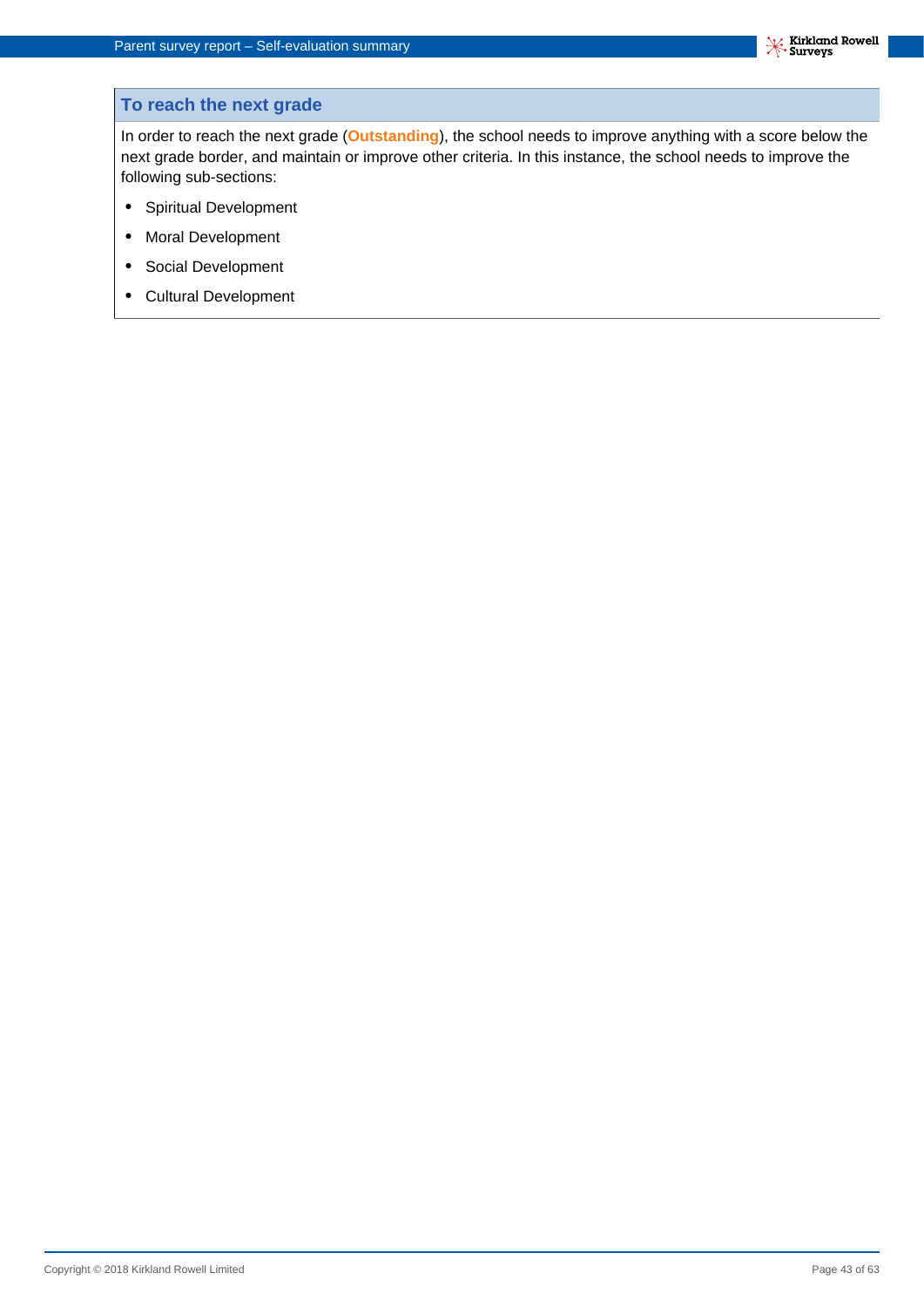## To reach the next grade

In order to reach the next grade (**Outstanding**), the school needs to improve anything with a score below the next grade border, and maintain or improve other criteria. In this instance, the school needs to improve the following sub-sections:

- Spiritual Development
- Moral Development
- Social Development
- Cultural Development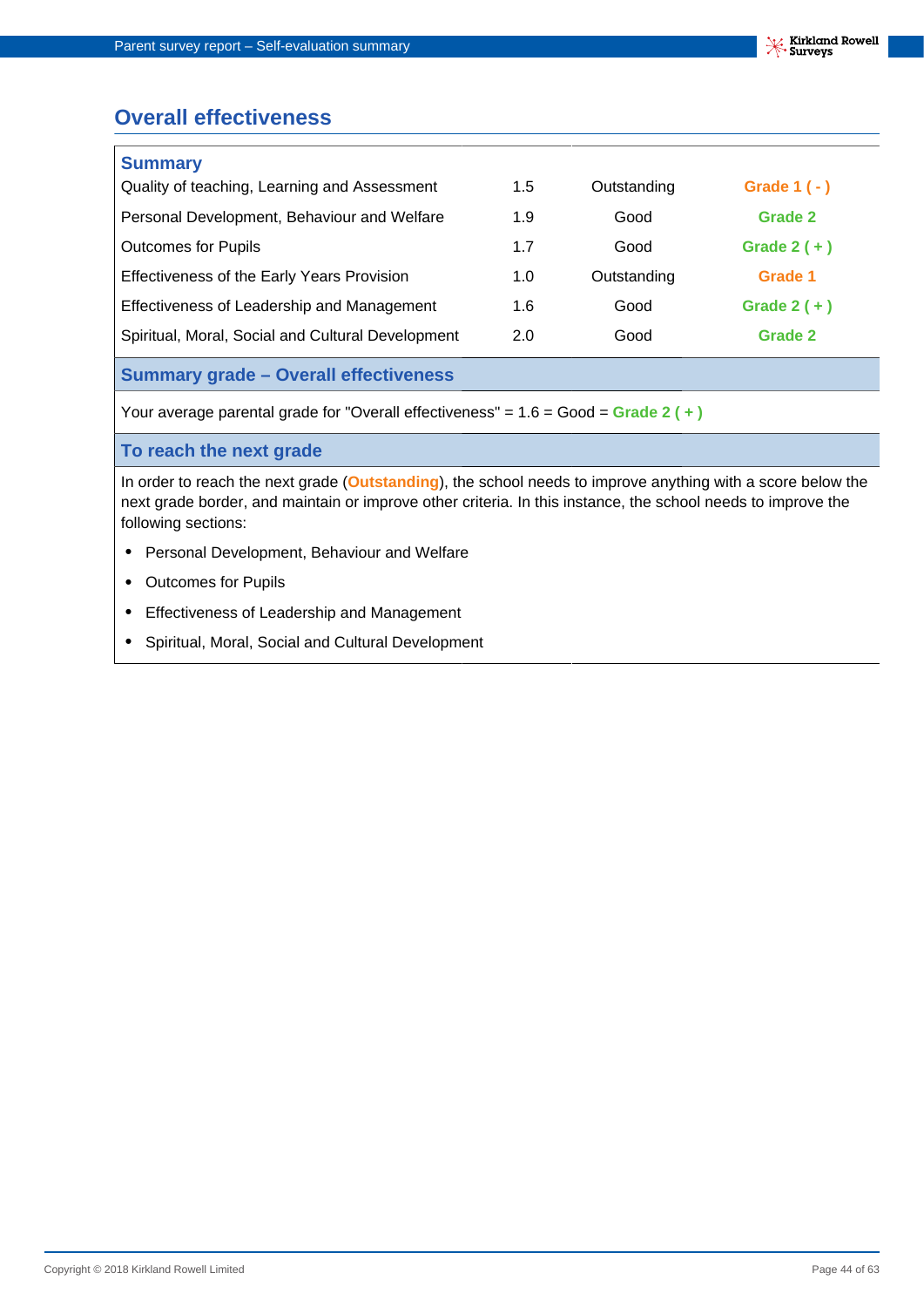## Overall effectiveness

### Summary

| | | | |
|---|---|---|---|
| Quality of teaching, Learning and Assessment | 1.5 | Outstanding | Grade 1 ( - ) |
| Personal Development, Behaviour and Welfare | 1.9 | Good | Grade 2 |
| Outcomes for Pupils | 1.7 | Good | Grade 2 ( + ) |
| Effectiveness of the Early Years Provision | 1.0 | Outstanding | Grade 1 |
| Effectiveness of Leadership and Management | 1.6 | Good | Grade 2 ( + ) |
| Spiritual, Moral, Social and Cultural Development | 2.0 | Good | Grade 2 |

### Summary grade – Overall effectiveness

Your average parental grade for "Overall effectiveness" = 1.6 = Good = **Grade 2 ( + )**

### To reach the next grade

In order to reach the next grade (**Outstanding**), the school needs to improve anything with a score below the next grade border, and maintain or improve other criteria. In this instance, the school needs to improve the following sections:

- Personal Development, Behaviour and Welfare
- Outcomes for Pupils
- Effectiveness of Leadership and Management
- Spiritual, Moral, Social and Cultural Development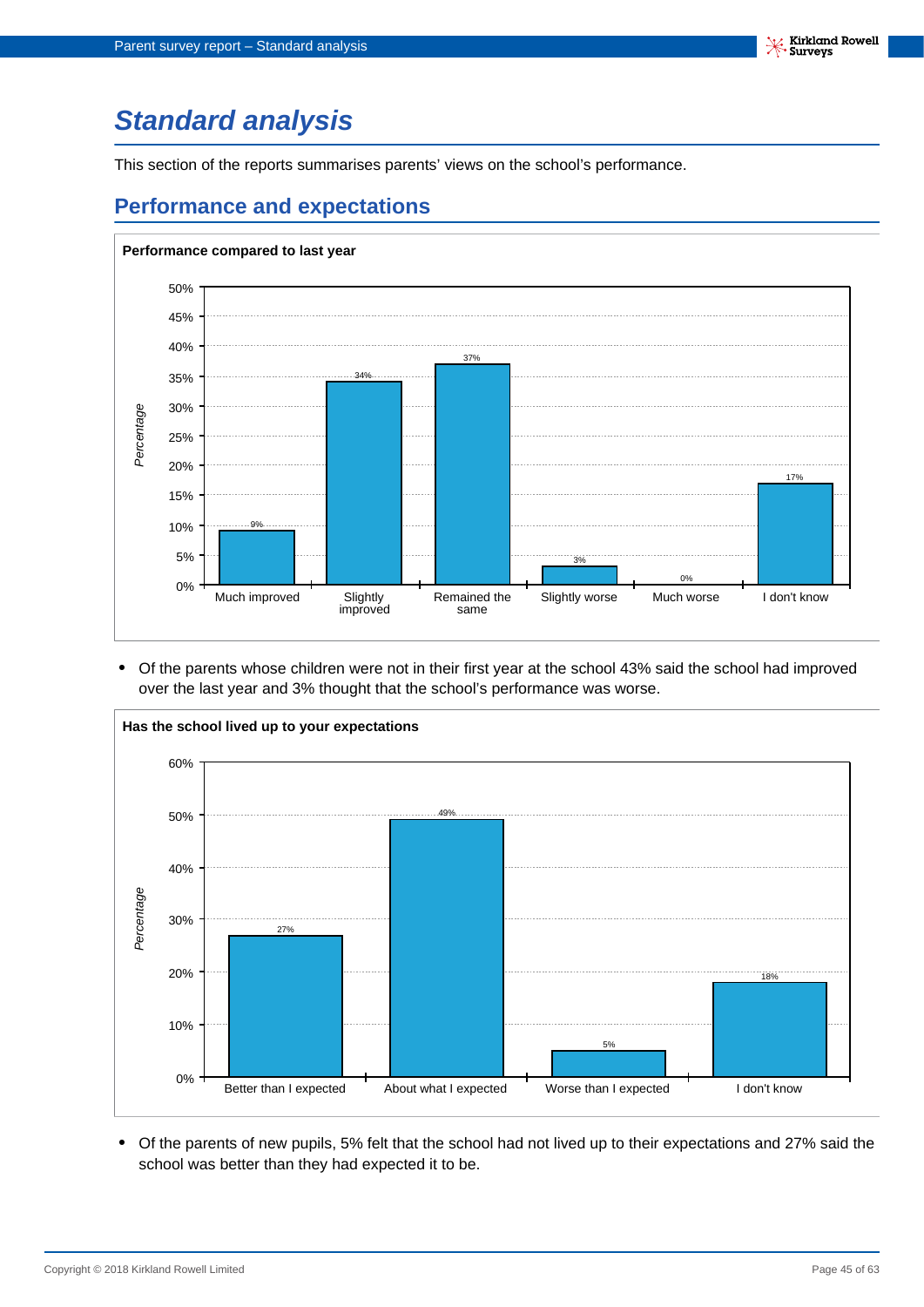# Standard analysis

This section of the reports summarises parents' views on the school's performance.

## Performance and expectations

**Performance compared to last year**

| Response | Percentage |
|---|---|
| Much improved | 9% |
| Slightly improved | 34% |
| Remained the same | 37% |
| Slightly worse | 3% |
| Much worse | 0% |
| I don't know | 17% |

- Of the parents whose children were not in their first year at the school 43% said the school had improved over the last year and 3% thought that the school's performance was worse.

**Has the school lived up to your expectations**

| Response | Percentage |
|---|---|
| Better than I expected | 27% |
| About what I expected | 49% |
| Worse than I expected | 5% |
| I don't know | 18% |

- Of the parents of new pupils, 5% felt that the school had not lived up to their expectations and 27% said the school was better than they had expected it to be.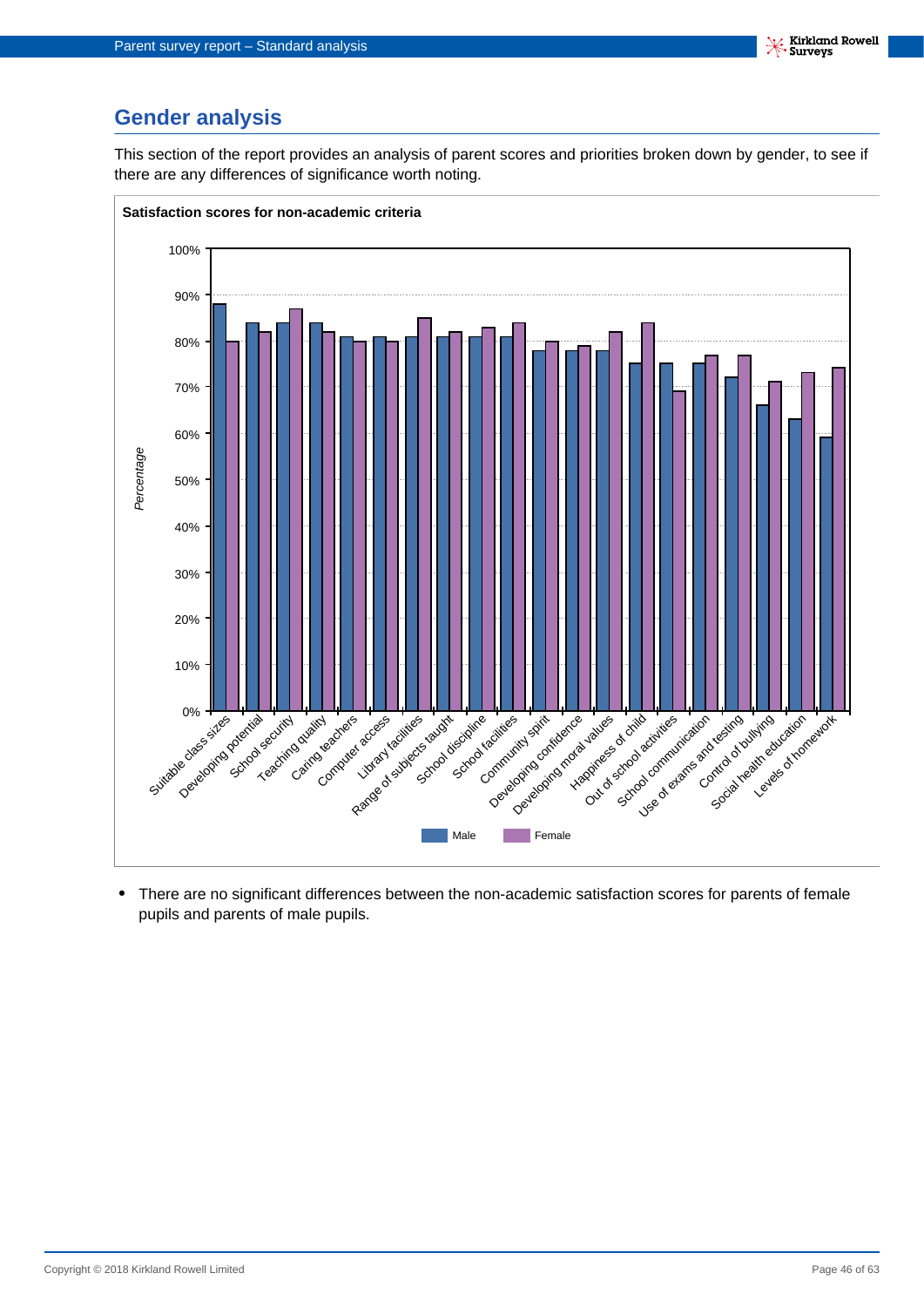## Gender analysis

This section of the report provides an analysis of parent scores and priorities broken down by gender, to see if there are any differences of significance worth noting.

**Satisfaction scores for non-academic criteria**

- There are no significant differences between the non-academic satisfaction scores for parents of female pupils and parents of male pupils.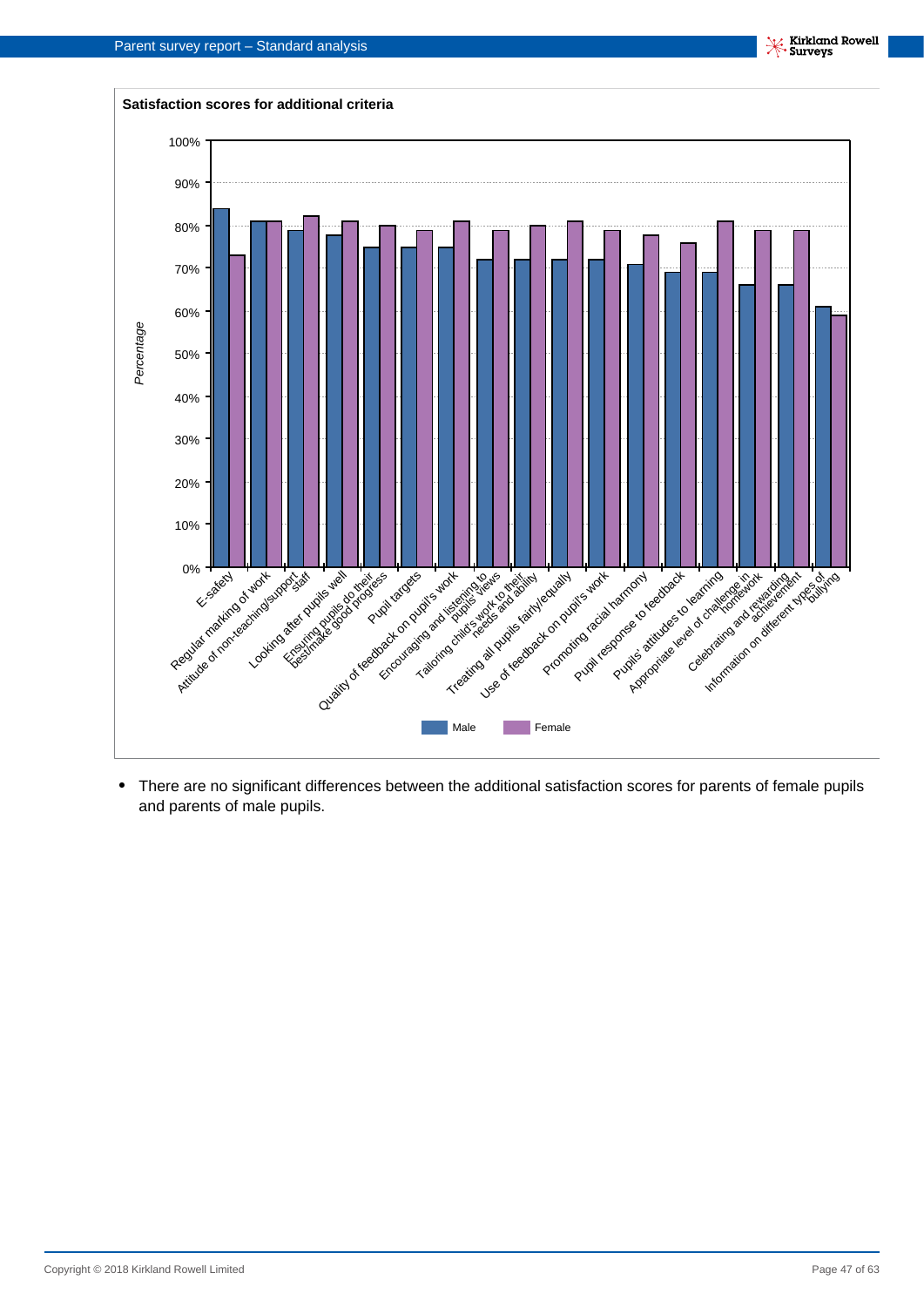**Satisfaction scores for additional criteria**

- There are no significant differences between the additional satisfaction scores for parents of female pupils and parents of male pupils.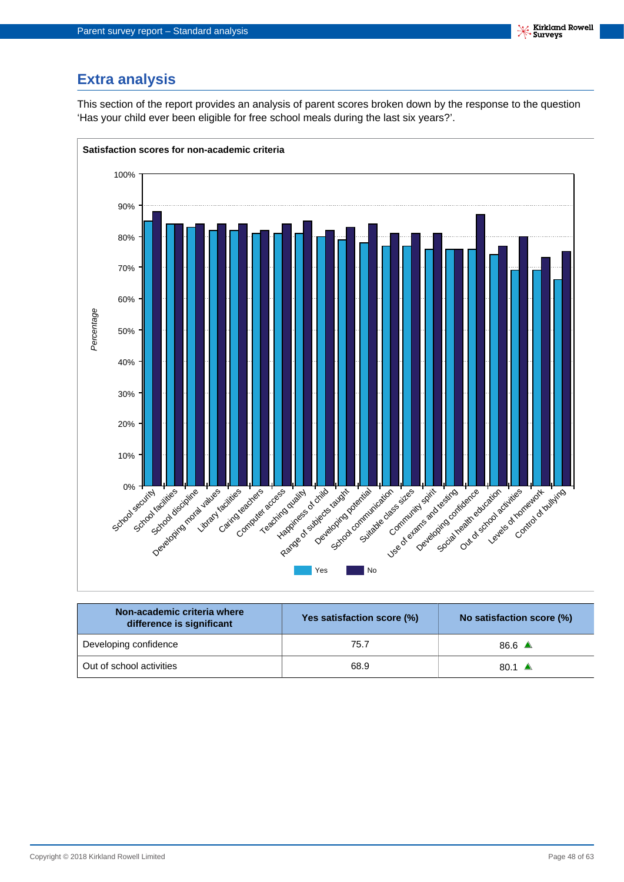## Extra analysis

This section of the report provides an analysis of parent scores broken down by the response to the question 'Has your child ever been eligible for free school meals during the last six years?'.

**Satisfaction scores for non-academic criteria**

| Non-academic criteria where difference is significant | Yes satisfaction score (%) | No satisfaction score (%) |
|---|---|---|
| Developing confidence | 75.7 | 86.6 ▲ |
| Out of school activities | 68.9 | 80.1 ▲ |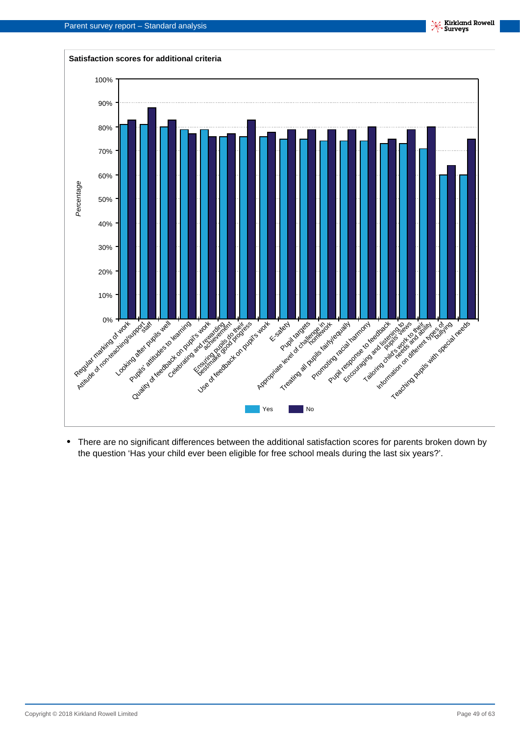**Satisfaction scores for additional criteria**

| Criterion | Yes | No |
|---|---|---|
| Regular marking of work | 81% | 83% |
| Attitude of non-teaching/support staff | 81% | 88% |
| Looking after pupils well | 80% | 83% |
| Pupils' attitudes to learning | 79% | 77% |
| Quality of feedback on pupil's work | 79% | 76% |
| Celebrating and rewarding achievement | 76% | 77% |
| Ensuring pupils do their best/make good progress | 76% | 83% |
| Use of feedback on pupil's work | 76% | 78% |
| E-safety | 75% | 79% |
| Pupil targets | 75% | 79% |
| Appropriate level of challenge in homework | 74% | 79% |
| Treating all pupils fairly/equally | 74% | 79% |
| Promoting racial harmony | 74% | 80% |
| Pupil response to feedback | 73% | 75% |
| Encouraging and listening to pupils' views | 73% | 79% |
| Tailoring child's work to their needs and ability | 71% | 80% |
| Information on different types of bullying | 60% | 64% |
| Teaching pupils with special needs | 60% | 75% |

- There are no significant differences between the additional satisfaction scores for parents broken down by the question 'Has your child ever been eligible for free school meals during the last six years?'.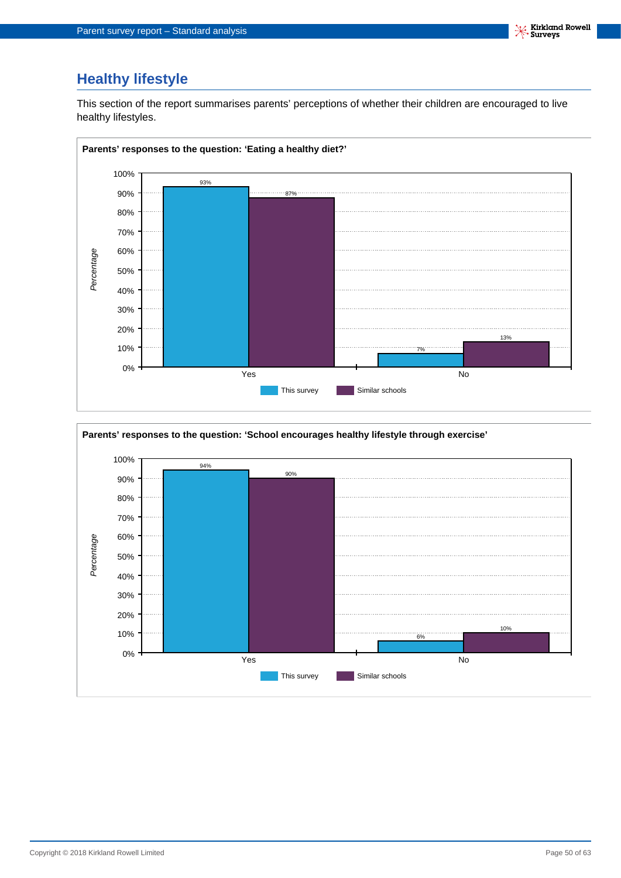## Healthy lifestyle

This section of the report summarises parents' perceptions of whether their children are encouraged to live healthy lifestyles.

**Parents' responses to the question: 'Eating a healthy diet?'**

| | This survey | Similar schools |
|---|---|---|
| Yes | 93% | 87% |
| No | 7% | 13% |

**Parents' responses to the question: 'School encourages healthy lifestyle through exercise'**

| | This survey | Similar schools |
|---|---|---|
| Yes | 94% | 90% |
| No | 6% | 10% |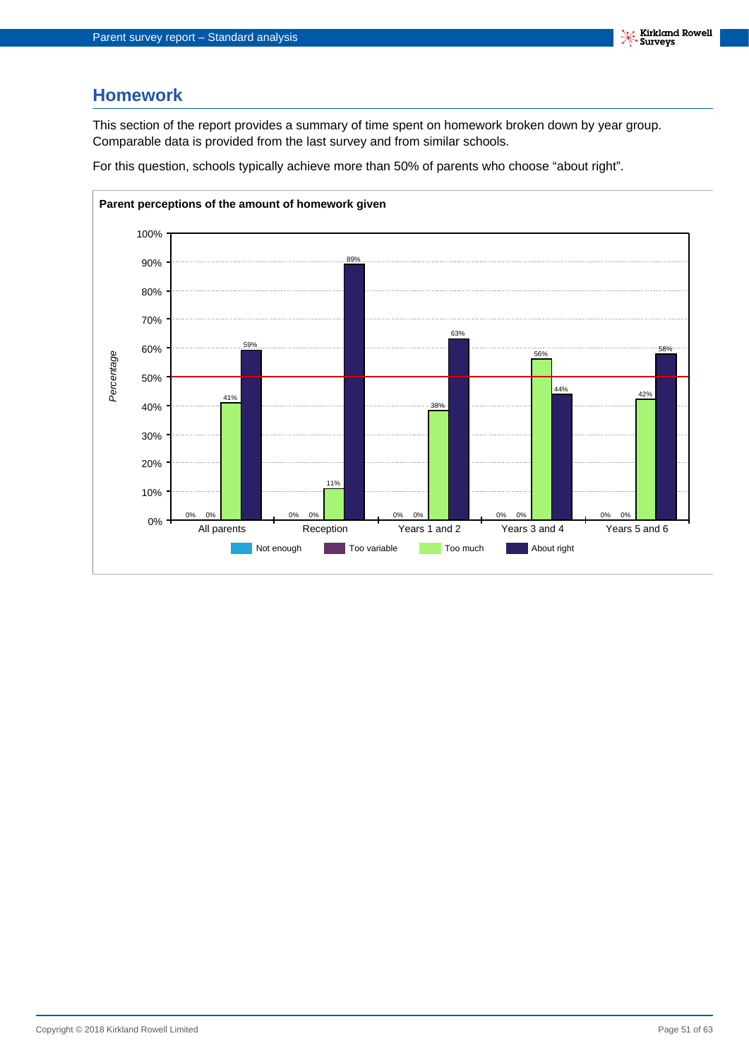# Homework

This section of the report provides a summary of time spent on homework broken down by year group. Comparable data is provided from the last survey and from similar schools.

For this question, schools typically achieve more than 50% of parents who choose "about right".

**Parent perceptions of the amount of homework given**

| | Not enough | Too variable | Too much | About right |
|---|---|---|---|---|
| All parents | 0% | 0% | 41% | 59% |
| Reception | 0% | 0% | 11% | 89% |
| Years 1 and 2 | 0% | 0% | 38% | 63% |
| Years 3 and 4 | 0% | 0% | 56% | 44% |
| Years 5 and 6 | 0% | 0% | 42% | 58% |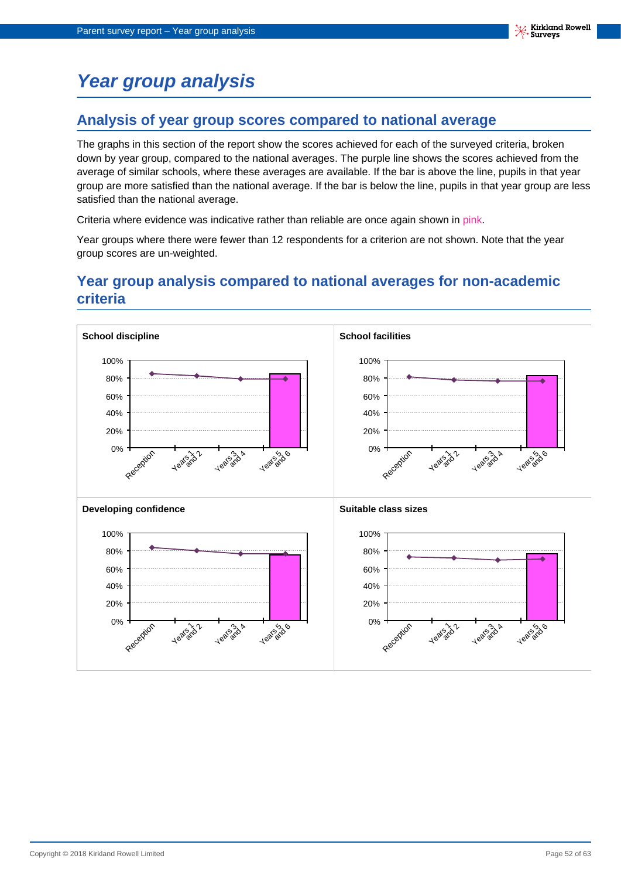# *Year group analysis*

## Analysis of year group scores compared to national average

The graphs in this section of the report show the scores achieved for each of the surveyed criteria, broken down by year group, compared to the national averages. The purple line shows the scores achieved from the average of similar schools, where these averages are available. If the bar is above the line, pupils in that year group are more satisfied than the national average. If the bar is below the line, pupils in that year group are less satisfied than the national average.

Criteria where evidence was indicative rather than reliable are once again shown in pink.

Year groups where there were fewer than 12 respondents for a criterion are not shown. Note that the year group scores are un-weighted.

## Year group analysis compared to national averages for non-academic criteria

**School discipline**

100%
80%
60%
40%
20%
0%

Reception | Years 1 and 2 | Years 3 and 4 | Years 5 and 6

**School facilities**

100%
80%
60%
40%
20%
0%

Reception | Years 1 and 2 | Years 3 and 4 | Years 5 and 6

**Developing confidence**

100%
80%
60%
40%
20%
0%

Reception | Years 1 and 2 | Years 3 and 4 | Years 5 and 6

**Suitable class sizes**

100%
80%
60%
40%
20%
0%

Reception | Years 1 and 2 | Years 3 and 4 | Years 5 and 6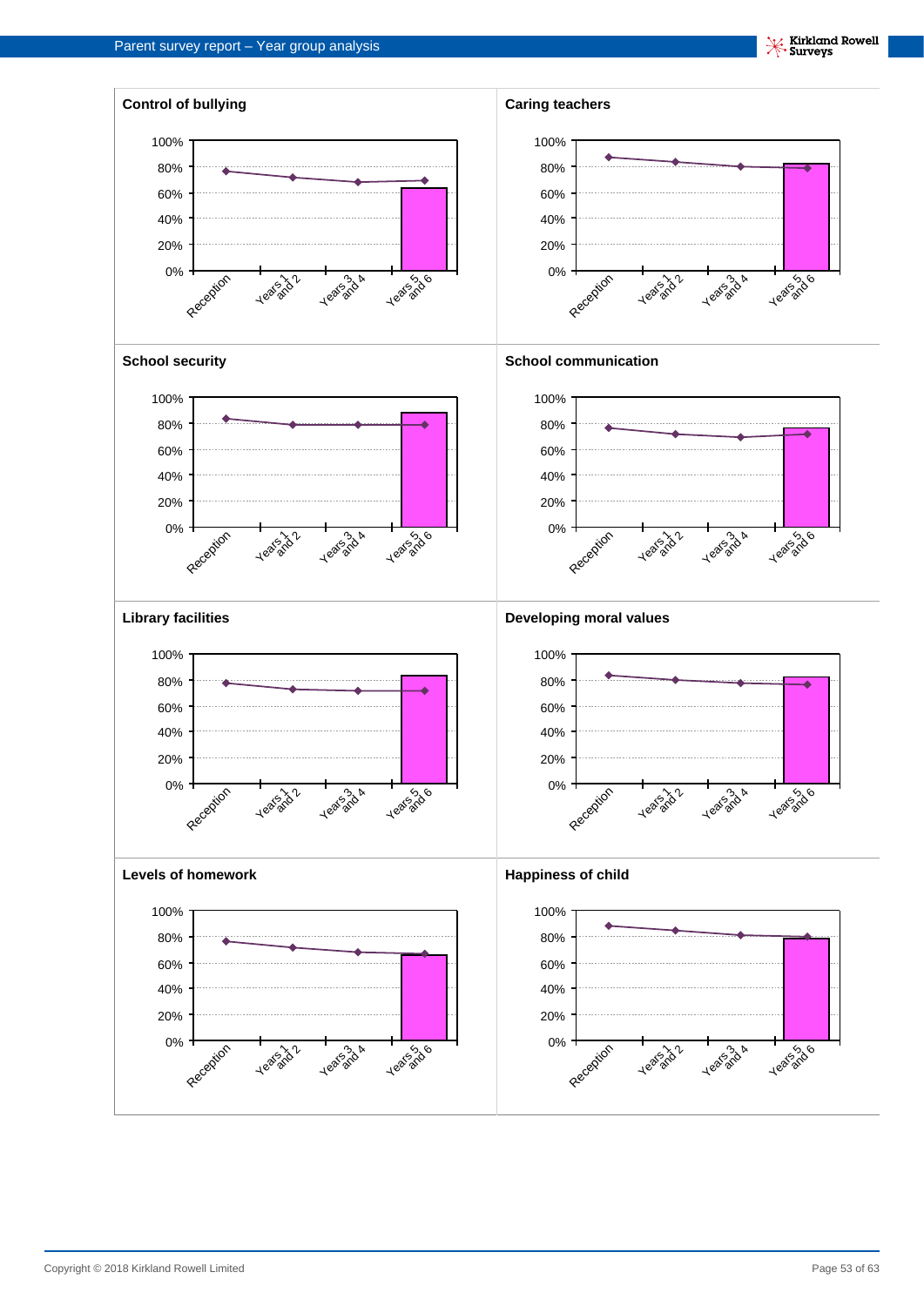### Control of bullying

100%
80%
60%
40%
20%
0%

Reception | Years 1 and 2 | Years 3 and 4 | Years 5 and 6

### Caring teachers

100%
80%
60%
40%
20%
0%

Reception | Years 1 and 2 | Years 3 and 4 | Years 5 and 6

### School security

100%
80%
60%
40%
20%
0%

Reception | Years 1 and 2 | Years 3 and 4 | Years 5 and 6

### School communication

100%
80%
60%
40%
20%
0%

Reception | Years 1 and 2 | Years 3 and 4 | Years 5 and 6

### Library facilities

100%
80%
60%
40%
20%
0%

Reception | Years 1 and 2 | Years 3 and 4 | Years 5 and 6

### Developing moral values

100%
80%
60%
40%
20%
0%

Reception | Years 1 and 2 | Years 3 and 4 | Years 5 and 6

### Levels of homework

100%
80%
60%
40%
20%
0%

Reception | Years 1 and 2 | Years 3 and 4 | Years 5 and 6

### Happiness of child

100%
80%
60%
40%
20%
0%

Reception | Years 1 and 2 | Years 3 and 4 | Years 5 and 6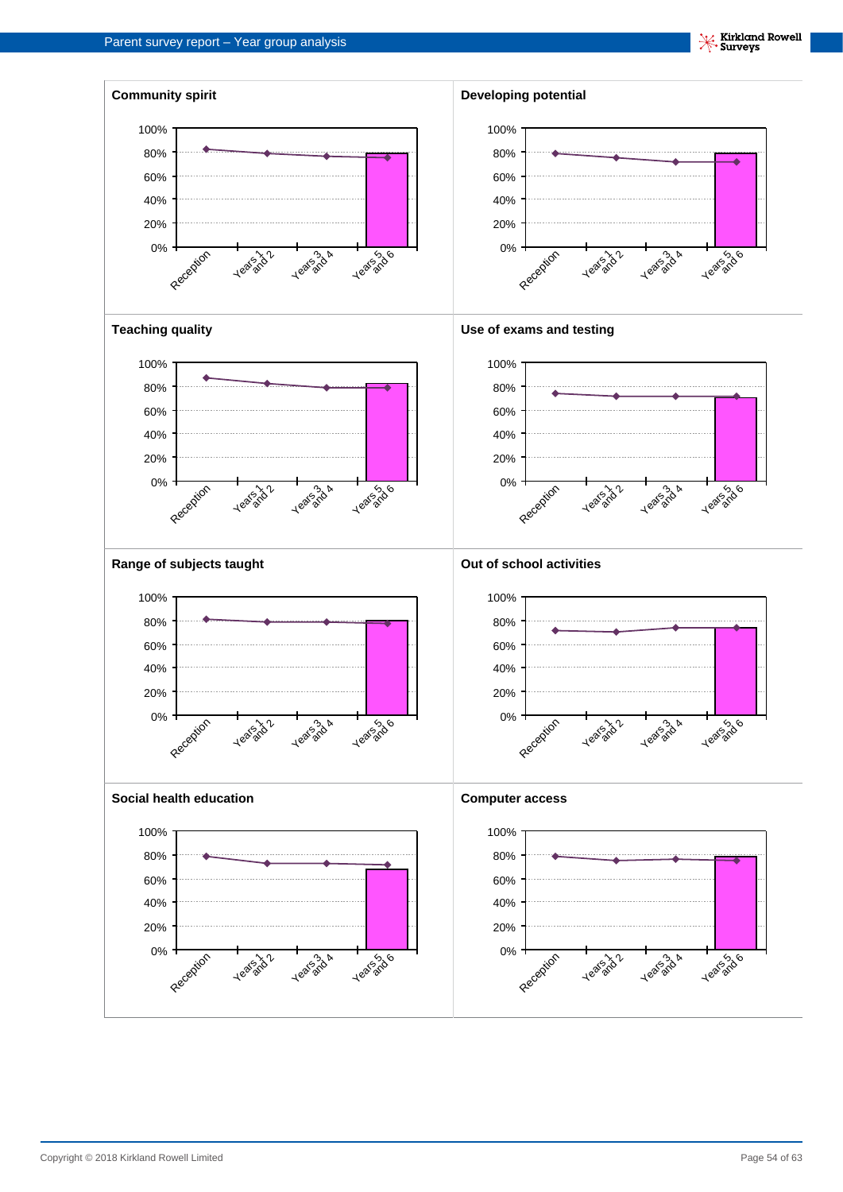### Community spirit

100%
80%
60%
40%
20%
0%

Reception | Years 1 and 2 | Years 3 and 4 | Years 5 and 6

### Developing potential

100%
80%
60%
40%
20%
0%

Reception | Years 1 and 2 | Years 3 and 4 | Years 5 and 6

### Teaching quality

100%
80%
60%
40%
20%
0%

Reception | Years 1 and 2 | Years 3 and 4 | Years 5 and 6

### Use of exams and testing

100%
80%
60%
40%
20%
0%

Reception | Years 1 and 2 | Years 3 and 4 | Years 5 and 6

### Range of subjects taught

100%
80%
60%
40%
20%
0%

Reception | Years 1 and 2 | Years 3 and 4 | Years 5 and 6

### Out of school activities

100%
80%
60%
40%
20%
0%

Reception | Years 1 and 2 | Years 3 and 4 | Years 5 and 6

### Social health education

100%
80%
60%
40%
20%
0%

Reception | Years 1 and 2 | Years 3 and 4 | Years 5 and 6

### Computer access

100%
80%
60%
40%
20%
0%

Reception | Years 1 and 2 | Years 3 and 4 | Years 5 and 6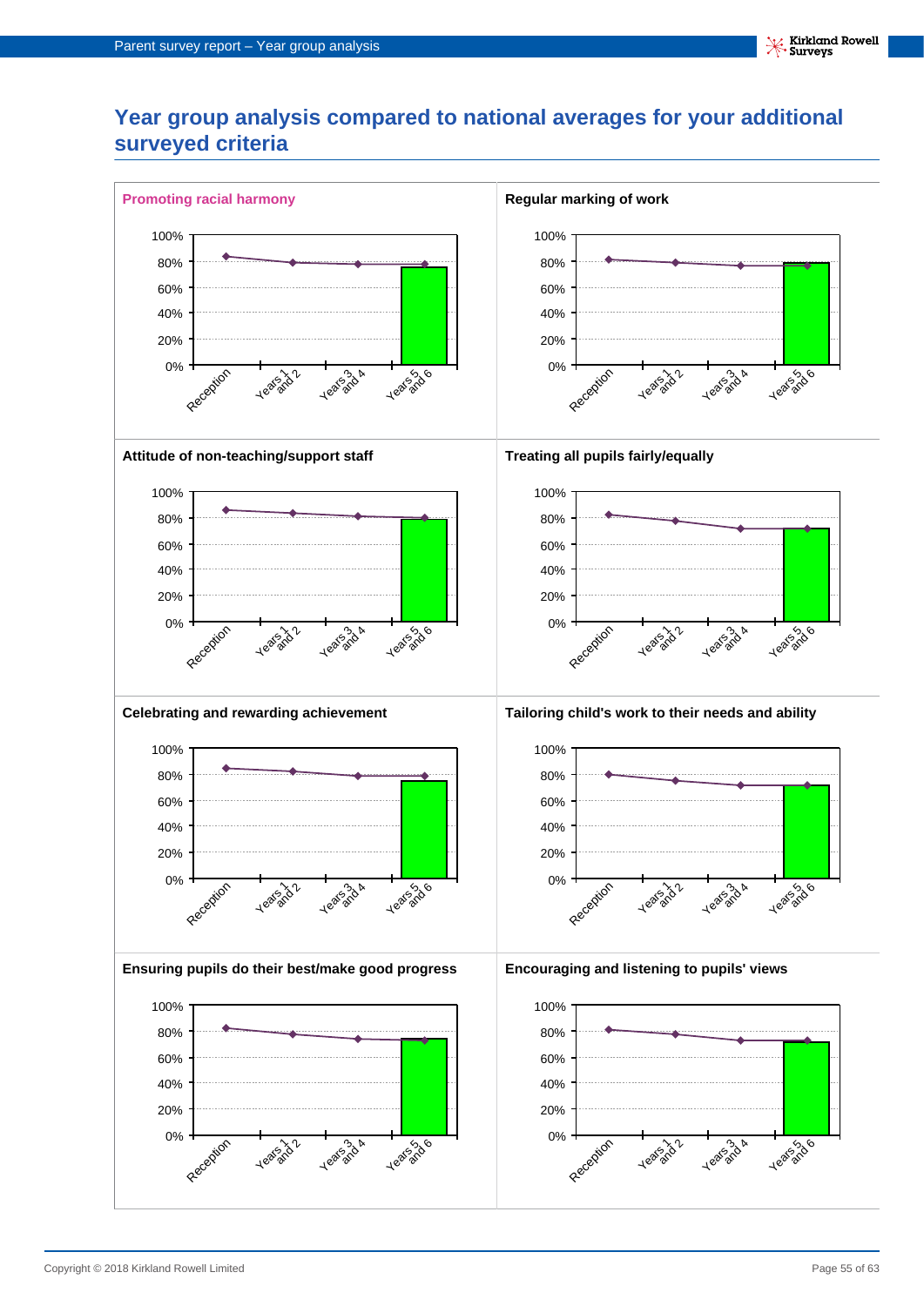# Year group analysis compared to national averages for your additional surveyed criteria

**Promoting racial harmony**

100%
80%
60%
40%
20%
0%

Reception | Years 1 and 2 | Years 3 and 4 | Years 5 and 6

**Regular marking of work**

100%
80%
60%
40%
20%
0%

Reception | Years 1 and 2 | Years 3 and 4 | Years 5 and 6

**Attitude of non-teaching/support staff**

100%
80%
60%
40%
20%
0%

Reception | Years 1 and 2 | Years 3 and 4 | Years 5 and 6

**Treating all pupils fairly/equally**

100%
80%
60%
40%
20%
0%

Reception | Years 1 and 2 | Years 3 and 4 | Years 5 and 6

**Celebrating and rewarding achievement**

100%
80%
60%
40%
20%
0%

Reception | Years 1 and 2 | Years 3 and 4 | Years 5 and 6

**Tailoring child's work to their needs and ability**

100%
80%
60%
40%
20%
0%

Reception | Years 1 and 2 | Years 3 and 4 | Years 5 and 6

**Ensuring pupils do their best/make good progress**

100%
80%
60%
40%
20%
0%

Reception | Years 1 and 2 | Years 3 and 4 | Years 5 and 6

**Encouraging and listening to pupils' views**

100%
80%
60%
40%
20%
0%

Reception | Years 1 and 2 | Years 3 and 4 | Years 5 and 6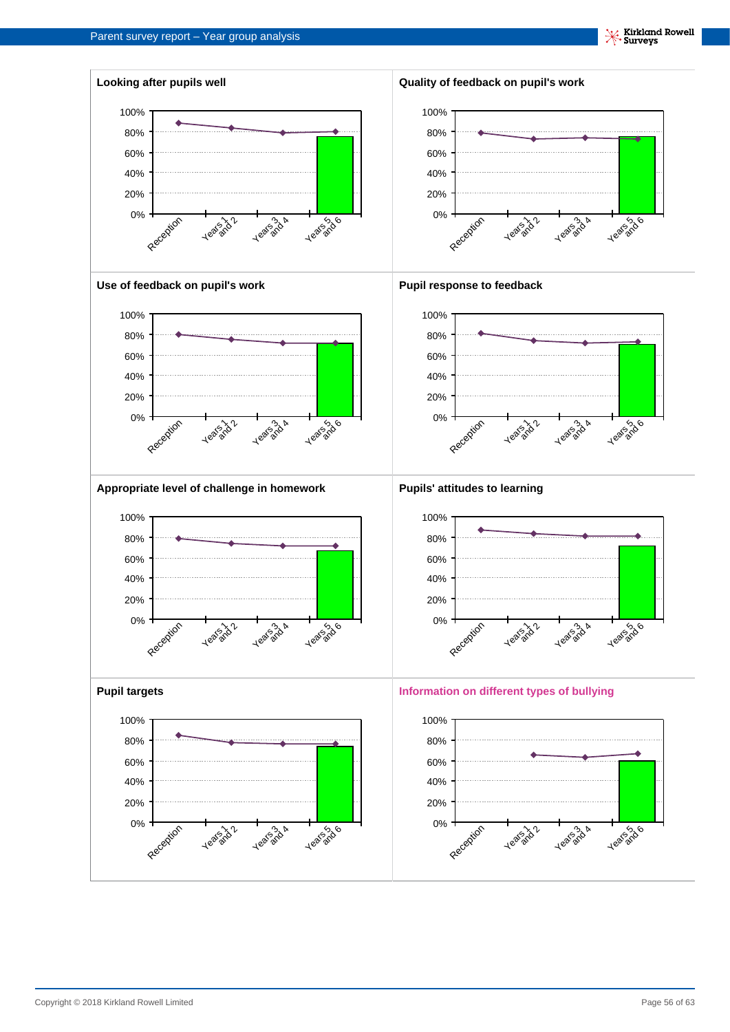#### Looking after pupils well

100%
80%
60%
40%
20%
0%

Reception | Years 1 and 2 | Years 3 and 4 | Years 5 and 6

#### Quality of feedback on pupil's work

100%
80%
60%
40%
20%
0%

Reception | Years 1 and 2 | Years 3 and 4 | Years 5 and 6

#### Use of feedback on pupil's work

100%
80%
60%
40%
20%
0%

Reception | Years 1 and 2 | Years 3 and 4 | Years 5 and 6

#### Pupil response to feedback

100%
80%
60%
40%
20%
0%

Reception | Years 1 and 2 | Years 3 and 4 | Years 5 and 6

#### Appropriate level of challenge in homework

100%
80%
60%
40%
20%
0%

Reception | Years 1 and 2 | Years 3 and 4 | Years 5 and 6

#### Pupils' attitudes to learning

100%
80%
60%
40%
20%
0%

Reception | Years 1 and 2 | Years 3 and 4 | Years 5 and 6

#### Pupil targets

100%
80%
60%
40%
20%
0%

Reception | Years 1 and 2 | Years 3 and 4 | Years 5 and 6

#### Information on different types of bullying

100%
80%
60%
40%
20%
0%

Reception | Years 1 and 2 | Years 3 and 4 | Years 5 and 6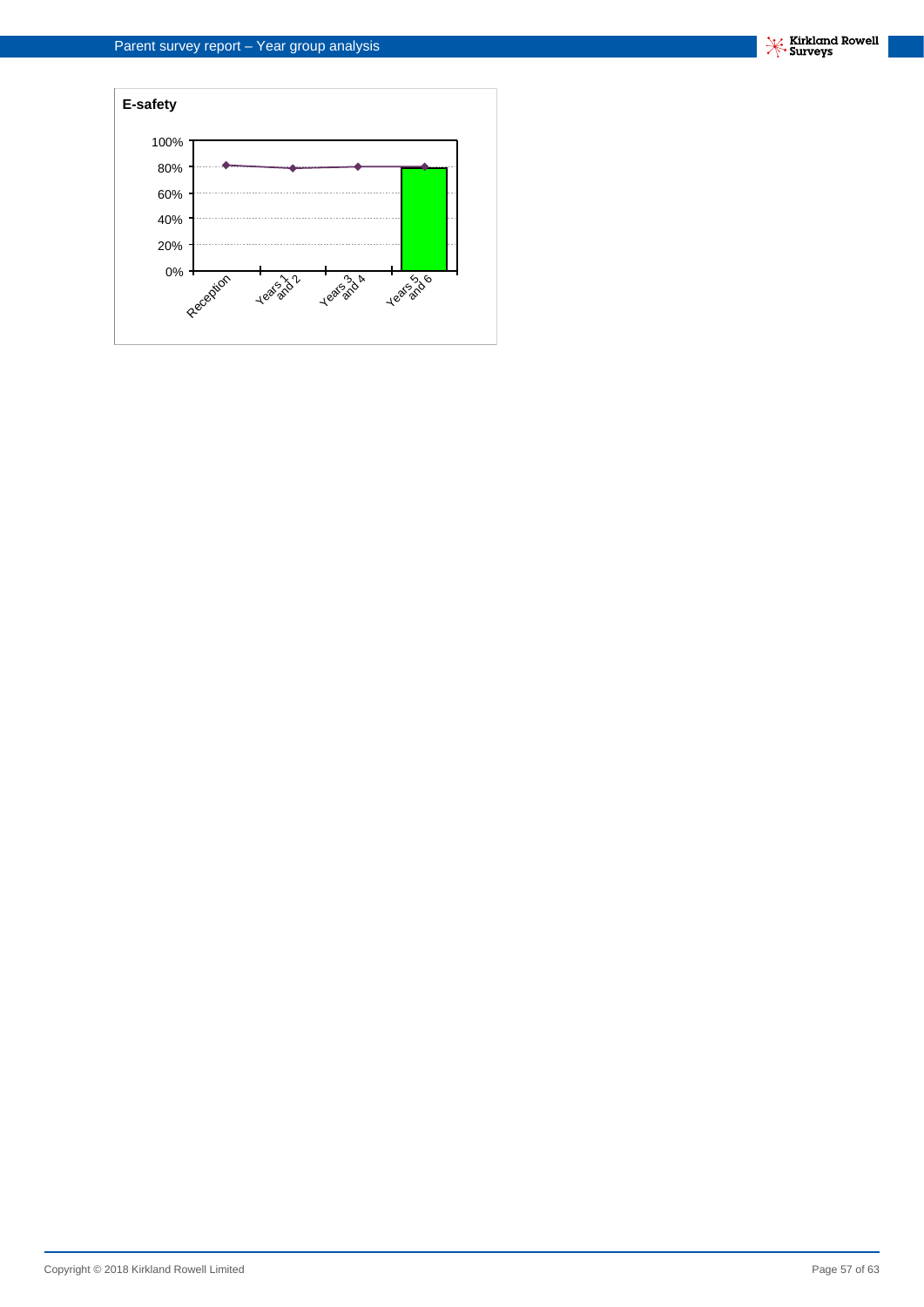**E-safety**

| | Reception | Years 1 and 2 | Years 3 and 4 | Years 5 and 6 |
|---|---|---|---|---|
| Axis | 0% – 100% | | | |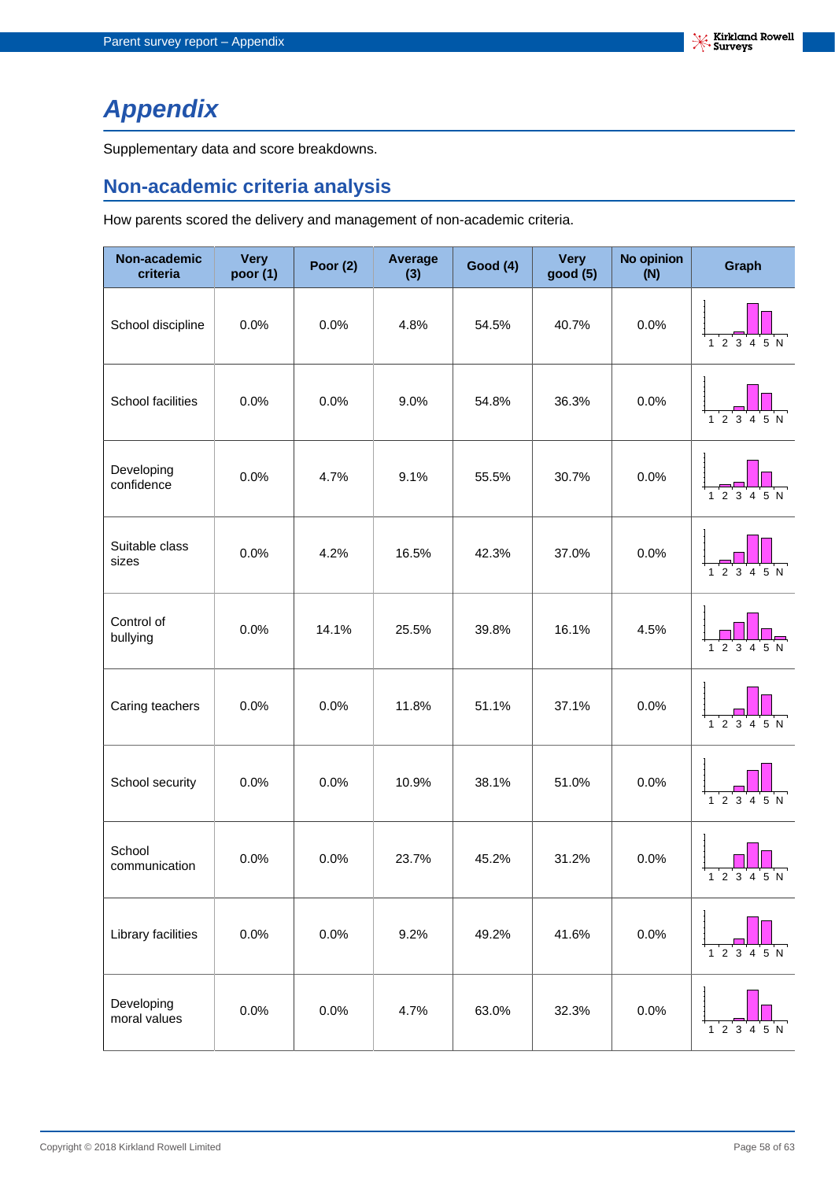# Appendix

Supplementary data and score breakdowns.

## Non-academic criteria analysis

How parents scored the delivery and management of non-academic criteria.

| Non-academic criteria | Very poor (1) | Poor (2) | Average (3) | Good (4) | Very good (5) | No opinion (N) | Graph |
|---|---|---|---|---|---|---|---|
| School discipline | 0.0% | 0.0% | 4.8% | 54.5% | 40.7% | 0.0% | |
| School facilities | 0.0% | 0.0% | 9.0% | 54.8% | 36.3% | 0.0% | |
| Developing confidence | 0.0% | 4.7% | 9.1% | 55.5% | 30.7% | 0.0% | |
| Suitable class sizes | 0.0% | 4.2% | 16.5% | 42.3% | 37.0% | 0.0% | |
| Control of bullying | 0.0% | 14.1% | 25.5% | 39.8% | 16.1% | 4.5% | |
| Caring teachers | 0.0% | 0.0% | 11.8% | 51.1% | 37.1% | 0.0% | |
| School security | 0.0% | 0.0% | 10.9% | 38.1% | 51.0% | 0.0% | |
| School communication | 0.0% | 0.0% | 23.7% | 45.2% | 31.2% | 0.0% | |
| Library facilities | 0.0% | 0.0% | 9.2% | 49.2% | 41.6% | 0.0% | |
| Developing moral values | 0.0% | 0.0% | 4.7% | 63.0% | 32.3% | 0.0% | |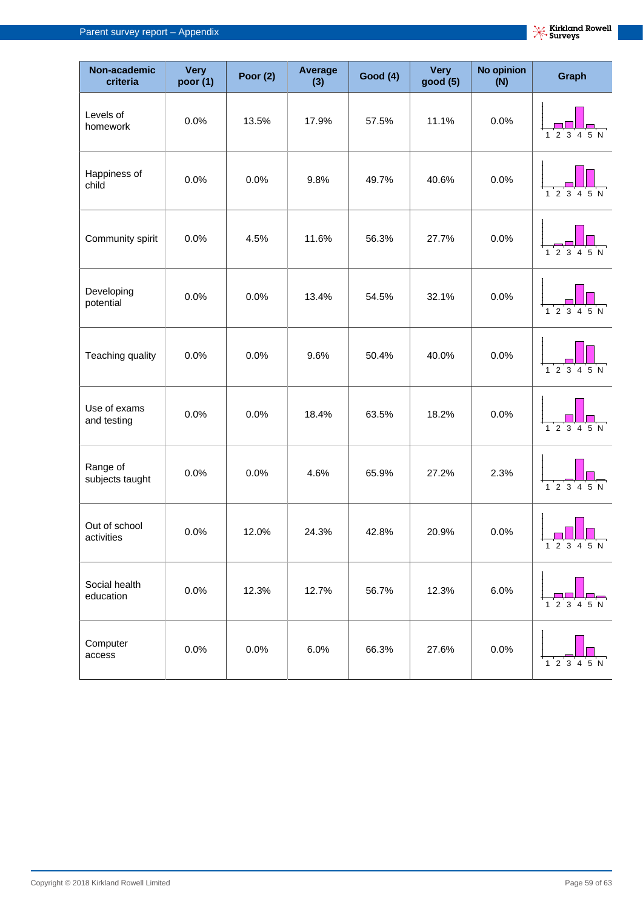| Non-academic criteria | Very poor (1) | Poor (2) | Average (3) | Good (4) | Very good (5) | No opinion (N) | Graph |
|---|---|---|---|---|---|---|---|
| Levels of homework | 0.0% | 13.5% | 17.9% | 57.5% | 11.1% | 0.0% | |
| Happiness of child | 0.0% | 0.0% | 9.8% | 49.7% | 40.6% | 0.0% | |
| Community spirit | 0.0% | 4.5% | 11.6% | 56.3% | 27.7% | 0.0% | |
| Developing potential | 0.0% | 0.0% | 13.4% | 54.5% | 32.1% | 0.0% | |
| Teaching quality | 0.0% | 0.0% | 9.6% | 50.4% | 40.0% | 0.0% | |
| Use of exams and testing | 0.0% | 0.0% | 18.4% | 63.5% | 18.2% | 0.0% | |
| Range of subjects taught | 0.0% | 0.0% | 4.6% | 65.9% | 27.2% | 2.3% | |
| Out of school activities | 0.0% | 12.0% | 24.3% | 42.8% | 20.9% | 0.0% | |
| Social health education | 0.0% | 12.3% | 12.7% | 56.7% | 12.3% | 6.0% | |
| Computer access | 0.0% | 0.0% | 6.0% | 66.3% | 27.6% | 0.0% | |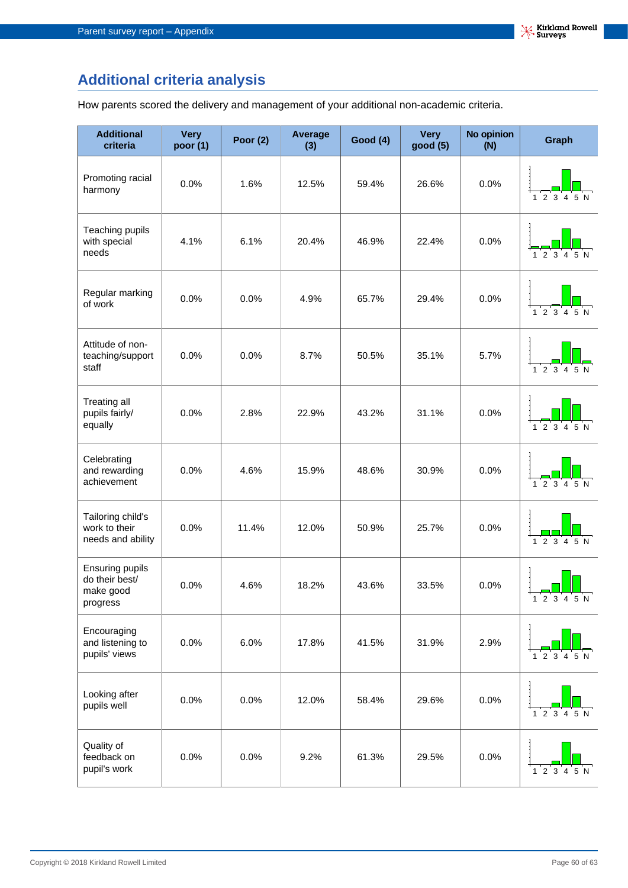## Additional criteria analysis

How parents scored the delivery and management of your additional non-academic criteria.

| Additional criteria | Very poor (1) | Poor (2) | Average (3) | Good (4) | Very good (5) | No opinion (N) | Graph |
|---|---|---|---|---|---|---|---|
| Promoting racial harmony | 0.0% | 1.6% | 12.5% | 59.4% | 26.6% | 0.0% | 1 2 3 4 5 N |
| Teaching pupils with special needs | 4.1% | 6.1% | 20.4% | 46.9% | 22.4% | 0.0% | 1 2 3 4 5 N |
| Regular marking of work | 0.0% | 0.0% | 4.9% | 65.7% | 29.4% | 0.0% | 1 2 3 4 5 N |
| Attitude of non-teaching/support staff | 0.0% | 0.0% | 8.7% | 50.5% | 35.1% | 5.7% | 1 2 3 4 5 N |
| Treating all pupils fairly/ equally | 0.0% | 2.8% | 22.9% | 43.2% | 31.1% | 0.0% | 1 2 3 4 5 N |
| Celebrating and rewarding achievement | 0.0% | 4.6% | 15.9% | 48.6% | 30.9% | 0.0% | 1 2 3 4 5 N |
| Tailoring child's work to their needs and ability | 0.0% | 11.4% | 12.0% | 50.9% | 25.7% | 0.0% | 1 2 3 4 5 N |
| Ensuring pupils do their best/ make good progress | 0.0% | 4.6% | 18.2% | 43.6% | 33.5% | 0.0% | 1 2 3 4 5 N |
| Encouraging and listening to pupils' views | 0.0% | 6.0% | 17.8% | 41.5% | 31.9% | 2.9% | 1 2 3 4 5 N |
| Looking after pupils well | 0.0% | 0.0% | 12.0% | 58.4% | 29.6% | 0.0% | 1 2 3 4 5 N |
| Quality of feedback on pupil's work | 0.0% | 0.0% | 9.2% | 61.3% | 29.5% | 0.0% | 1 2 3 4 5 N |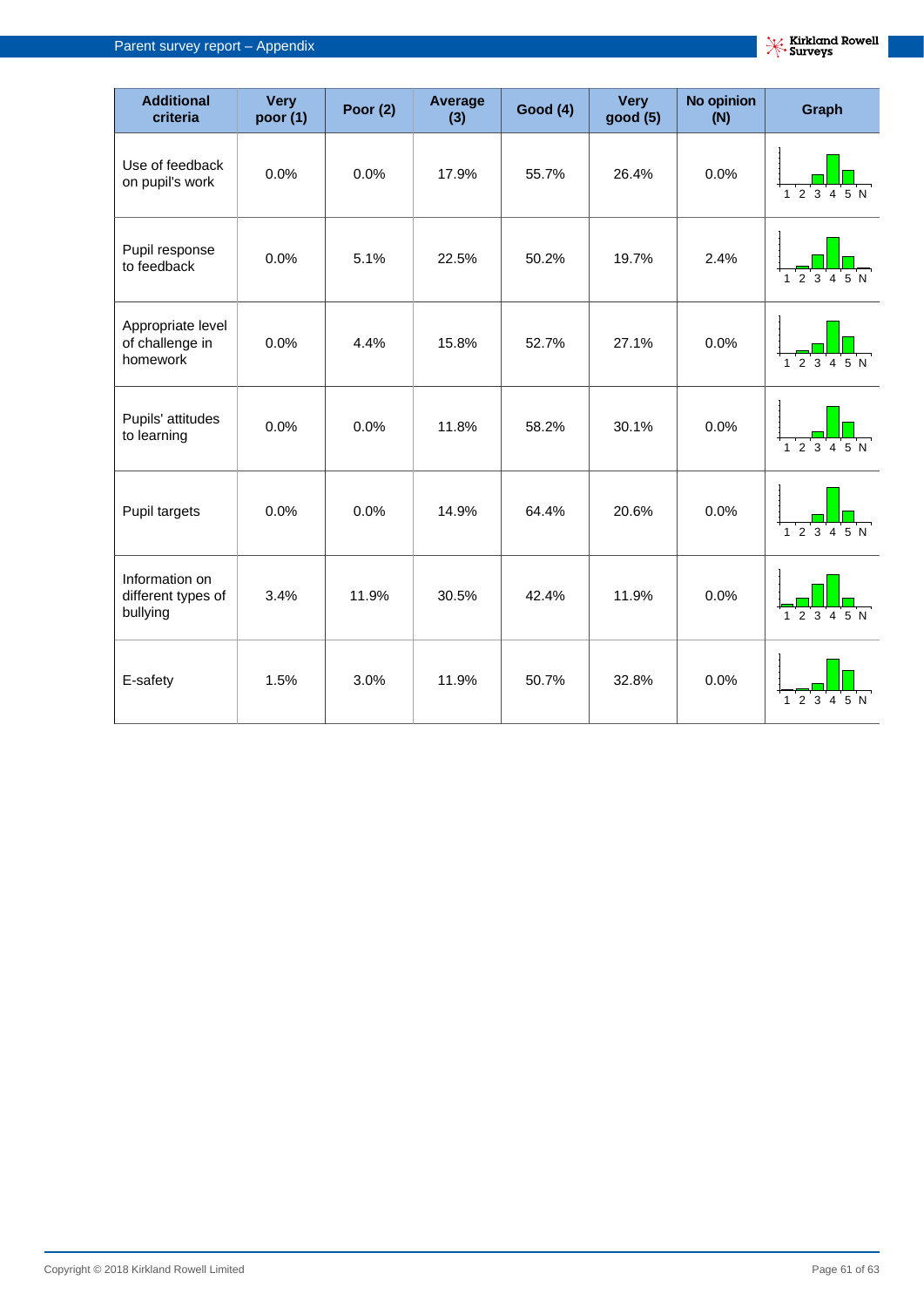| Additional criteria | Very poor (1) | Poor (2) | Average (3) | Good (4) | Very good (5) | No opinion (N) | Graph |
|---|---|---|---|---|---|---|---|
| Use of feedback on pupil's work | 0.0% | 0.0% | 17.9% | 55.7% | 26.4% | 0.0% | |
| Pupil response to feedback | 0.0% | 5.1% | 22.5% | 50.2% | 19.7% | 2.4% | |
| Appropriate level of challenge in homework | 0.0% | 4.4% | 15.8% | 52.7% | 27.1% | 0.0% | |
| Pupils' attitudes to learning | 0.0% | 0.0% | 11.8% | 58.2% | 30.1% | 0.0% | |
| Pupil targets | 0.0% | 0.0% | 14.9% | 64.4% | 20.6% | 0.0% | |
| Information on different types of bullying | 3.4% | 11.9% | 30.5% | 42.4% | 11.9% | 0.0% | |
| E-safety | 1.5% | 3.0% | 11.9% | 50.7% | 32.8% | 0.0% | |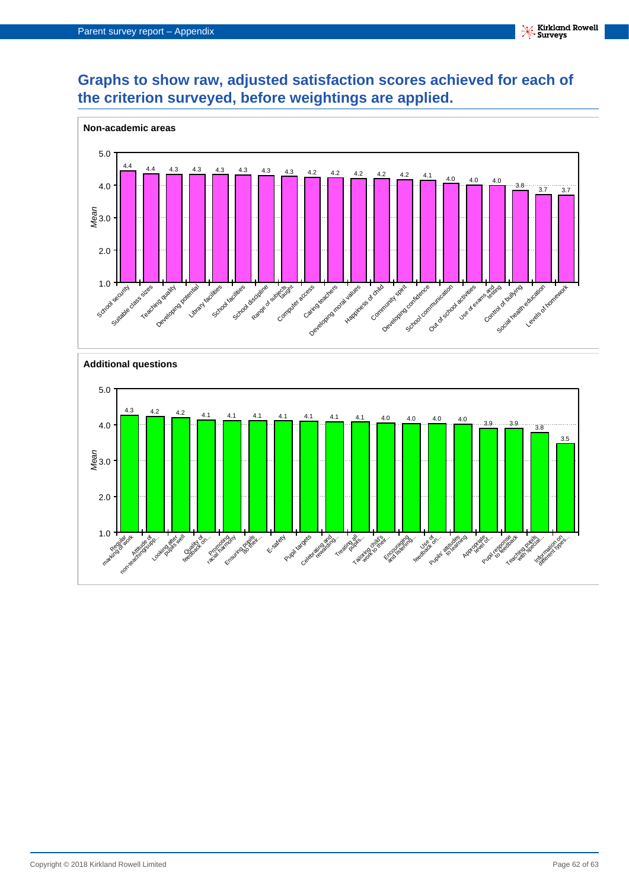## Graphs to show raw, adjusted satisfaction scores achieved for each of the criterion surveyed, before weightings are applied.

**Non-academic areas**

| Criterion | Mean |
|---|---|
| School security | 4.4 |
| Suitable class sizes | 4.4 |
| Teaching quality | 4.3 |
| Developing potential | 4.3 |
| Library facilities | 4.3 |
| School facilities | 4.3 |
| School discipline | 4.3 |
| Range of subjects taught | 4.3 |
| Computer access | 4.2 |
| Caring teachers | 4.2 |
| Developing moral values | 4.2 |
| Happiness of child | 4.2 |
| Community spirit | 4.2 |
| Developing confidence | 4.1 |
| School communication | 4.0 |
| Out of school activities | 4.0 |
| Use of exams and testing | 4.0 |
| Control of bullying | 3.8 |
| Social health education | 3.7 |
| Levels of homework | 3.7 |

**Additional questions**

| Criterion | Mean |
|---|---|
| Regular marking of work | 4.3 |
| Attitude of non-teaching/supp... | 4.2 |
| Looking after pupils well | 4.2 |
| Quality of feedback on... | 4.1 |
| Promoting racial harmony | 4.1 |
| Ensuring pupils do their... | 4.1 |
| E-safety | 4.1 |
| Pupil targets | 4.1 |
| Celebrating and rewarding... | 4.1 |
| Treating all pupils... | 4.1 |
| Tailoring child's work to their... | 4.0 |
| Encouraging and listening... | 4.0 |
| Use of feedback on... | 4.0 |
| Pupils' attitudes to learning | 4.0 |
| Appropriate level of... | 3.9 |
| Pupil response to feedback | 3.9 |
| Teaching pupils with special... | 3.8 |
| Information on different types... | 3.5 |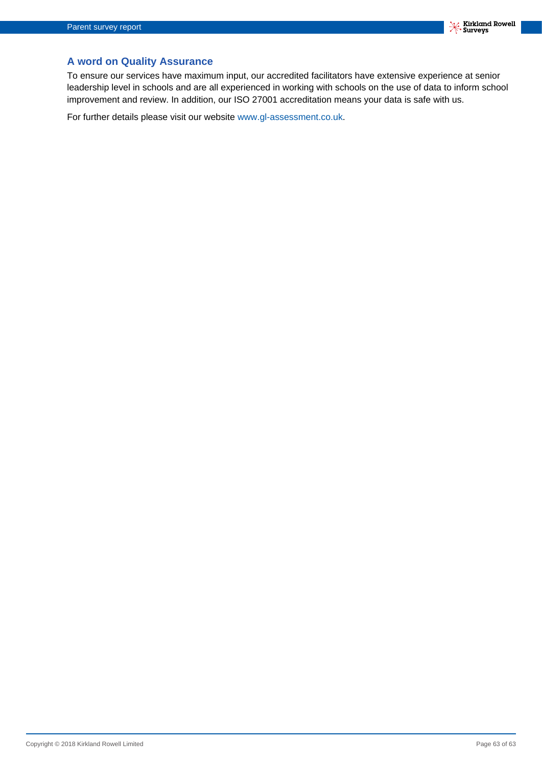## A word on Quality Assurance

To ensure our services have maximum input, our accredited facilitators have extensive experience at senior leadership level in schools and are all experienced in working with schools on the use of data to inform school improvement and review. In addition, our ISO 27001 accreditation means your data is safe with us.

For further details please visit our website www.gl-assessment.co.uk.